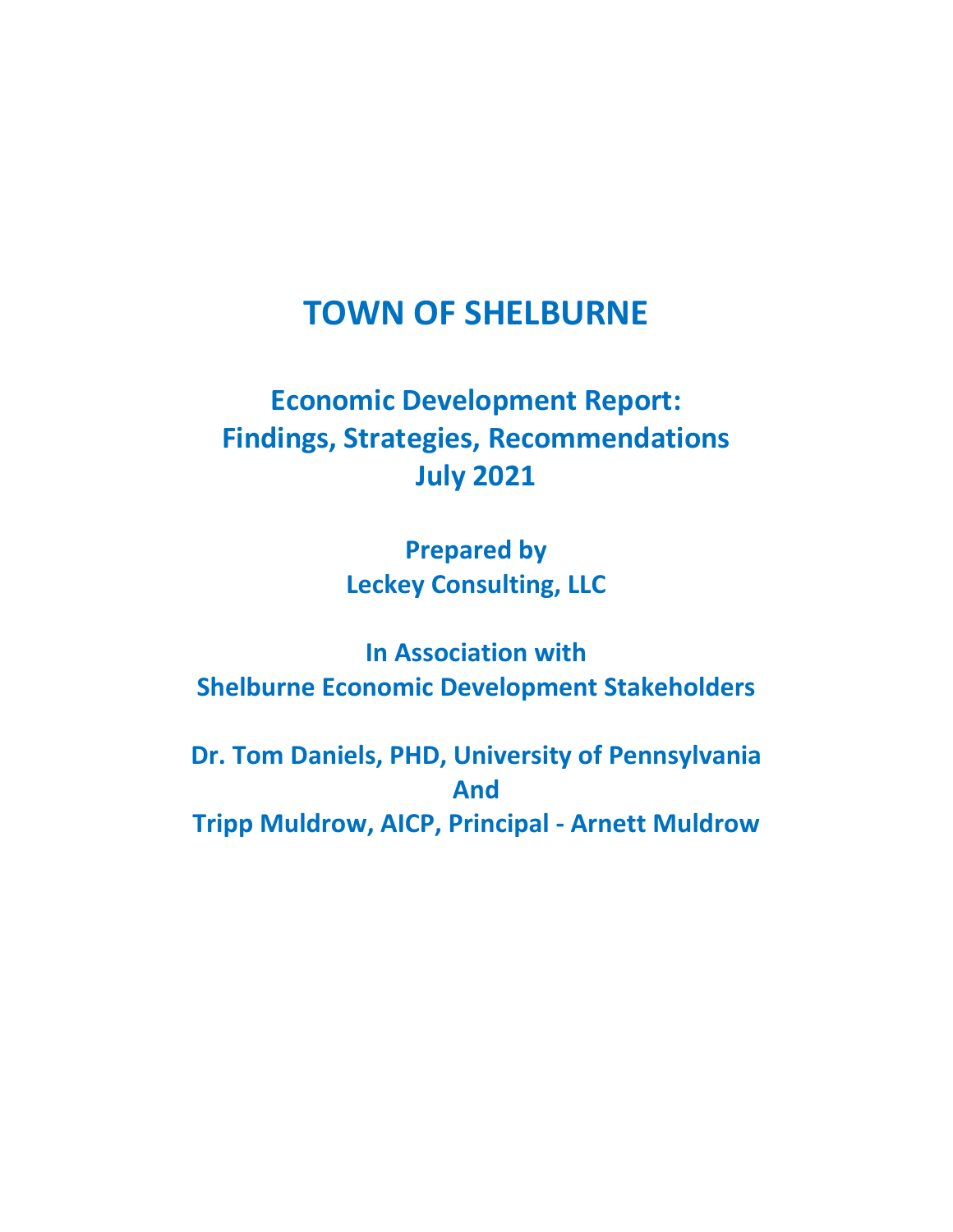# TOWN OF SHELBURNE

## Economic Development Report: Findings, Strategies, Recommendations July 2021

**Prepared by**
**Leckey Consulting, LLC**

**In Association with**
**Shelburne Economic Development Stakeholders**

**Dr. Tom Daniels, PHD, University of Pennsylvania**
**And**
**Tripp Muldrow, AICP, Principal - Arnett Muldrow**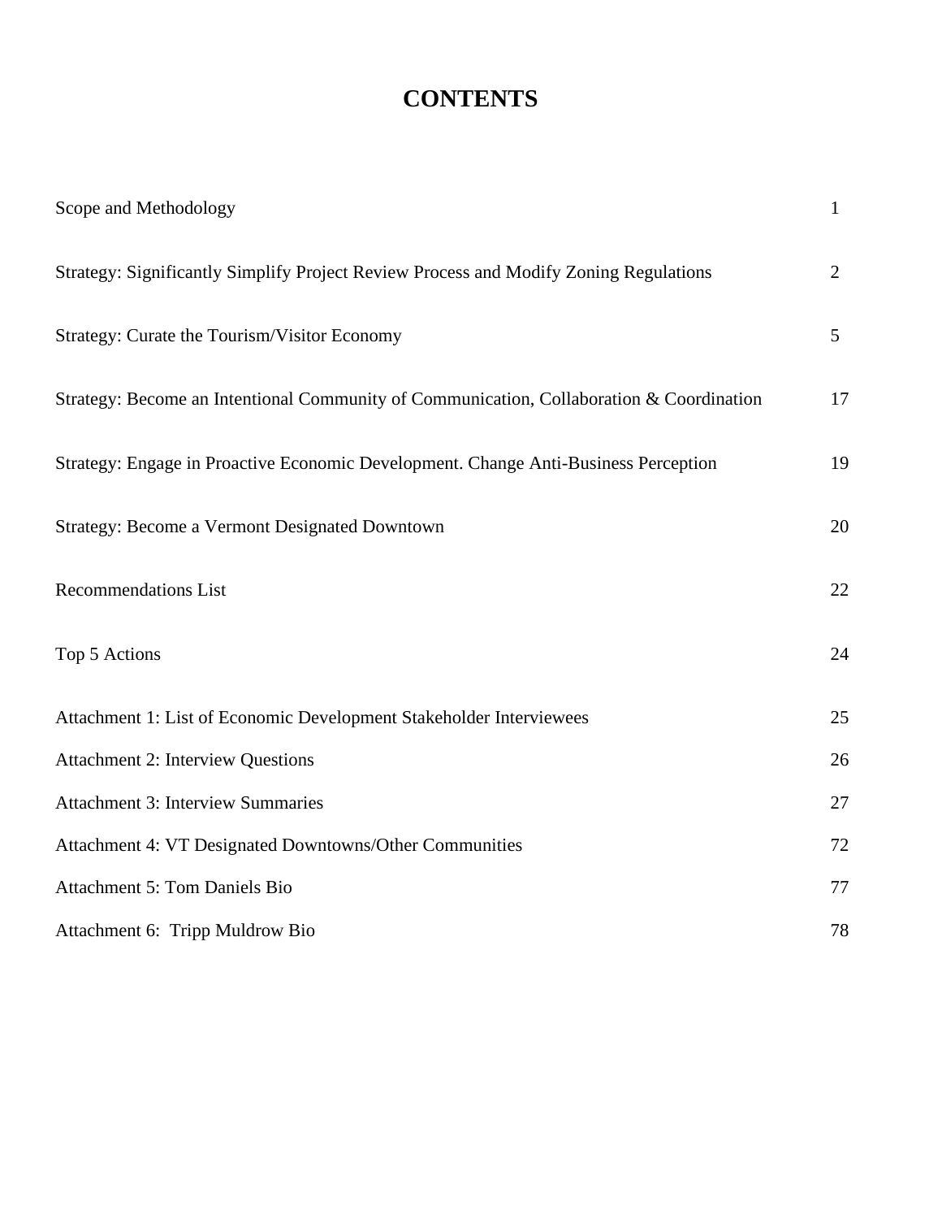# CONTENTS

| | |
|---|---|
| Scope and Methodology | 1 |
| Strategy: Significantly Simplify Project Review Process and Modify Zoning Regulations | 2 |
| Strategy: Curate the Tourism/Visitor Economy | 5 |
| Strategy: Become an Intentional Community of Communication, Collaboration & Coordination | 17 |
| Strategy: Engage in Proactive Economic Development. Change Anti-Business Perception | 19 |
| Strategy: Become a Vermont Designated Downtown | 20 |
| Recommendations List | 22 |
| Top 5 Actions | 24 |
| Attachment 1: List of Economic Development Stakeholder Interviewees | 25 |
| Attachment 2: Interview Questions | 26 |
| Attachment 3: Interview Summaries | 27 |
| Attachment 4: VT Designated Downtowns/Other Communities | 72 |
| Attachment 5: Tom Daniels Bio | 77 |
| Attachment 6: Tripp Muldrow Bio | 78 |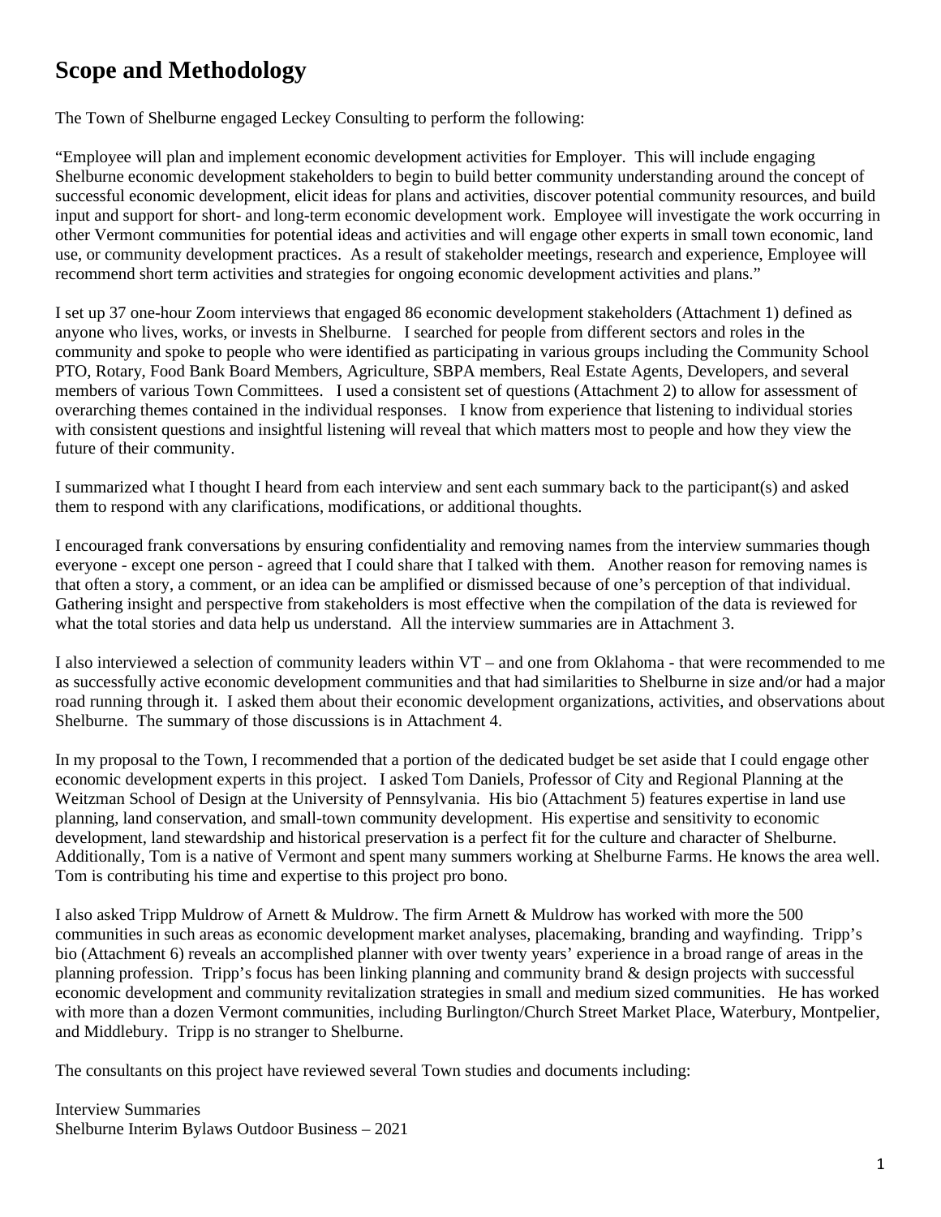# Scope and Methodology

The Town of Shelburne engaged Leckey Consulting to perform the following:

"Employee will plan and implement economic development activities for Employer. This will include engaging Shelburne economic development stakeholders to begin to build better community understanding around the concept of successful economic development, elicit ideas for plans and activities, discover potential community resources, and build input and support for short- and long-term economic development work. Employee will investigate the work occurring in other Vermont communities for potential ideas and activities and will engage other experts in small town economic, land use, or community development practices. As a result of stakeholder meetings, research and experience, Employee will recommend short term activities and strategies for ongoing economic development activities and plans."

I set up 37 one-hour Zoom interviews that engaged 86 economic development stakeholders (Attachment 1) defined as anyone who lives, works, or invests in Shelburne. I searched for people from different sectors and roles in the community and spoke to people who were identified as participating in various groups including the Community School PTO, Rotary, Food Bank Board Members, Agriculture, SBPA members, Real Estate Agents, Developers, and several members of various Town Committees. I used a consistent set of questions (Attachment 2) to allow for assessment of overarching themes contained in the individual responses. I know from experience that listening to individual stories with consistent questions and insightful listening will reveal that which matters most to people and how they view the future of their community.

I summarized what I thought I heard from each interview and sent each summary back to the participant(s) and asked them to respond with any clarifications, modifications, or additional thoughts.

I encouraged frank conversations by ensuring confidentiality and removing names from the interview summaries though everyone - except one person - agreed that I could share that I talked with them. Another reason for removing names is that often a story, a comment, or an idea can be amplified or dismissed because of one's perception of that individual. Gathering insight and perspective from stakeholders is most effective when the compilation of the data is reviewed for what the total stories and data help us understand. All the interview summaries are in Attachment 3.

I also interviewed a selection of community leaders within VT – and one from Oklahoma - that were recommended to me as successfully active economic development communities and that had similarities to Shelburne in size and/or had a major road running through it. I asked them about their economic development organizations, activities, and observations about Shelburne. The summary of those discussions is in Attachment 4.

In my proposal to the Town, I recommended that a portion of the dedicated budget be set aside that I could engage other economic development experts in this project. I asked Tom Daniels, Professor of City and Regional Planning at the Weitzman School of Design at the University of Pennsylvania. His bio (Attachment 5) features expertise in land use planning, land conservation, and small-town community development. His expertise and sensitivity to economic development, land stewardship and historical preservation is a perfect fit for the culture and character of Shelburne. Additionally, Tom is a native of Vermont and spent many summers working at Shelburne Farms. He knows the area well. Tom is contributing his time and expertise to this project pro bono.

I also asked Tripp Muldrow of Arnett & Muldrow. The firm Arnett & Muldrow has worked with more the 500 communities in such areas as economic development market analyses, placemaking, branding and wayfinding. Tripp's bio (Attachment 6) reveals an accomplished planner with over twenty years' experience in a broad range of areas in the planning profession. Tripp's focus has been linking planning and community brand & design projects with successful economic development and community revitalization strategies in small and medium sized communities. He has worked with more than a dozen Vermont communities, including Burlington/Church Street Market Place, Waterbury, Montpelier, and Middlebury. Tripp is no stranger to Shelburne.

The consultants on this project have reviewed several Town studies and documents including:

Interview Summaries
Shelburne Interim Bylaws Outdoor Business – 2021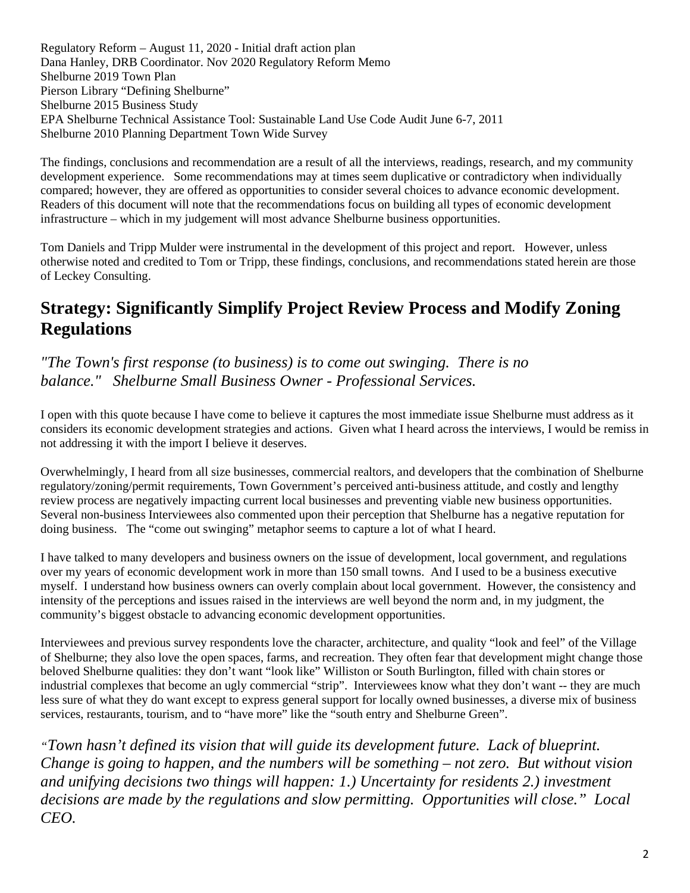Regulatory Reform – August 11, 2020 - Initial draft action plan
Dana Hanley, DRB Coordinator. Nov 2020 Regulatory Reform Memo
Shelburne 2019 Town Plan
Pierson Library "Defining Shelburne"
Shelburne 2015 Business Study
EPA Shelburne Technical Assistance Tool: Sustainable Land Use Code Audit June 6-7, 2011
Shelburne 2010 Planning Department Town Wide Survey

The findings, conclusions and recommendation are a result of all the interviews, readings, research, and my community development experience. Some recommendations may at times seem duplicative or contradictory when individually compared; however, they are offered as opportunities to consider several choices to advance economic development. Readers of this document will note that the recommendations focus on building all types of economic development infrastructure – which in my judgement will most advance Shelburne business opportunities.

Tom Daniels and Tripp Mulder were instrumental in the development of this project and report. However, unless otherwise noted and credited to Tom or Tripp, these findings, conclusions, and recommendations stated herein are those of Leckey Consulting.

## Strategy: Significantly Simplify Project Review Process and Modify Zoning Regulations

*"The Town's first response (to business) is to come out swinging. There is no balance." Shelburne Small Business Owner - Professional Services.*

I open with this quote because I have come to believe it captures the most immediate issue Shelburne must address as it considers its economic development strategies and actions. Given what I heard across the interviews, I would be remiss in not addressing it with the import I believe it deserves.

Overwhelmingly, I heard from all size businesses, commercial realtors, and developers that the combination of Shelburne regulatory/zoning/permit requirements, Town Government's perceived anti-business attitude, and costly and lengthy review process are negatively impacting current local businesses and preventing viable new business opportunities. Several non-business Interviewees also commented upon their perception that Shelburne has a negative reputation for doing business. The "come out swinging" metaphor seems to capture a lot of what I heard.

I have talked to many developers and business owners on the issue of development, local government, and regulations over my years of economic development work in more than 150 small towns. And I used to be a business executive myself. I understand how business owners can overly complain about local government. However, the consistency and intensity of the perceptions and issues raised in the interviews are well beyond the norm and, in my judgment, the community's biggest obstacle to advancing economic development opportunities.

Interviewees and previous survey respondents love the character, architecture, and quality "look and feel" of the Village of Shelburne; they also love the open spaces, farms, and recreation. They often fear that development might change those beloved Shelburne qualities: they don't want "look like" Williston or South Burlington, filled with chain stores or industrial complexes that become an ugly commercial "strip". Interviewees know what they don't want -- they are much less sure of what they do want except to express general support for locally owned businesses, a diverse mix of business services, restaurants, tourism, and to "have more" like the "south entry and Shelburne Green".

*"Town hasn't defined its vision that will guide its development future. Lack of blueprint. Change is going to happen, and the numbers will be something – not zero. But without vision and unifying decisions two things will happen: 1.) Uncertainty for residents 2.) investment decisions are made by the regulations and slow permitting. Opportunities will close." Local CEO.*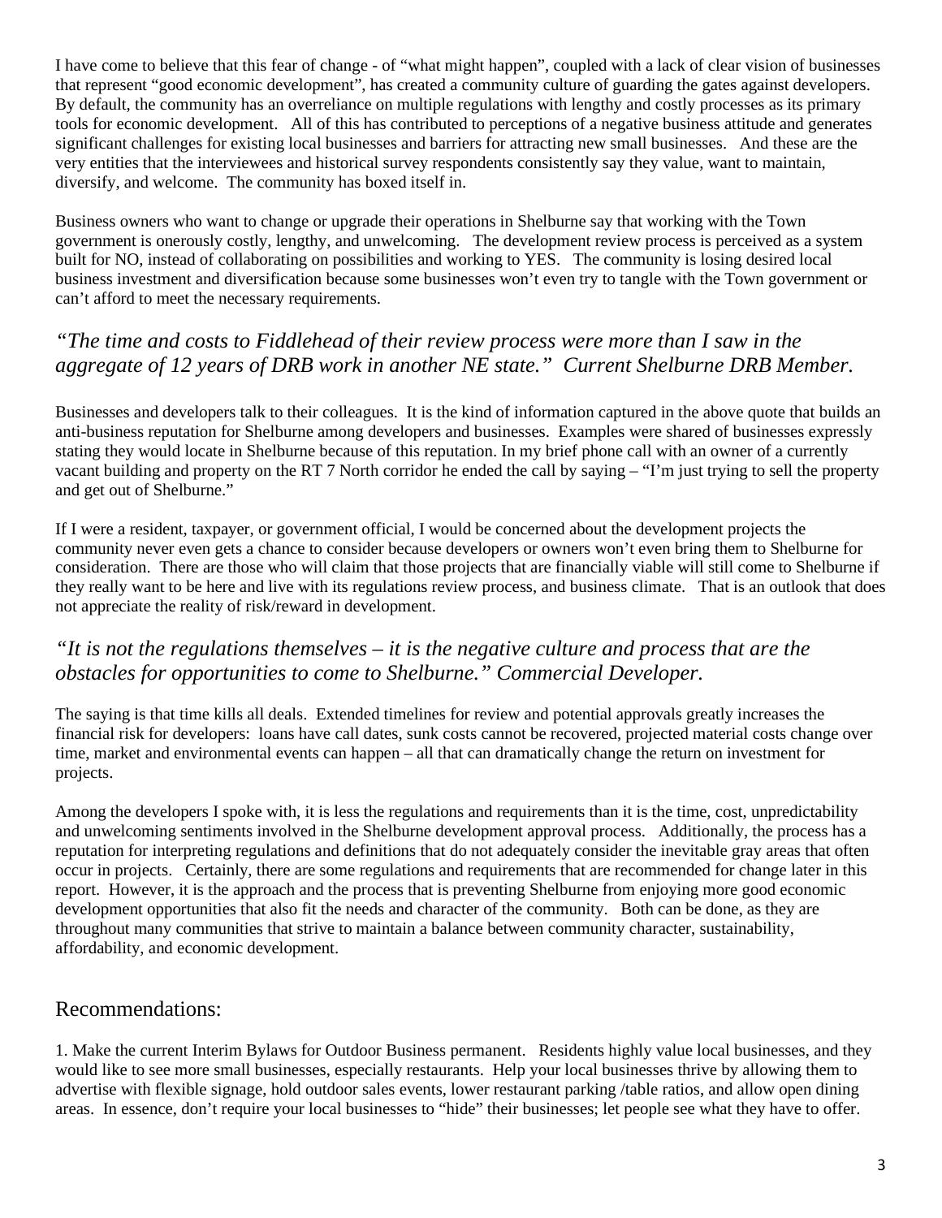I have come to believe that this fear of change - of "what might happen", coupled with a lack of clear vision of businesses that represent "good economic development", has created a community culture of guarding the gates against developers. By default, the community has an overreliance on multiple regulations with lengthy and costly processes as its primary tools for economic development. All of this has contributed to perceptions of a negative business attitude and generates significant challenges for existing local businesses and barriers for attracting new small businesses. And these are the very entities that the interviewees and historical survey respondents consistently say they value, want to maintain, diversify, and welcome. The community has boxed itself in.

Business owners who want to change or upgrade their operations in Shelburne say that working with the Town government is onerously costly, lengthy, and unwelcoming. The development review process is perceived as a system built for NO, instead of collaborating on possibilities and working to YES. The community is losing desired local business investment and diversification because some businesses won't even try to tangle with the Town government or can't afford to meet the necessary requirements.

### *"The time and costs to Fiddlehead of their review process were more than I saw in the aggregate of 12 years of DRB work in another NE state." Current Shelburne DRB Member.*

Businesses and developers talk to their colleagues. It is the kind of information captured in the above quote that builds an anti-business reputation for Shelburne among developers and businesses. Examples were shared of businesses expressly stating they would locate in Shelburne because of this reputation. In my brief phone call with an owner of a currently vacant building and property on the RT 7 North corridor he ended the call by saying – "I'm just trying to sell the property and get out of Shelburne."

If I were a resident, taxpayer, or government official, I would be concerned about the development projects the community never even gets a chance to consider because developers or owners won't even bring them to Shelburne for consideration. There are those who will claim that those projects that are financially viable will still come to Shelburne if they really want to be here and live with its regulations review process, and business climate. That is an outlook that does not appreciate the reality of risk/reward in development.

### *"It is not the regulations themselves – it is the negative culture and process that are the obstacles for opportunities to come to Shelburne." Commercial Developer.*

The saying is that time kills all deals. Extended timelines for review and potential approvals greatly increases the financial risk for developers: loans have call dates, sunk costs cannot be recovered, projected material costs change over time, market and environmental events can happen – all that can dramatically change the return on investment for projects.

Among the developers I spoke with, it is less the regulations and requirements than it is the time, cost, unpredictability and unwelcoming sentiments involved in the Shelburne development approval process. Additionally, the process has a reputation for interpreting regulations and definitions that do not adequately consider the inevitable gray areas that often occur in projects. Certainly, there are some regulations and requirements that are recommended for change later in this report. However, it is the approach and the process that is preventing Shelburne from enjoying more good economic development opportunities that also fit the needs and character of the community. Both can be done, as they are throughout many communities that strive to maintain a balance between community character, sustainability, affordability, and economic development.

## Recommendations:

1. Make the current Interim Bylaws for Outdoor Business permanent. Residents highly value local businesses, and they would like to see more small businesses, especially restaurants. Help your local businesses thrive by allowing them to advertise with flexible signage, hold outdoor sales events, lower restaurant parking /table ratios, and allow open dining areas. In essence, don't require your local businesses to "hide" their businesses; let people see what they have to offer.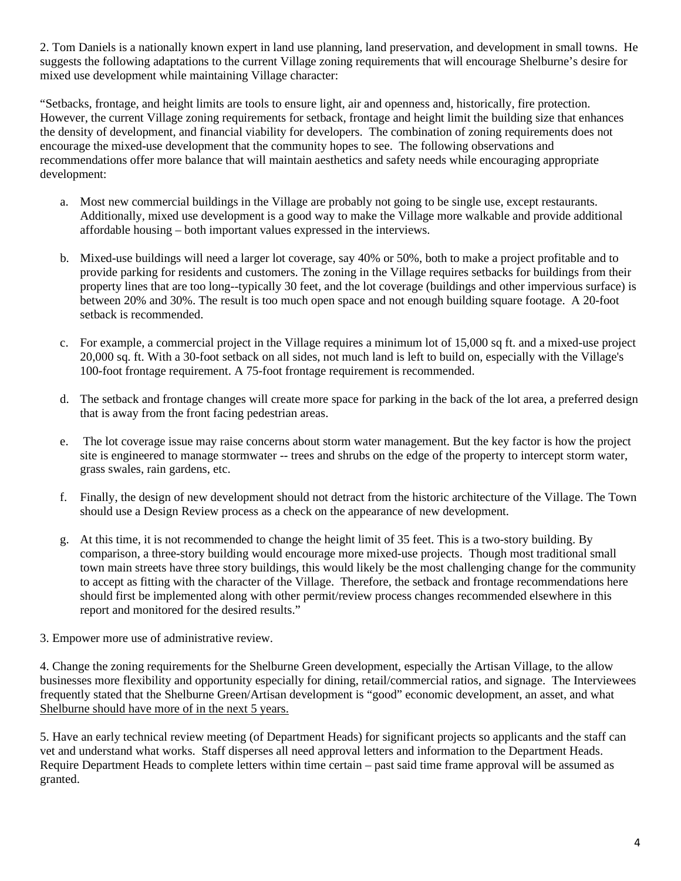2. Tom Daniels is a nationally known expert in land use planning, land preservation, and development in small towns. He suggests the following adaptations to the current Village zoning requirements that will encourage Shelburne's desire for mixed use development while maintaining Village character:

"Setbacks, frontage, and height limits are tools to ensure light, air and openness and, historically, fire protection. However, the current Village zoning requirements for setback, frontage and height limit the building size that enhances the density of development, and financial viability for developers. The combination of zoning requirements does not encourage the mixed-use development that the community hopes to see. The following observations and recommendations offer more balance that will maintain aesthetics and safety needs while encouraging appropriate development:

a. Most new commercial buildings in the Village are probably not going to be single use, except restaurants. Additionally, mixed use development is a good way to make the Village more walkable and provide additional affordable housing – both important values expressed in the interviews.

b. Mixed-use buildings will need a larger lot coverage, say 40% or 50%, both to make a project profitable and to provide parking for residents and customers. The zoning in the Village requires setbacks for buildings from their property lines that are too long--typically 30 feet, and the lot coverage (buildings and other impervious surface) is between 20% and 30%. The result is too much open space and not enough building square footage. A 20-foot setback is recommended.

c. For example, a commercial project in the Village requires a minimum lot of 15,000 sq ft. and a mixed-use project 20,000 sq. ft. With a 30-foot setback on all sides, not much land is left to build on, especially with the Village's 100-foot frontage requirement. A 75-foot frontage requirement is recommended.

d. The setback and frontage changes will create more space for parking in the back of the lot area, a preferred design that is away from the front facing pedestrian areas.

e. The lot coverage issue may raise concerns about storm water management. But the key factor is how the project site is engineered to manage stormwater -- trees and shrubs on the edge of the property to intercept storm water, grass swales, rain gardens, etc.

f. Finally, the design of new development should not detract from the historic architecture of the Village. The Town should use a Design Review process as a check on the appearance of new development.

g. At this time, it is not recommended to change the height limit of 35 feet. This is a two-story building. By comparison, a three-story building would encourage more mixed-use projects. Though most traditional small town main streets have three story buildings, this would likely be the most challenging change for the community to accept as fitting with the character of the Village. Therefore, the setback and frontage recommendations here should first be implemented along with other permit/review process changes recommended elsewhere in this report and monitored for the desired results."

3. Empower more use of administrative review.

4. Change the zoning requirements for the Shelburne Green development, especially the Artisan Village, to the allow businesses more flexibility and opportunity especially for dining, retail/commercial ratios, and signage. The Interviewees frequently stated that the Shelburne Green/Artisan development is "good" economic development, an asset, and what Shelburne should have more of in the next 5 years.

5. Have an early technical review meeting (of Department Heads) for significant projects so applicants and the staff can vet and understand what works. Staff disperses all need approval letters and information to the Department Heads. Require Department Heads to complete letters within time certain – past said time frame approval will be assumed as granted.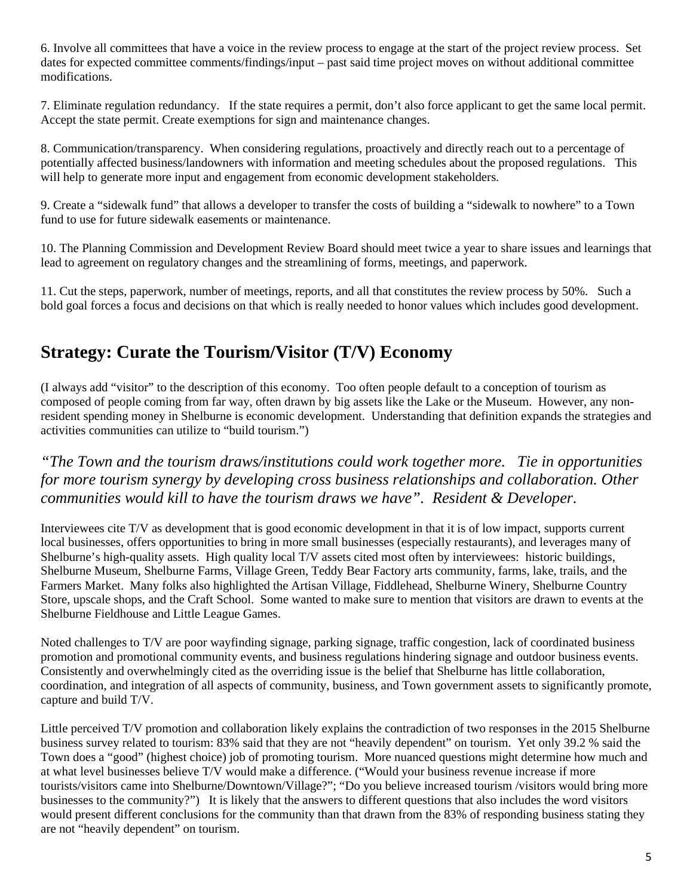6. Involve all committees that have a voice in the review process to engage at the start of the project review process. Set dates for expected committee comments/findings/input – past said time project moves on without additional committee modifications.

7. Eliminate regulation redundancy. If the state requires a permit, don't also force applicant to get the same local permit. Accept the state permit. Create exemptions for sign and maintenance changes.

8. Communication/transparency. When considering regulations, proactively and directly reach out to a percentage of potentially affected business/landowners with information and meeting schedules about the proposed regulations. This will help to generate more input and engagement from economic development stakeholders.

9. Create a "sidewalk fund" that allows a developer to transfer the costs of building a "sidewalk to nowhere" to a Town fund to use for future sidewalk easements or maintenance.

10. The Planning Commission and Development Review Board should meet twice a year to share issues and learnings that lead to agreement on regulatory changes and the streamlining of forms, meetings, and paperwork.

11. Cut the steps, paperwork, number of meetings, reports, and all that constitutes the review process by 50%. Such a bold goal forces a focus and decisions on that which is really needed to honor values which includes good development.

## Strategy: Curate the Tourism/Visitor (T/V) Economy

(I always add "visitor" to the description of this economy. Too often people default to a conception of tourism as composed of people coming from far way, often drawn by big assets like the Lake or the Museum. However, any non-resident spending money in Shelburne is economic development. Understanding that definition expands the strategies and activities communities can utilize to "build tourism.")

*"The Town and the tourism draws/institutions could work together more. Tie in opportunities for more tourism synergy by developing cross business relationships and collaboration. Other communities would kill to have the tourism draws we have". Resident & Developer.*

Interviewees cite T/V as development that is good economic development in that it is of low impact, supports current local businesses, offers opportunities to bring in more small businesses (especially restaurants), and leverages many of Shelburne's high-quality assets. High quality local T/V assets cited most often by interviewees: historic buildings, Shelburne Museum, Shelburne Farms, Village Green, Teddy Bear Factory arts community, farms, lake, trails, and the Farmers Market. Many folks also highlighted the Artisan Village, Fiddlehead, Shelburne Winery, Shelburne Country Store, upscale shops, and the Craft School. Some wanted to make sure to mention that visitors are drawn to events at the Shelburne Fieldhouse and Little League Games.

Noted challenges to T/V are poor wayfinding signage, parking signage, traffic congestion, lack of coordinated business promotion and promotional community events, and business regulations hindering signage and outdoor business events. Consistently and overwhelmingly cited as the overriding issue is the belief that Shelburne has little collaboration, coordination, and integration of all aspects of community, business, and Town government assets to significantly promote, capture and build T/V.

Little perceived T/V promotion and collaboration likely explains the contradiction of two responses in the 2015 Shelburne business survey related to tourism: 83% said that they are not "heavily dependent" on tourism. Yet only 39.2 % said the Town does a "good" (highest choice) job of promoting tourism. More nuanced questions might determine how much and at what level businesses believe T/V would make a difference. ("Would your business revenue increase if more tourists/visitors came into Shelburne/Downtown/Village?"; "Do you believe increased tourism /visitors would bring more businesses to the community?") It is likely that the answers to different questions that also includes the word visitors would present different conclusions for the community than that drawn from the 83% of responding business stating they are not "heavily dependent" on tourism.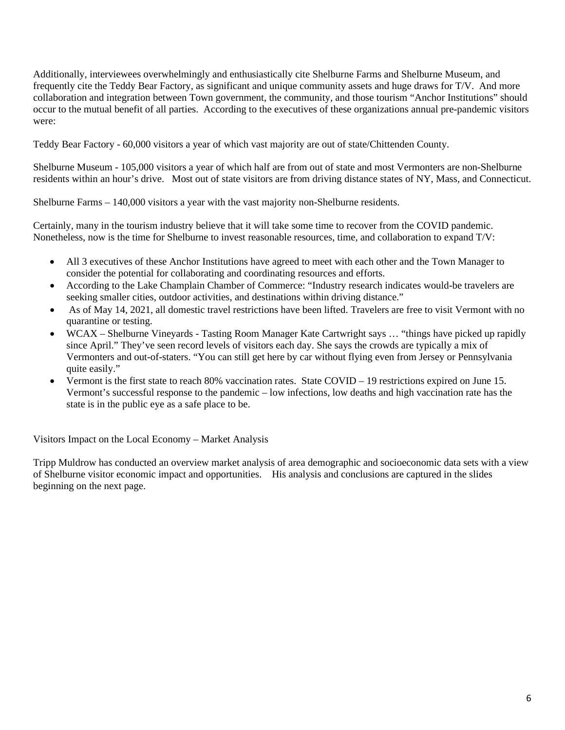Additionally, interviewees overwhelmingly and enthusiastically cite Shelburne Farms and Shelburne Museum, and frequently cite the Teddy Bear Factory, as significant and unique community assets and huge draws for T/V. And more collaboration and integration between Town government, the community, and those tourism "Anchor Institutions" should occur to the mutual benefit of all parties. According to the executives of these organizations annual pre-pandemic visitors were:

Teddy Bear Factory - 60,000 visitors a year of which vast majority are out of state/Chittenden County.

Shelburne Museum - 105,000 visitors a year of which half are from out of state and most Vermonters are non-Shelburne residents within an hour's drive. Most out of state visitors are from driving distance states of NY, Mass, and Connecticut.

Shelburne Farms – 140,000 visitors a year with the vast majority non-Shelburne residents.

Certainly, many in the tourism industry believe that it will take some time to recover from the COVID pandemic. Nonetheless, now is the time for Shelburne to invest reasonable resources, time, and collaboration to expand T/V:

- All 3 executives of these Anchor Institutions have agreed to meet with each other and the Town Manager to consider the potential for collaborating and coordinating resources and efforts.
- According to the Lake Champlain Chamber of Commerce: "Industry research indicates would-be travelers are seeking smaller cities, outdoor activities, and destinations within driving distance."
- As of May 14, 2021, all domestic travel restrictions have been lifted. Travelers are free to visit Vermont with no quarantine or testing.
- WCAX – Shelburne Vineyards - Tasting Room Manager Kate Cartwright says … "things have picked up rapidly since April." They've seen record levels of visitors each day. She says the crowds are typically a mix of Vermonters and out-of-staters. "You can still get here by car without flying even from Jersey or Pennsylvania quite easily."
- Vermont is the first state to reach 80% vaccination rates. State COVID – 19 restrictions expired on June 15. Vermont's successful response to the pandemic – low infections, low deaths and high vaccination rate has the state is in the public eye as a safe place to be.

Visitors Impact on the Local Economy – Market Analysis

Tripp Muldrow has conducted an overview market analysis of area demographic and socioeconomic data sets with a view of Shelburne visitor economic impact and opportunities. His analysis and conclusions are captured in the slides beginning on the next page.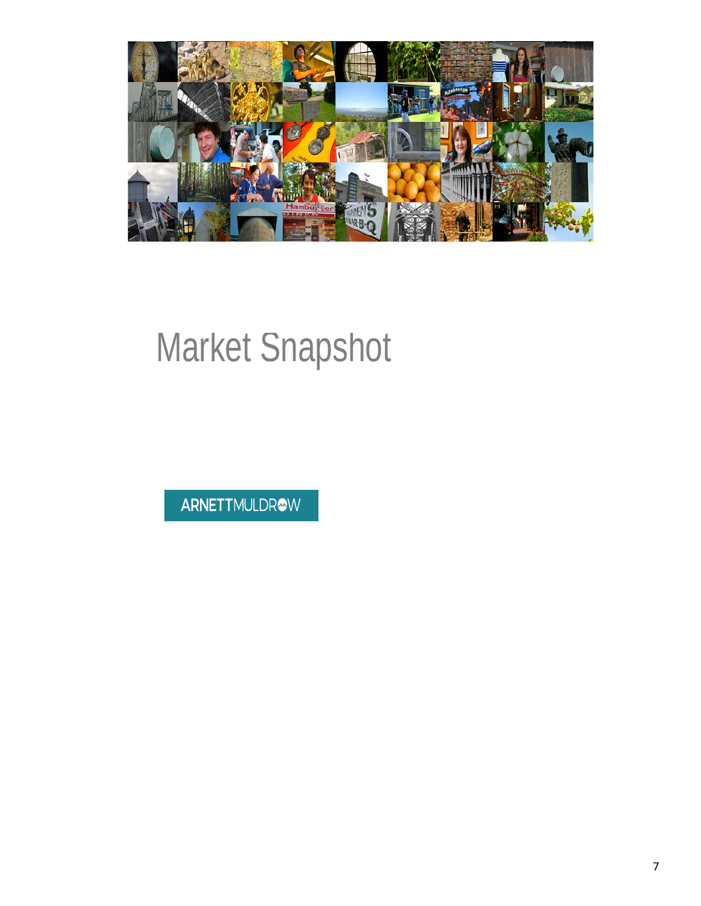# Market Snapshot

ARNETTMULDROW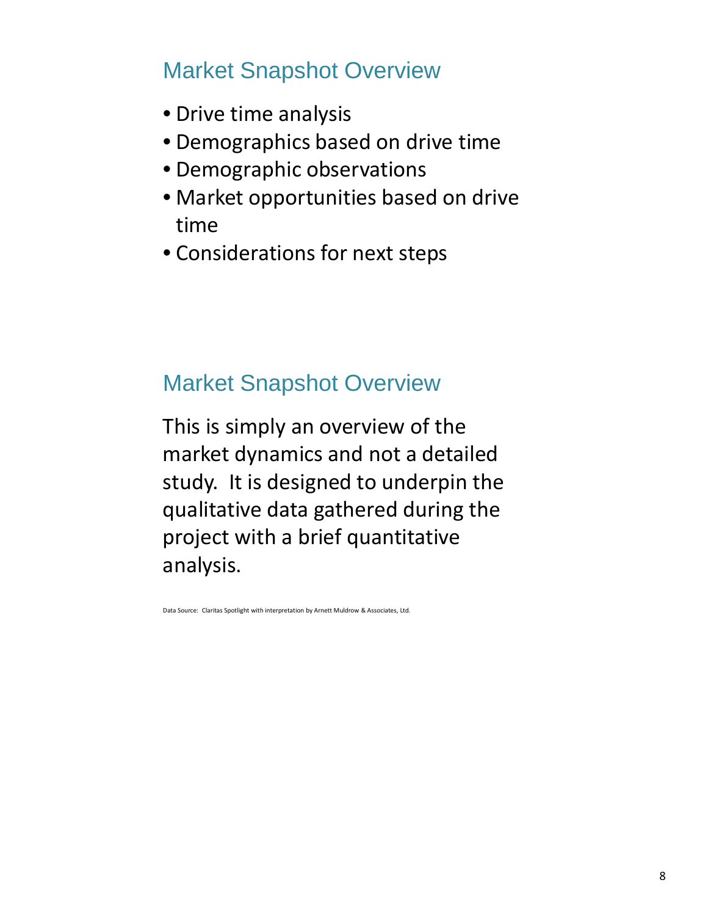## Market Snapshot Overview

- Drive time analysis
- Demographics based on drive time
- Demographic observations
- Market opportunities based on drive time
- Considerations for next steps

## Market Snapshot Overview

This is simply an overview of the market dynamics and not a detailed study. It is designed to underpin the qualitative data gathered during the project with a brief quantitative analysis.

Data Source: Claritas Spotlight with interpretation by Arnett Muldrow & Associates, Ltd.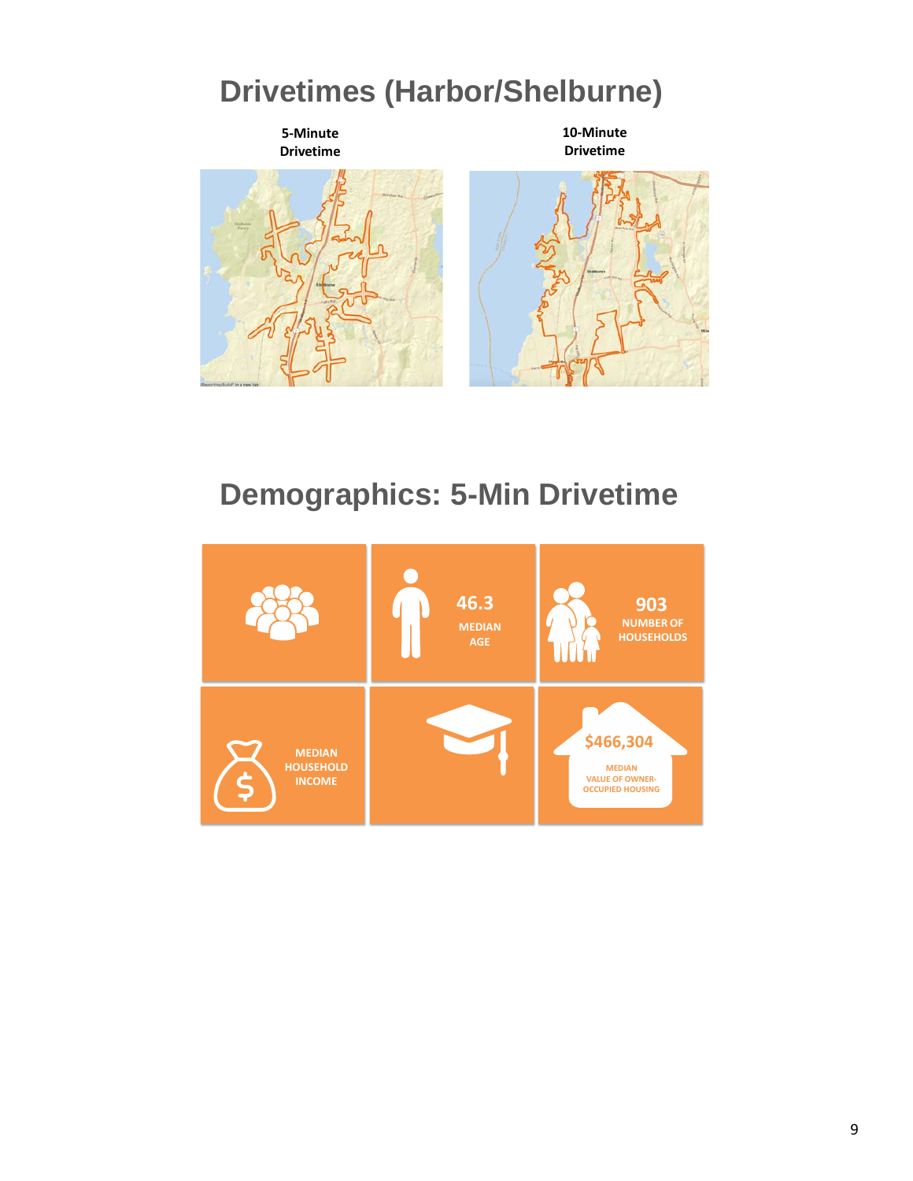# Drivetimes (Harbor/Shelburne)

**5-Minute Drivetime**

**10-Minute Drivetime**

# Demographics: 5-Min Drivetime

46.3
MEDIAN AGE

903
NUMBER OF HOUSEHOLDS

MEDIAN HOUSEHOLD INCOME

$466,304
MEDIAN VALUE OF OWNER-OCCUPIED HOUSING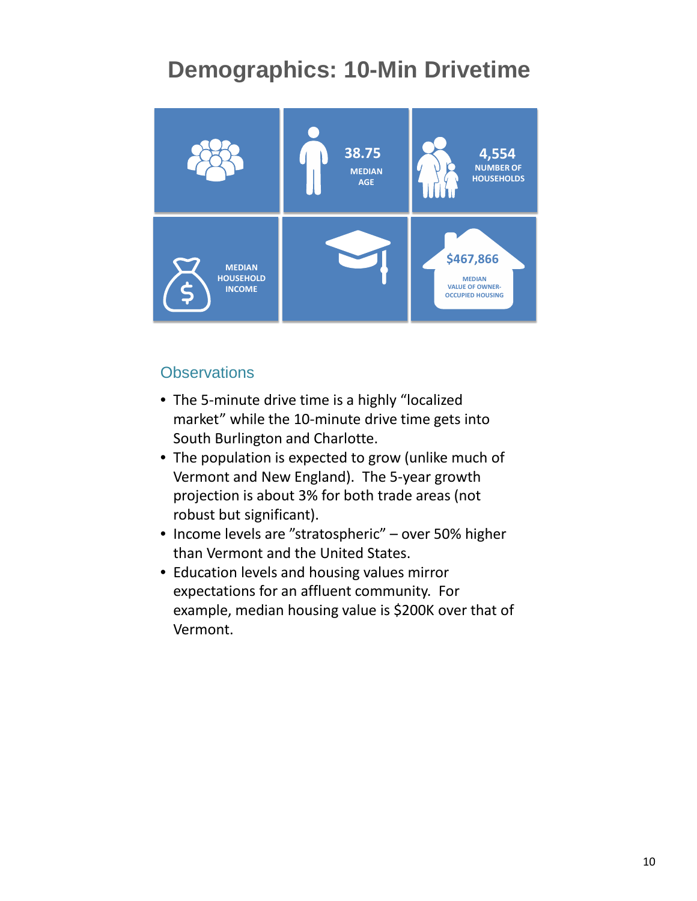# Demographics: 10-Min Drivetime

38.75
MEDIAN AGE

4,554
NUMBER OF HOUSEHOLDS

MEDIAN HOUSEHOLD INCOME

$467,866
MEDIAN VALUE OF OWNER-OCCUPIED HOUSING

## Observations

- The 5-minute drive time is a highly "localized market" while the 10-minute drive time gets into South Burlington and Charlotte.
- The population is expected to grow (unlike much of Vermont and New England). The 5-year growth projection is about 3% for both trade areas (not robust but significant).
- Income levels are "stratospheric" – over 50% higher than Vermont and the United States.
- Education levels and housing values mirror expectations for an affluent community. For example, median housing value is $200K over that of Vermont.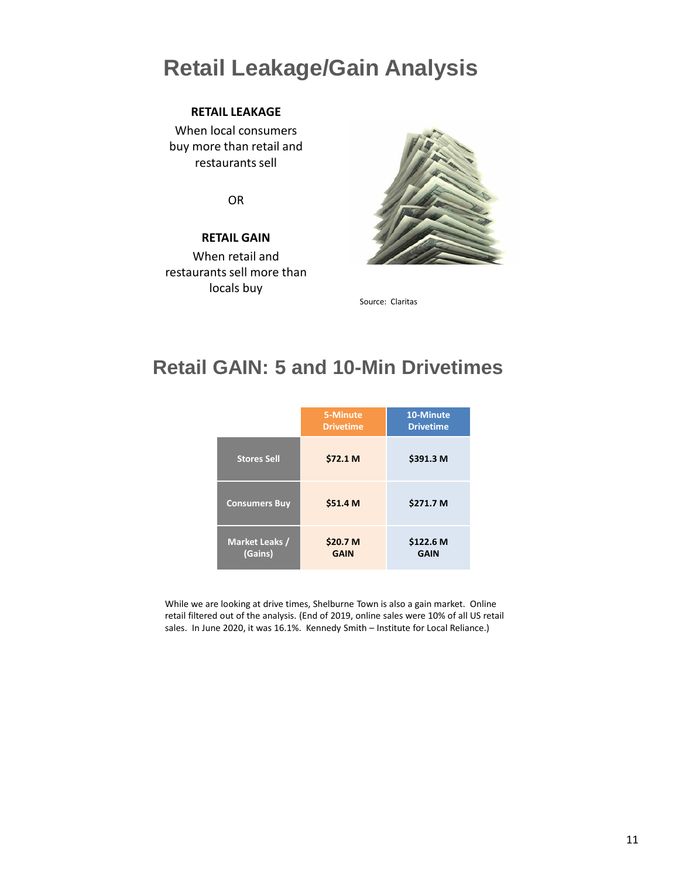# Retail Leakage/Gain Analysis

**RETAIL LEAKAGE**

When local consumers buy more than retail and restaurants sell

OR

**RETAIL GAIN**

When retail and restaurants sell more than locals buy

Source: Claritas

# Retail GAIN: 5 and 10-Min Drivetimes

| | 5-Minute Drivetime | 10-Minute Drivetime |
|---|---|---|
| Stores Sell | $72.1 M | $391.3 M |
| Consumers Buy | $51.4 M | $271.7 M |
| Market Leaks / (Gains) | $20.7 M GAIN | $122.6 M GAIN |

While we are looking at drive times, Shelburne Town is also a gain market. Online retail filtered out of the analysis. (End of 2019, online sales were 10% of all US retail sales. In June 2020, it was 16.1%. Kennedy Smith – Institute for Local Reliance.)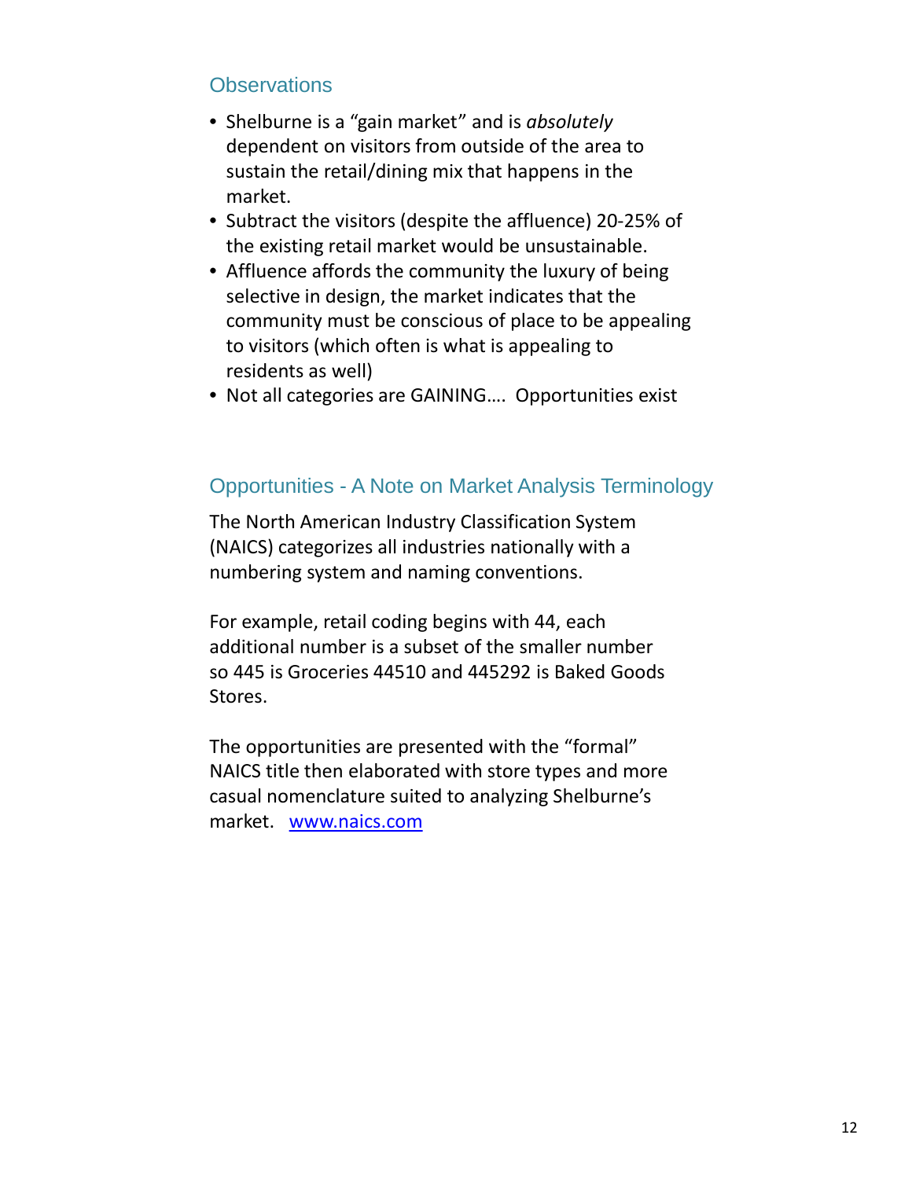## Observations

- Shelburne is a "gain market" and is *absolutely* dependent on visitors from outside of the area to sustain the retail/dining mix that happens in the market.
- Subtract the visitors (despite the affluence) 20-25% of the existing retail market would be unsustainable.
- Affluence affords the community the luxury of being selective in design, the market indicates that the community must be conscious of place to be appealing to visitors (which often is what is appealing to residents as well)
- Not all categories are GAINING…. Opportunities exist

## Opportunities - A Note on Market Analysis Terminology

The North American Industry Classification System (NAICS) categorizes all industries nationally with a numbering system and naming conventions.

For example, retail coding begins with 44, each additional number is a subset of the smaller number so 445 is Groceries 44510 and 445292 is Baked Goods Stores.

The opportunities are presented with the "formal" NAICS title then elaborated with store types and more casual nomenclature suited to analyzing Shelburne's market. [www.naics.com](http://www.naics.com)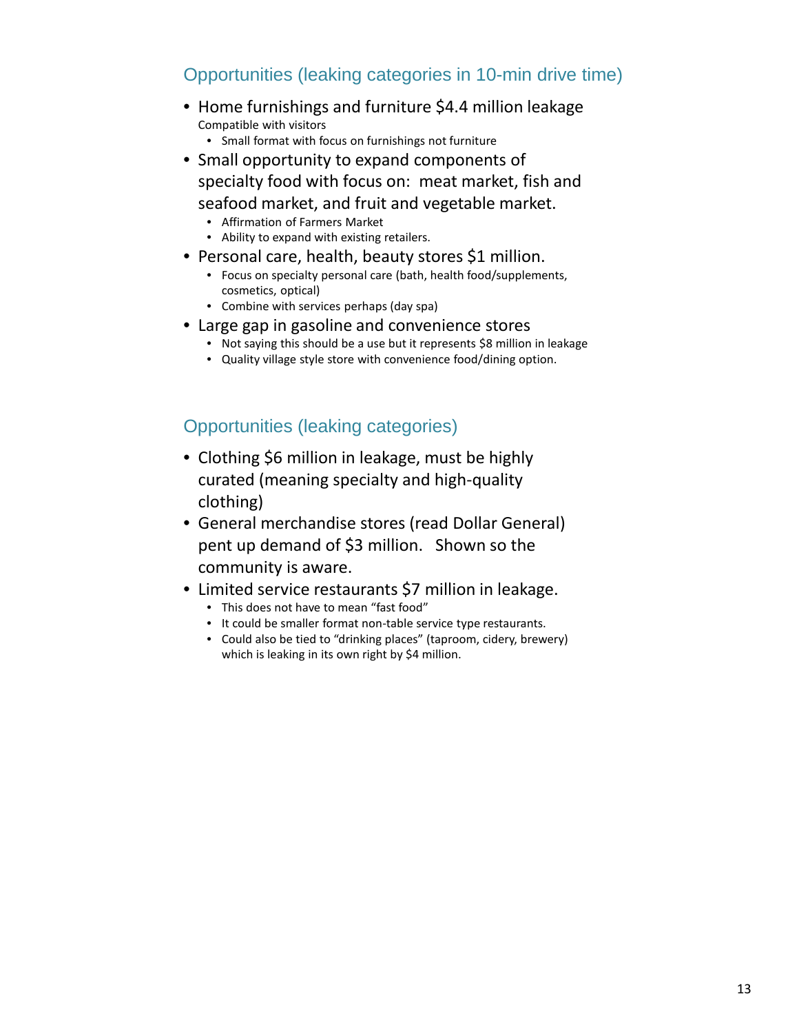## Opportunities (leaking categories in 10-min drive time)

- Home furnishings and furniture $4.4 million leakage
  Compatible with visitors
  - Small format with focus on furnishings not furniture
- Small opportunity to expand components of specialty food with focus on: meat market, fish and seafood market, and fruit and vegetable market.
  - Affirmation of Farmers Market
  - Ability to expand with existing retailers.
- Personal care, health, beauty stores $1 million.
  - Focus on specialty personal care (bath, health food/supplements, cosmetics, optical)
  - Combine with services perhaps (day spa)
- Large gap in gasoline and convenience stores
  - Not saying this should be a use but it represents $8 million in leakage
  - Quality village style store with convenience food/dining option.

## Opportunities (leaking categories)

- Clothing $6 million in leakage, must be highly curated (meaning specialty and high-quality clothing)
- General merchandise stores (read Dollar General) pent up demand of $3 million. Shown so the community is aware.
- Limited service restaurants $7 million in leakage.
  - This does not have to mean "fast food"
  - It could be smaller format non-table service type restaurants.
  - Could also be tied to "drinking places" (taproom, cidery, brewery) which is leaking in its own right by $4 million.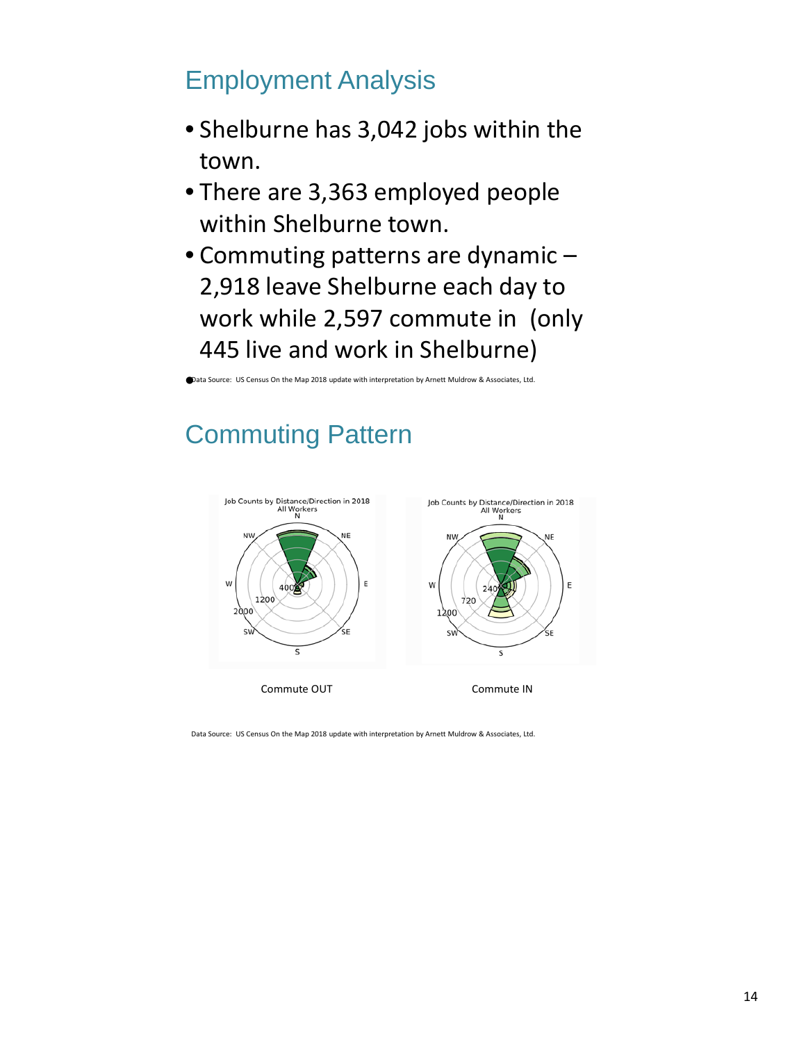## Employment Analysis

- Shelburne has 3,042 jobs within the town.
- There are 3,363 employed people within Shelburne town.
- Commuting patterns are dynamic – 2,918 leave Shelburne each day to work while 2,597 commute in (only 445 live and work in Shelburne)

Data Source: US Census On the Map 2018 update with interpretation by Arnett Muldrow & Associates, Ltd.

## Commuting Pattern

Job Counts by Distance/Direction in 2018
All Workers

Commute OUT

Job Counts by Distance/Direction in 2018
All Workers

Commute IN

Data Source: US Census On the Map 2018 update with interpretation by Arnett Muldrow & Associates, Ltd.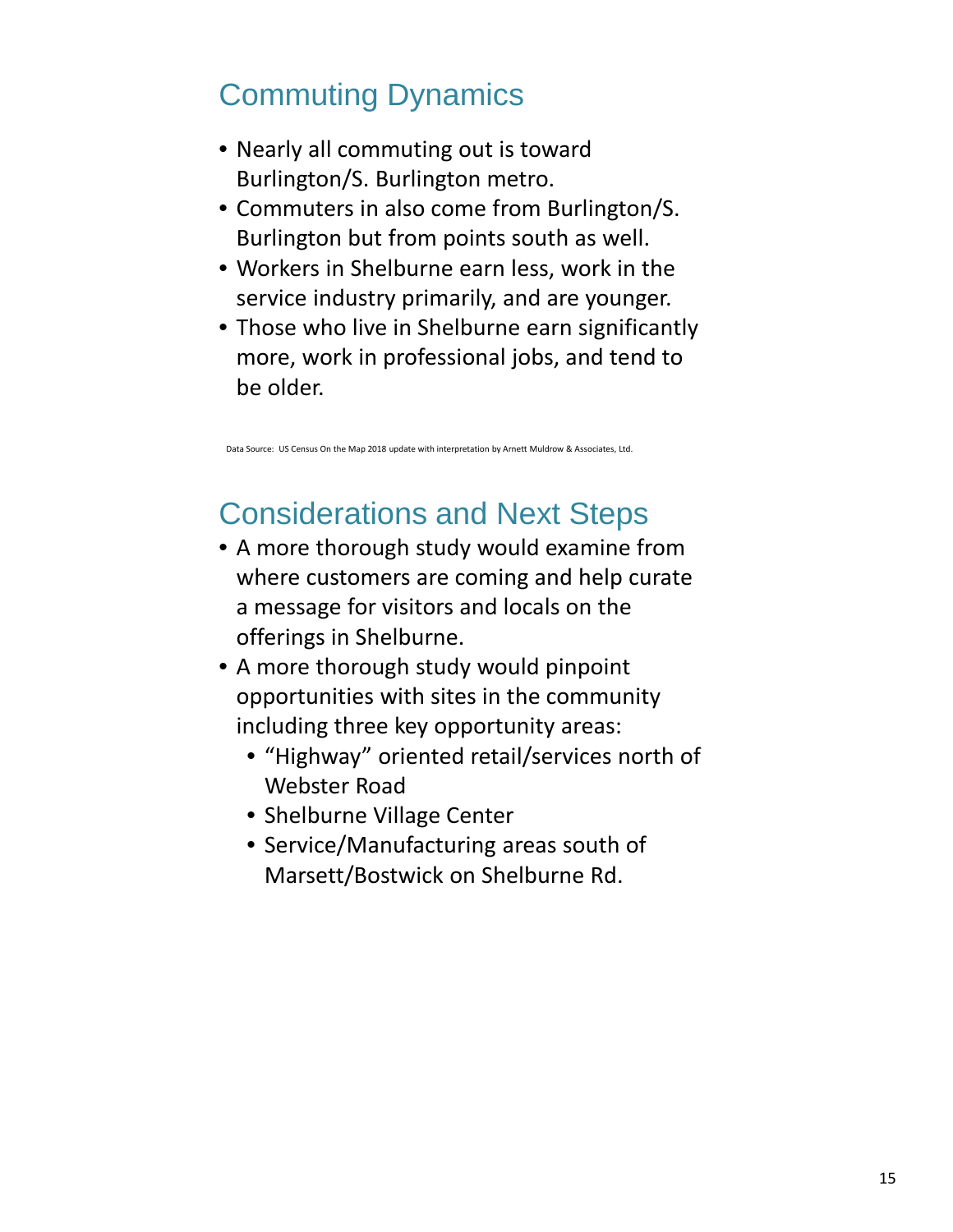## Commuting Dynamics

- Nearly all commuting out is toward Burlington/S. Burlington metro.
- Commuters in also come from Burlington/S. Burlington but from points south as well.
- Workers in Shelburne earn less, work in the service industry primarily, and are younger.
- Those who live in Shelburne earn significantly more, work in professional jobs, and tend to be older.

Data Source: US Census On the Map 2018 update with interpretation by Arnett Muldrow & Associates, Ltd.

## Considerations and Next Steps

- A more thorough study would examine from where customers are coming and help curate a message for visitors and locals on the offerings in Shelburne.
- A more thorough study would pinpoint opportunities with sites in the community including three key opportunity areas:
  - "Highway" oriented retail/services north of Webster Road
  - Shelburne Village Center
  - Service/Manufacturing areas south of Marsett/Bostwick on Shelburne Rd.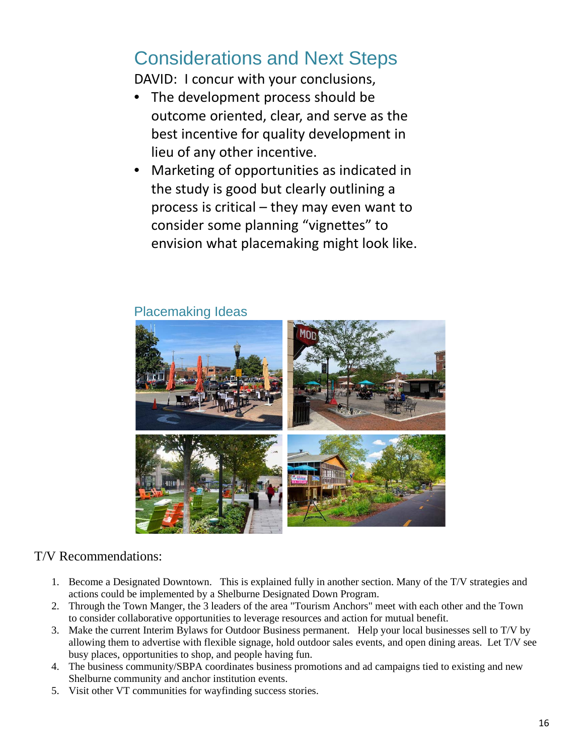## Considerations and Next Steps

DAVID: I concur with your conclusions,

- The development process should be outcome oriented, clear, and serve as the best incentive for quality development in lieu of any other incentive.
- Marketing of opportunities as indicated in the study is good but clearly outlining a process is critical – they may even want to consider some planning "vignettes" to envision what placemaking might look like.

### Placemaking Ideas

T/V Recommendations:

1. Become a Designated Downtown. This is explained fully in another section. Many of the T/V strategies and actions could be implemented by a Shelburne Designated Down Program.
2. Through the Town Manger, the 3 leaders of the area "Tourism Anchors" meet with each other and the Town to consider collaborative opportunities to leverage resources and action for mutual benefit.
3. Make the current Interim Bylaws for Outdoor Business permanent. Help your local businesses sell to T/V by allowing them to advertise with flexible signage, hold outdoor sales events, and open dining areas. Let T/V see busy places, opportunities to shop, and people having fun.
4. The business community/SBPA coordinates business promotions and ad campaigns tied to existing and new Shelburne community and anchor institution events.
5. Visit other VT communities for wayfinding success stories.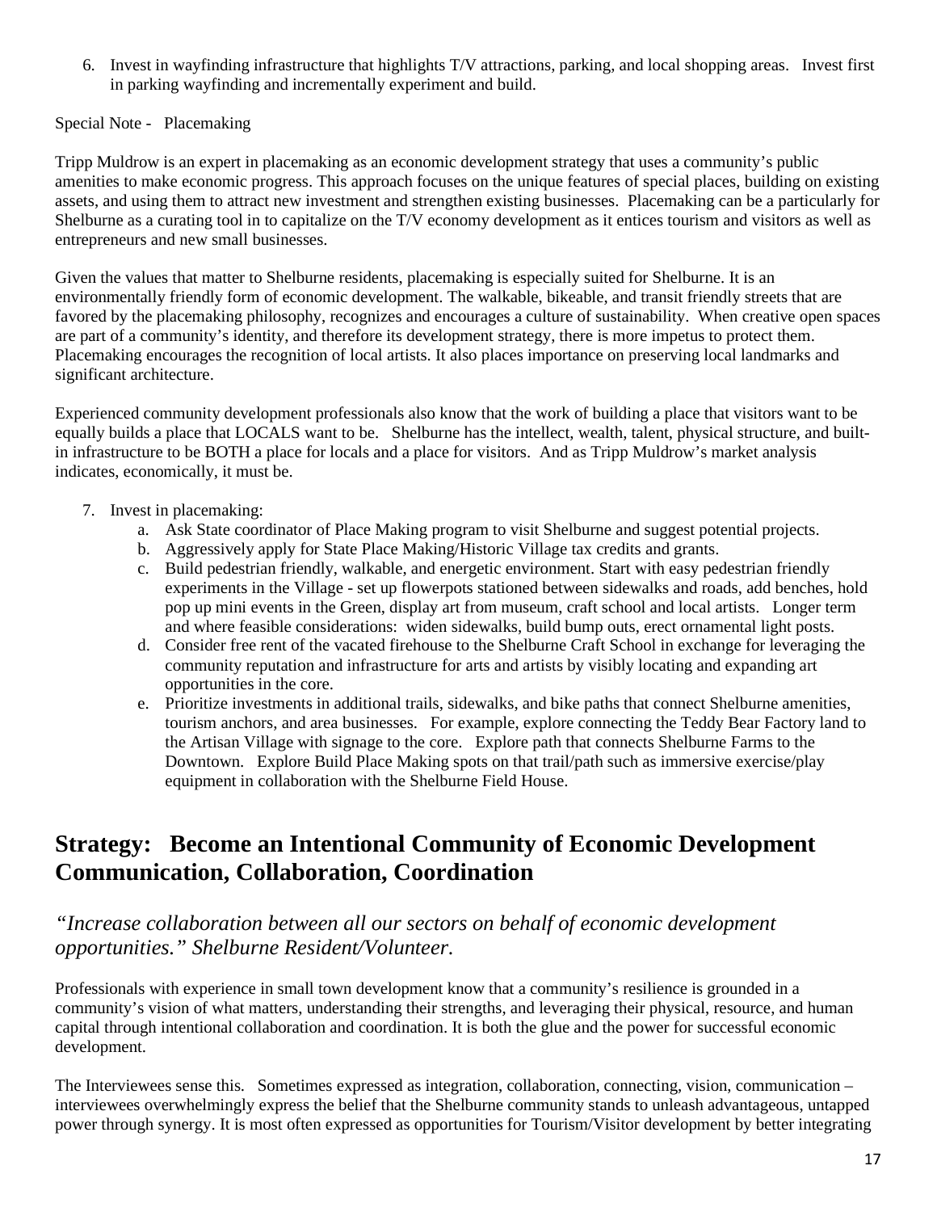6. Invest in wayfinding infrastructure that highlights T/V attractions, parking, and local shopping areas. Invest first in parking wayfinding and incrementally experiment and build.

Special Note - Placemaking

Tripp Muldrow is an expert in placemaking as an economic development strategy that uses a community's public amenities to make economic progress. This approach focuses on the unique features of special places, building on existing assets, and using them to attract new investment and strengthen existing businesses. Placemaking can be a particularly for Shelburne as a curating tool in to capitalize on the T/V economy development as it entices tourism and visitors as well as entrepreneurs and new small businesses.

Given the values that matter to Shelburne residents, placemaking is especially suited for Shelburne. It is an environmentally friendly form of economic development. The walkable, bikeable, and transit friendly streets that are favored by the placemaking philosophy, recognizes and encourages a culture of sustainability. When creative open spaces are part of a community's identity, and therefore its development strategy, there is more impetus to protect them. Placemaking encourages the recognition of local artists. It also places importance on preserving local landmarks and significant architecture.

Experienced community development professionals also know that the work of building a place that visitors want to be equally builds a place that LOCALS want to be. Shelburne has the intellect, wealth, talent, physical structure, and built-in infrastructure to be BOTH a place for locals and a place for visitors. And as Tripp Muldrow's market analysis indicates, economically, it must be.

7. Invest in placemaking:
   a. Ask State coordinator of Place Making program to visit Shelburne and suggest potential projects.
   b. Aggressively apply for State Place Making/Historic Village tax credits and grants.
   c. Build pedestrian friendly, walkable, and energetic environment. Start with easy pedestrian friendly experiments in the Village - set up flowerpots stationed between sidewalks and roads, add benches, hold pop up mini events in the Green, display art from museum, craft school and local artists. Longer term and where feasible considerations: widen sidewalks, build bump outs, erect ornamental light posts.
   d. Consider free rent of the vacated firehouse to the Shelburne Craft School in exchange for leveraging the community reputation and infrastructure for arts and artists by visibly locating and expanding art opportunities in the core.
   e. Prioritize investments in additional trails, sidewalks, and bike paths that connect Shelburne amenities, tourism anchors, and area businesses. For example, explore connecting the Teddy Bear Factory land to the Artisan Village with signage to the core. Explore path that connects Shelburne Farms to the Downtown. Explore Build Place Making spots on that trail/path such as immersive exercise/play equipment in collaboration with the Shelburne Field House.

## Strategy: Become an Intentional Community of Economic Development Communication, Collaboration, Coordination

### *"Increase collaboration between all our sectors on behalf of economic development opportunities." Shelburne Resident/Volunteer.*

Professionals with experience in small town development know that a community's resilience is grounded in a community's vision of what matters, understanding their strengths, and leveraging their physical, resource, and human capital through intentional collaboration and coordination. It is both the glue and the power for successful economic development.

The Interviewees sense this. Sometimes expressed as integration, collaboration, connecting, vision, communication – interviewees overwhelmingly express the belief that the Shelburne community stands to unleash advantageous, untapped power through synergy. It is most often expressed as opportunities for Tourism/Visitor development by better integrating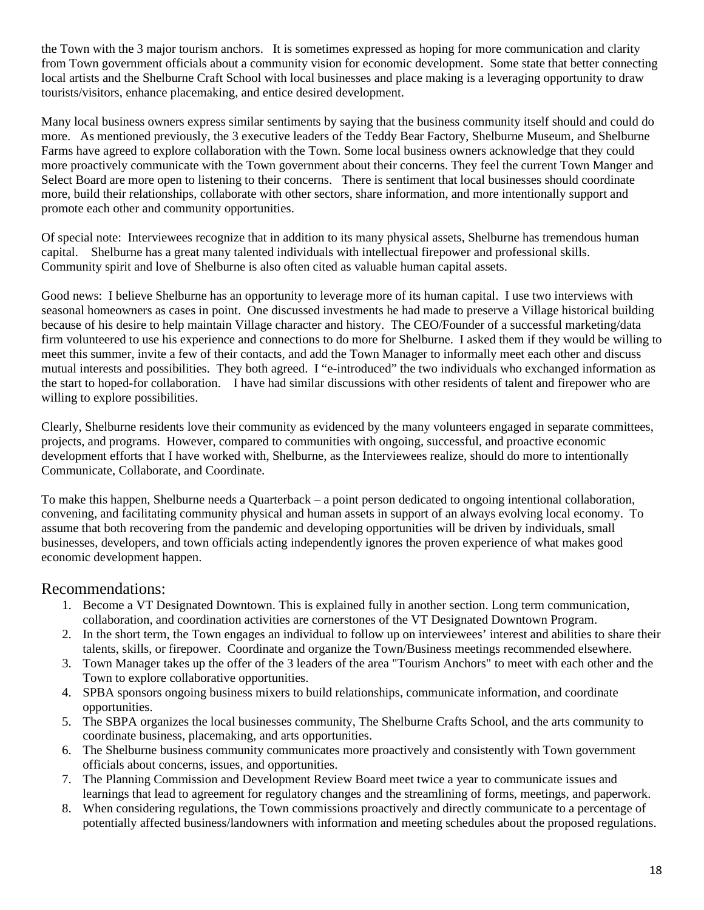the Town with the 3 major tourism anchors. It is sometimes expressed as hoping for more communication and clarity from Town government officials about a community vision for economic development. Some state that better connecting local artists and the Shelburne Craft School with local businesses and place making is a leveraging opportunity to draw tourists/visitors, enhance placemaking, and entice desired development.

Many local business owners express similar sentiments by saying that the business community itself should and could do more. As mentioned previously, the 3 executive leaders of the Teddy Bear Factory, Shelburne Museum, and Shelburne Farms have agreed to explore collaboration with the Town. Some local business owners acknowledge that they could more proactively communicate with the Town government about their concerns. They feel the current Town Manger and Select Board are more open to listening to their concerns. There is sentiment that local businesses should coordinate more, build their relationships, collaborate with other sectors, share information, and more intentionally support and promote each other and community opportunities.

Of special note: Interviewees recognize that in addition to its many physical assets, Shelburne has tremendous human capital. Shelburne has a great many talented individuals with intellectual firepower and professional skills. Community spirit and love of Shelburne is also often cited as valuable human capital assets.

Good news: I believe Shelburne has an opportunity to leverage more of its human capital. I use two interviews with seasonal homeowners as cases in point. One discussed investments he had made to preserve a Village historical building because of his desire to help maintain Village character and history. The CEO/Founder of a successful marketing/data firm volunteered to use his experience and connections to do more for Shelburne. I asked them if they would be willing to meet this summer, invite a few of their contacts, and add the Town Manager to informally meet each other and discuss mutual interests and possibilities. They both agreed. I "e-introduced" the two individuals who exchanged information as the start to hoped-for collaboration. I have had similar discussions with other residents of talent and firepower who are willing to explore possibilities.

Clearly, Shelburne residents love their community as evidenced by the many volunteers engaged in separate committees, projects, and programs. However, compared to communities with ongoing, successful, and proactive economic development efforts that I have worked with, Shelburne, as the Interviewees realize, should do more to intentionally Communicate, Collaborate, and Coordinate.

To make this happen, Shelburne needs a Quarterback – a point person dedicated to ongoing intentional collaboration, convening, and facilitating community physical and human assets in support of an always evolving local economy. To assume that both recovering from the pandemic and developing opportunities will be driven by individuals, small businesses, developers, and town officials acting independently ignores the proven experience of what makes good economic development happen.

## Recommendations:

1. Become a VT Designated Downtown. This is explained fully in another section. Long term communication, collaboration, and coordination activities are cornerstones of the VT Designated Downtown Program.
2. In the short term, the Town engages an individual to follow up on interviewees' interest and abilities to share their talents, skills, or firepower. Coordinate and organize the Town/Business meetings recommended elsewhere.
3. Town Manager takes up the offer of the 3 leaders of the area "Tourism Anchors" to meet with each other and the Town to explore collaborative opportunities.
4. SPBA sponsors ongoing business mixers to build relationships, communicate information, and coordinate opportunities.
5. The SBPA organizes the local businesses community, The Shelburne Crafts School, and the arts community to coordinate business, placemaking, and arts opportunities.
6. The Shelburne business community communicates more proactively and consistently with Town government officials about concerns, issues, and opportunities.
7. The Planning Commission and Development Review Board meet twice a year to communicate issues and learnings that lead to agreement for regulatory changes and the streamlining of forms, meetings, and paperwork.
8. When considering regulations, the Town commissions proactively and directly communicate to a percentage of potentially affected business/landowners with information and meeting schedules about the proposed regulations.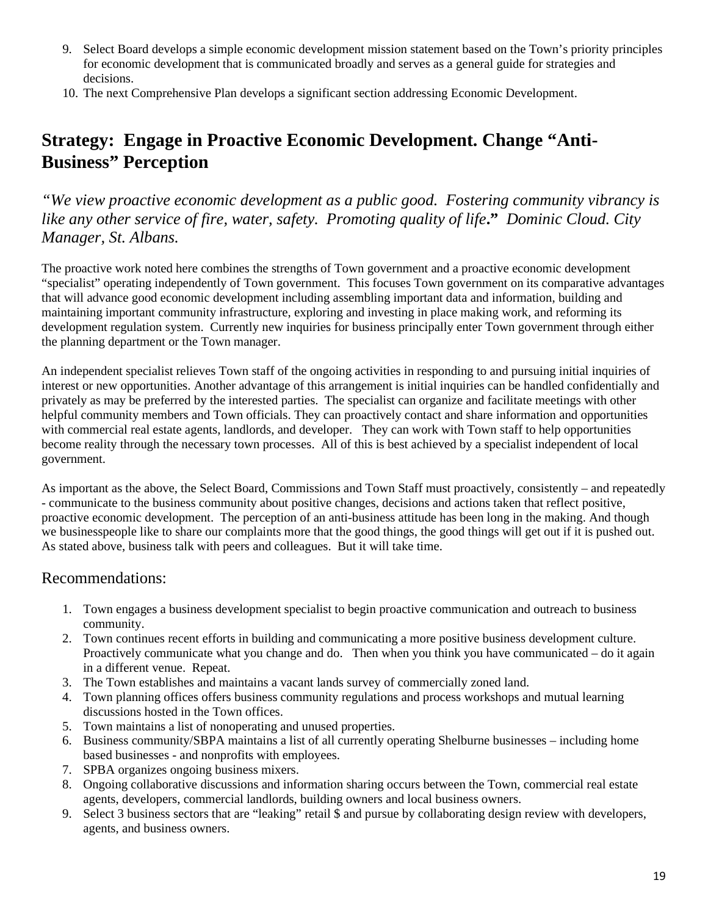9. Select Board develops a simple economic development mission statement based on the Town's priority principles for economic development that is communicated broadly and serves as a general guide for strategies and decisions.
10. The next Comprehensive Plan develops a significant section addressing Economic Development.

## Strategy: Engage in Proactive Economic Development. Change "Anti-Business" Perception

*"We view proactive economic development as a public good. Fostering community vibrancy is like any other service of fire, water, safety. Promoting quality of life.*" *Dominic Cloud. City Manager, St. Albans.*

The proactive work noted here combines the strengths of Town government and a proactive economic development "specialist" operating independently of Town government. This focuses Town government on its comparative advantages that will advance good economic development including assembling important data and information, building and maintaining important community infrastructure, exploring and investing in place making work, and reforming its development regulation system. Currently new inquiries for business principally enter Town government through either the planning department or the Town manager.

An independent specialist relieves Town staff of the ongoing activities in responding to and pursuing initial inquiries of interest or new opportunities. Another advantage of this arrangement is initial inquiries can be handled confidentially and privately as may be preferred by the interested parties. The specialist can organize and facilitate meetings with other helpful community members and Town officials. They can proactively contact and share information and opportunities with commercial real estate agents, landlords, and developer. They can work with Town staff to help opportunities become reality through the necessary town processes. All of this is best achieved by a specialist independent of local government.

As important as the above, the Select Board, Commissions and Town Staff must proactively, consistently – and repeatedly - communicate to the business community about positive changes, decisions and actions taken that reflect positive, proactive economic development. The perception of an anti-business attitude has been long in the making. And though we businesspeople like to share our complaints more that the good things, the good things will get out if it is pushed out. As stated above, business talk with peers and colleagues. But it will take time.

### Recommendations:

1. Town engages a business development specialist to begin proactive communication and outreach to business community.
2. Town continues recent efforts in building and communicating a more positive business development culture. Proactively communicate what you change and do. Then when you think you have communicated – do it again in a different venue. Repeat.
3. The Town establishes and maintains a vacant lands survey of commercially zoned land.
4. Town planning offices offers business community regulations and process workshops and mutual learning discussions hosted in the Town offices.
5. Town maintains a list of nonoperating and unused properties.
6. Business community/SBPA maintains a list of all currently operating Shelburne businesses – including home based businesses - and nonprofits with employees.
7. SPBA organizes ongoing business mixers.
8. Ongoing collaborative discussions and information sharing occurs between the Town, commercial real estate agents, developers, commercial landlords, building owners and local business owners.
9. Select 3 business sectors that are "leaking" retail $ and pursue by collaborating design review with developers, agents, and business owners.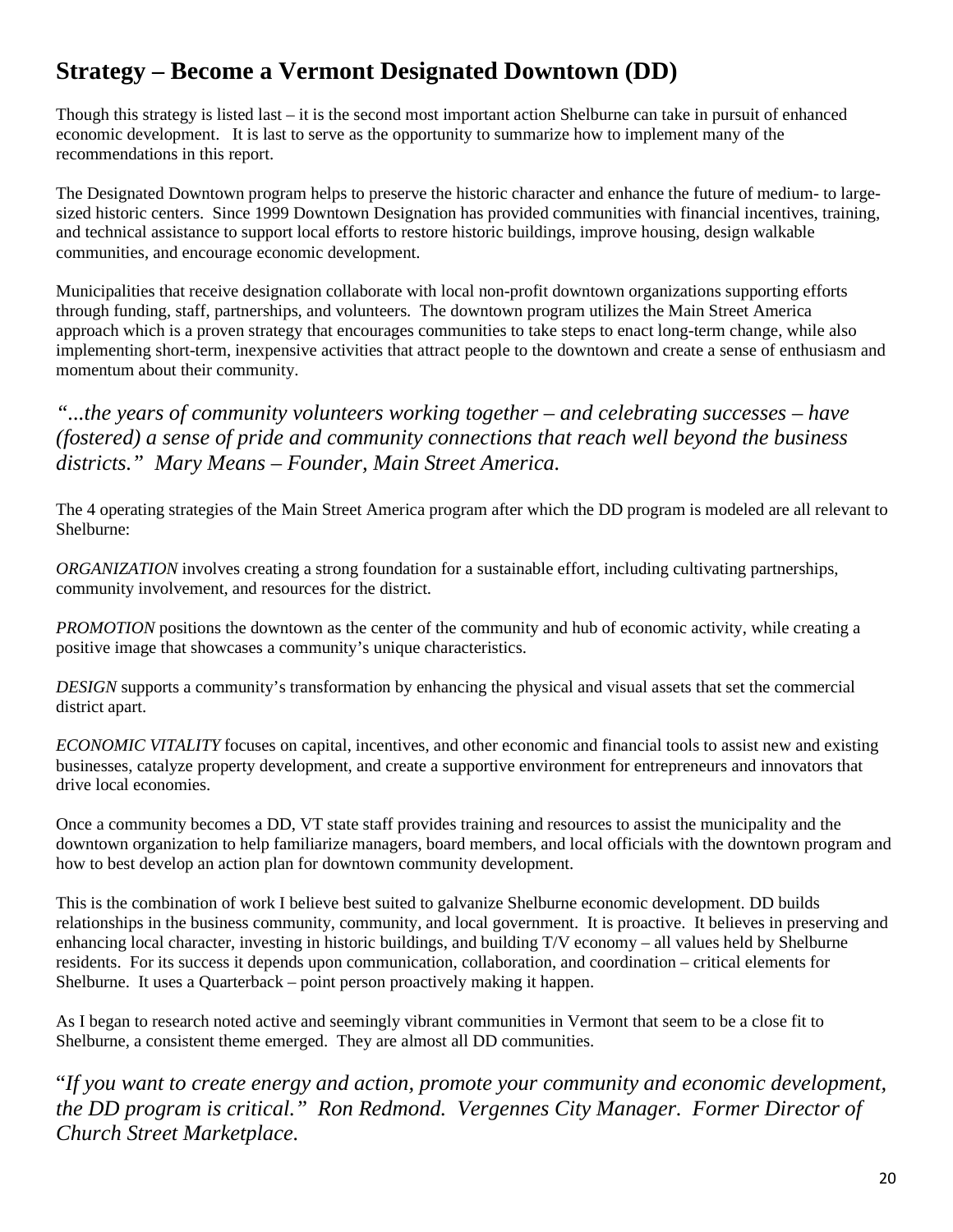## Strategy – Become a Vermont Designated Downtown (DD)

Though this strategy is listed last – it is the second most important action Shelburne can take in pursuit of enhanced economic development. It is last to serve as the opportunity to summarize how to implement many of the recommendations in this report.

The Designated Downtown program helps to preserve the historic character and enhance the future of medium- to large-sized historic centers. Since 1999 Downtown Designation has provided communities with financial incentives, training, and technical assistance to support local efforts to restore historic buildings, improve housing, design walkable communities, and encourage economic development.

Municipalities that receive designation collaborate with local non-profit downtown organizations supporting efforts through funding, staff, partnerships, and volunteers. The downtown program utilizes the Main Street America approach which is a proven strategy that encourages communities to take steps to enact long-term change, while also implementing short-term, inexpensive activities that attract people to the downtown and create a sense of enthusiasm and momentum about their community.

*"...the years of community volunteers working together – and celebrating successes – have (fostered) a sense of pride and community connections that reach well beyond the business districts." Mary Means – Founder, Main Street America.*

The 4 operating strategies of the Main Street America program after which the DD program is modeled are all relevant to Shelburne:

*ORGANIZATION* involves creating a strong foundation for a sustainable effort, including cultivating partnerships, community involvement, and resources for the district.

*PROMOTION* positions the downtown as the center of the community and hub of economic activity, while creating a positive image that showcases a community's unique characteristics.

*DESIGN* supports a community's transformation by enhancing the physical and visual assets that set the commercial district apart.

*ECONOMIC VITALITY* focuses on capital, incentives, and other economic and financial tools to assist new and existing businesses, catalyze property development, and create a supportive environment for entrepreneurs and innovators that drive local economies.

Once a community becomes a DD, VT state staff provides training and resources to assist the municipality and the downtown organization to help familiarize managers, board members, and local officials with the downtown program and how to best develop an action plan for downtown community development.

This is the combination of work I believe best suited to galvanize Shelburne economic development. DD builds relationships in the business community, community, and local government. It is proactive. It believes in preserving and enhancing local character, investing in historic buildings, and building T/V economy – all values held by Shelburne residents. For its success it depends upon communication, collaboration, and coordination – critical elements for Shelburne. It uses a Quarterback – point person proactively making it happen.

As I began to research noted active and seemingly vibrant communities in Vermont that seem to be a close fit to Shelburne, a consistent theme emerged. They are almost all DD communities.

*"If you want to create energy and action, promote your community and economic development, the DD program is critical." Ron Redmond. Vergennes City Manager. Former Director of Church Street Marketplace.*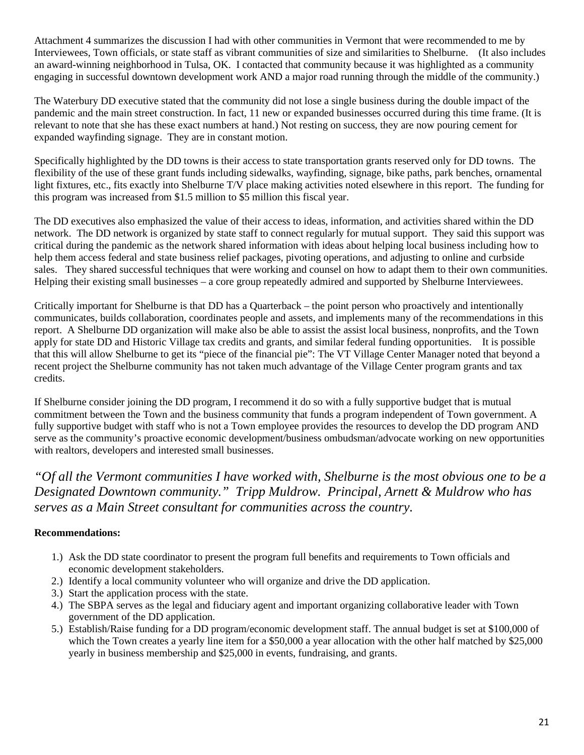Attachment 4 summarizes the discussion I had with other communities in Vermont that were recommended to me by Interviewees, Town officials, or state staff as vibrant communities of size and similarities to Shelburne. (It also includes an award-winning neighborhood in Tulsa, OK. I contacted that community because it was highlighted as a community engaging in successful downtown development work AND a major road running through the middle of the community.)

The Waterbury DD executive stated that the community did not lose a single business during the double impact of the pandemic and the main street construction. In fact, 11 new or expanded businesses occurred during this time frame. (It is relevant to note that she has these exact numbers at hand.) Not resting on success, they are now pouring cement for expanded wayfinding signage. They are in constant motion.

Specifically highlighted by the DD towns is their access to state transportation grants reserved only for DD towns. The flexibility of the use of these grant funds including sidewalks, wayfinding, signage, bike paths, park benches, ornamental light fixtures, etc., fits exactly into Shelburne T/V place making activities noted elsewhere in this report. The funding for this program was increased from $1.5 million to $5 million this fiscal year.

The DD executives also emphasized the value of their access to ideas, information, and activities shared within the DD network. The DD network is organized by state staff to connect regularly for mutual support. They said this support was critical during the pandemic as the network shared information with ideas about helping local business including how to help them access federal and state business relief packages, pivoting operations, and adjusting to online and curbside sales. They shared successful techniques that were working and counsel on how to adapt them to their own communities. Helping their existing small businesses – a core group repeatedly admired and supported by Shelburne Interviewees.

Critically important for Shelburne is that DD has a Quarterback – the point person who proactively and intentionally communicates, builds collaboration, coordinates people and assets, and implements many of the recommendations in this report. A Shelburne DD organization will make also be able to assist the assist local business, nonprofits, and the Town apply for state DD and Historic Village tax credits and grants, and similar federal funding opportunities. It is possible that this will allow Shelburne to get its "piece of the financial pie": The VT Village Center Manager noted that beyond a recent project the Shelburne community has not taken much advantage of the Village Center program grants and tax credits.

If Shelburne consider joining the DD program, I recommend it do so with a fully supportive budget that is mutual commitment between the Town and the business community that funds a program independent of Town government. A fully supportive budget with staff who is not a Town employee provides the resources to develop the DD program AND serve as the community's proactive economic development/business ombudsman/advocate working on new opportunities with realtors, developers and interested small businesses.

*"Of all the Vermont communities I have worked with, Shelburne is the most obvious one to be a Designated Downtown community." Tripp Muldrow. Principal, Arnett & Muldrow who has serves as a Main Street consultant for communities across the country.*

**Recommendations:**

1.) Ask the DD state coordinator to present the program full benefits and requirements to Town officials and economic development stakeholders.
2.) Identify a local community volunteer who will organize and drive the DD application.
3.) Start the application process with the state.
4.) The SBPA serves as the legal and fiduciary agent and important organizing collaborative leader with Town government of the DD application.
5.) Establish/Raise funding for a DD program/economic development staff. The annual budget is set at $100,000 of which the Town creates a yearly line item for a $50,000 a year allocation with the other half matched by $25,000 yearly in business membership and $25,000 in events, fundraising, and grants.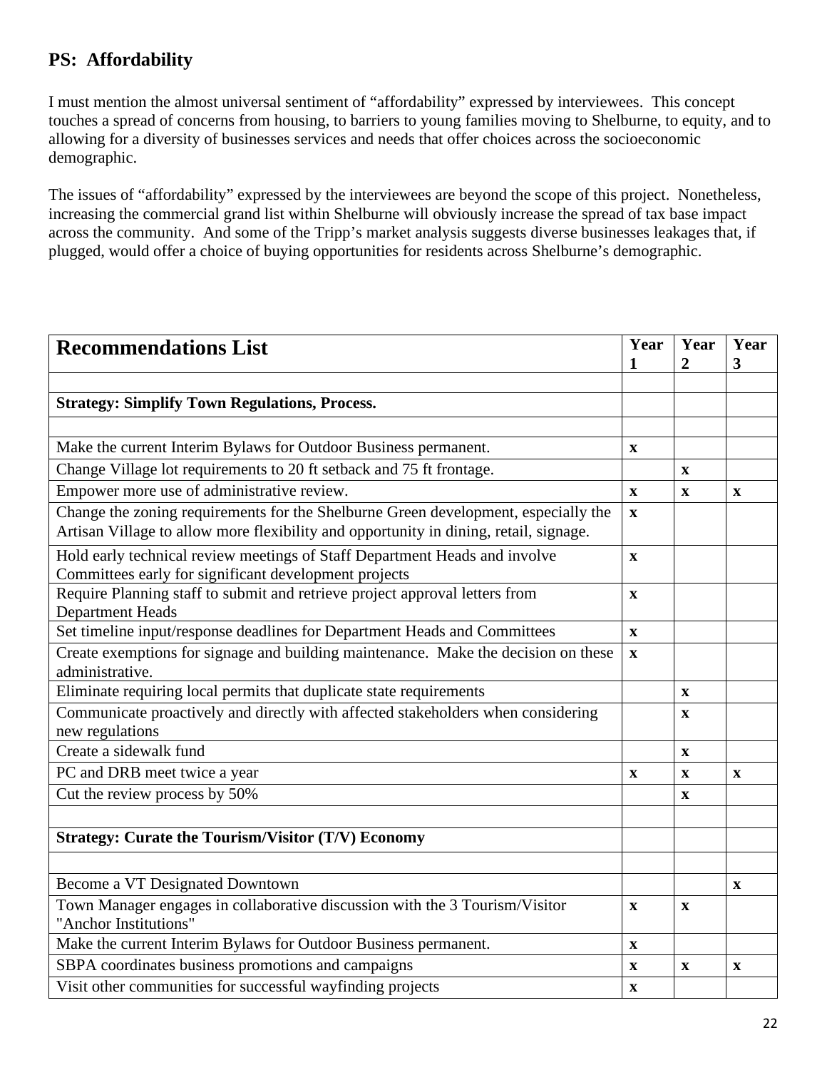## PS: Affordability

I must mention the almost universal sentiment of "affordability" expressed by interviewees. This concept touches a spread of concerns from housing, to barriers to young families moving to Shelburne, to equity, and to allowing for a diversity of businesses services and needs that offer choices across the socioeconomic demographic.

The issues of "affordability" expressed by the interviewees are beyond the scope of this project. Nonetheless, increasing the commercial grand list within Shelburne will obviously increase the spread of tax base impact across the community. And some of the Tripp's market analysis suggests diverse businesses leakages that, if plugged, would offer a choice of buying opportunities for residents across Shelburne's demographic.

| Recommendations List | Year 1 | Year 2 | Year 3 |
|---|---|---|---|
| | | | |
| **Strategy: Simplify Town Regulations, Process.** | | | |
| | | | |
| Make the current Interim Bylaws for Outdoor Business permanent. | x | | |
| Change Village lot requirements to 20 ft setback and 75 ft frontage. | | x | |
| Empower more use of administrative review. | x | x | x |
| Change the zoning requirements for the Shelburne Green development, especially the Artisan Village to allow more flexibility and opportunity in dining, retail, signage. | x | | |
| Hold early technical review meetings of Staff Department Heads and involve Committees early for significant development projects | x | | |
| Require Planning staff to submit and retrieve project approval letters from Department Heads | x | | |
| Set timeline input/response deadlines for Department Heads and Committees | x | | |
| Create exemptions for signage and building maintenance. Make the decision on these administrative. | x | | |
| Eliminate requiring local permits that duplicate state requirements | | x | |
| Communicate proactively and directly with affected stakeholders when considering new regulations | | x | |
| Create a sidewalk fund | | x | |
| PC and DRB meet twice a year | x | x | x |
| Cut the review process by 50% | | x | |
| | | | |
| **Strategy: Curate the Tourism/Visitor (T/V) Economy** | | | |
| | | | |
| Become a VT Designated Downtown | | | x |
| Town Manager engages in collaborative discussion with the 3 Tourism/Visitor "Anchor Institutions" | x | x | |
| Make the current Interim Bylaws for Outdoor Business permanent. | x | | |
| SBPA coordinates business promotions and campaigns | x | x | x |
| Visit other communities for successful wayfinding projects | x | | |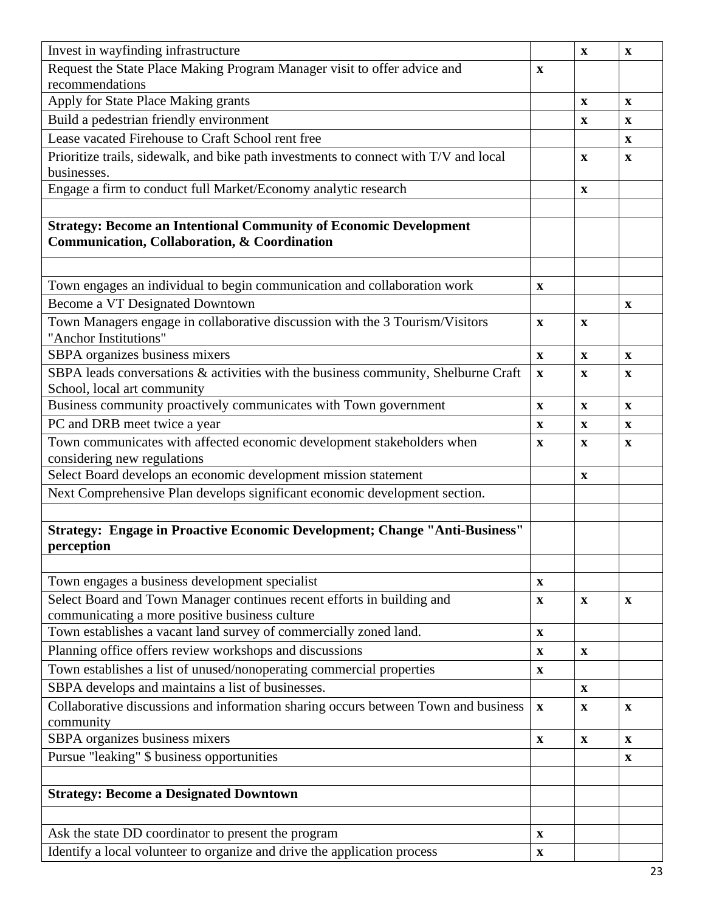| | | | |
|---|---|---|---|
| Invest in wayfinding infrastructure | | x | x |
| Request the State Place Making Program Manager visit to offer advice and recommendations | x | | |
| Apply for State Place Making grants | | x | x |
| Build a pedestrian friendly environment | | x | x |
| Lease vacated Firehouse to Craft School rent free | | | x |
| Prioritize trails, sidewalk, and bike path investments to connect with T/V and local businesses. | | x | x |
| Engage a firm to conduct full Market/Economy analytic research | | x | |
| | | | |
| **Strategy: Become an Intentional Community of Economic Development Communication, Collaboration, & Coordination** | | | |
| | | | |
| Town engages an individual to begin communication and collaboration work | x | | |
| Become a VT Designated Downtown | | | x |
| Town Managers engage in collaborative discussion with the 3 Tourism/Visitors "Anchor Institutions" | x | x | |
| SBPA organizes business mixers | x | x | x |
| SBPA leads conversations & activities with the business community, Shelburne Craft School, local art community | x | x | x |
| Business community proactively communicates with Town government | x | x | x |
| PC and DRB meet twice a year | x | x | x |
| Town communicates with affected economic development stakeholders when considering new regulations | x | x | x |
| Select Board develops an economic development mission statement | | x | |
| Next Comprehensive Plan develops significant economic development section. | | | |
| | | | |
| **Strategy: Engage in Proactive Economic Development; Change "Anti-Business" perception** | | | |
| | | | |
| Town engages a business development specialist | x | | |
| Select Board and Town Manager continues recent efforts in building and communicating a more positive business culture | x | x | x |
| Town establishes a vacant land survey of commercially zoned land. | x | | |
| Planning office offers review workshops and discussions | x | x | |
| Town establishes a list of unused/nonoperating commercial properties | x | | |
| SBPA develops and maintains a list of businesses. | | x | |
| Collaborative discussions and information sharing occurs between Town and business community | x | x | x |
| SBPA organizes business mixers | x | x | x |
| Pursue "leaking" $ business opportunities | | | x |
| | | | |
| **Strategy: Become a Designated Downtown** | | | |
| | | | |
| Ask the state DD coordinator to present the program | x | | |
| Identify a local volunteer to organize and drive the application process | x | | |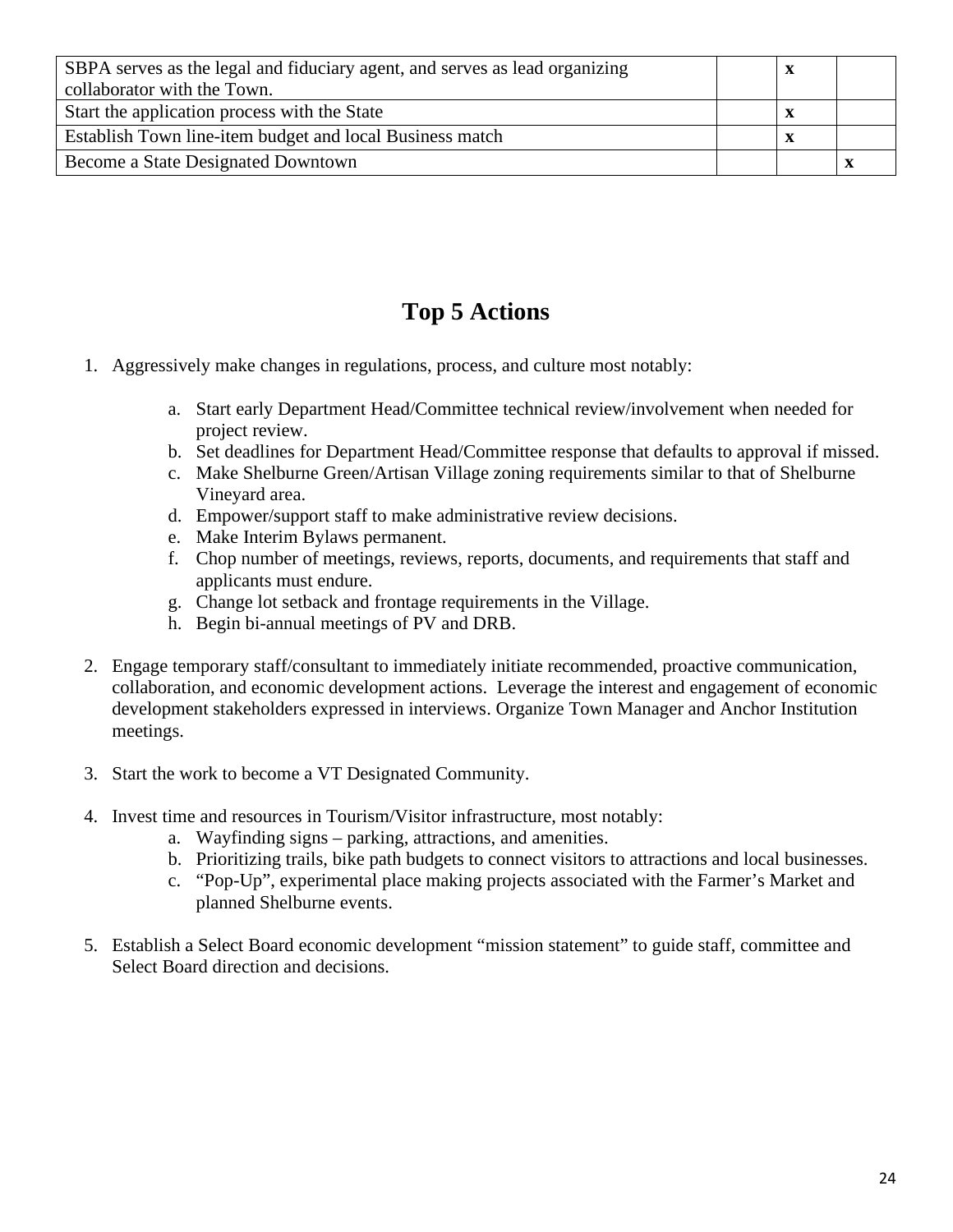| | | | |
|---|---|---|---|
| SBPA serves as the legal and fiduciary agent, and serves as lead organizing collaborator with the Town. | | x | |
| Start the application process with the State | | x | |
| Establish Town line-item budget and local Business match | | x | |
| Become a State Designated Downtown | | | x |

# Top 5 Actions

1. Aggressively make changes in regulations, process, and culture most notably:
    a. Start early Department Head/Committee technical review/involvement when needed for project review.
    b. Set deadlines for Department Head/Committee response that defaults to approval if missed.
    c. Make Shelburne Green/Artisan Village zoning requirements similar to that of Shelburne Vineyard area.
    d. Empower/support staff to make administrative review decisions.
    e. Make Interim Bylaws permanent.
    f. Chop number of meetings, reviews, reports, documents, and requirements that staff and applicants must endure.
    g. Change lot setback and frontage requirements in the Village.
    h. Begin bi-annual meetings of PV and DRB.

2. Engage temporary staff/consultant to immediately initiate recommended, proactive communication, collaboration, and economic development actions. Leverage the interest and engagement of economic development stakeholders expressed in interviews. Organize Town Manager and Anchor Institution meetings.

3. Start the work to become a VT Designated Community.

4. Invest time and resources in Tourism/Visitor infrastructure, most notably:
    a. Wayfinding signs – parking, attractions, and amenities.
    b. Prioritizing trails, bike path budgets to connect visitors to attractions and local businesses.
    c. "Pop-Up", experimental place making projects associated with the Farmer's Market and planned Shelburne events.

5. Establish a Select Board economic development "mission statement" to guide staff, committee and Select Board direction and decisions.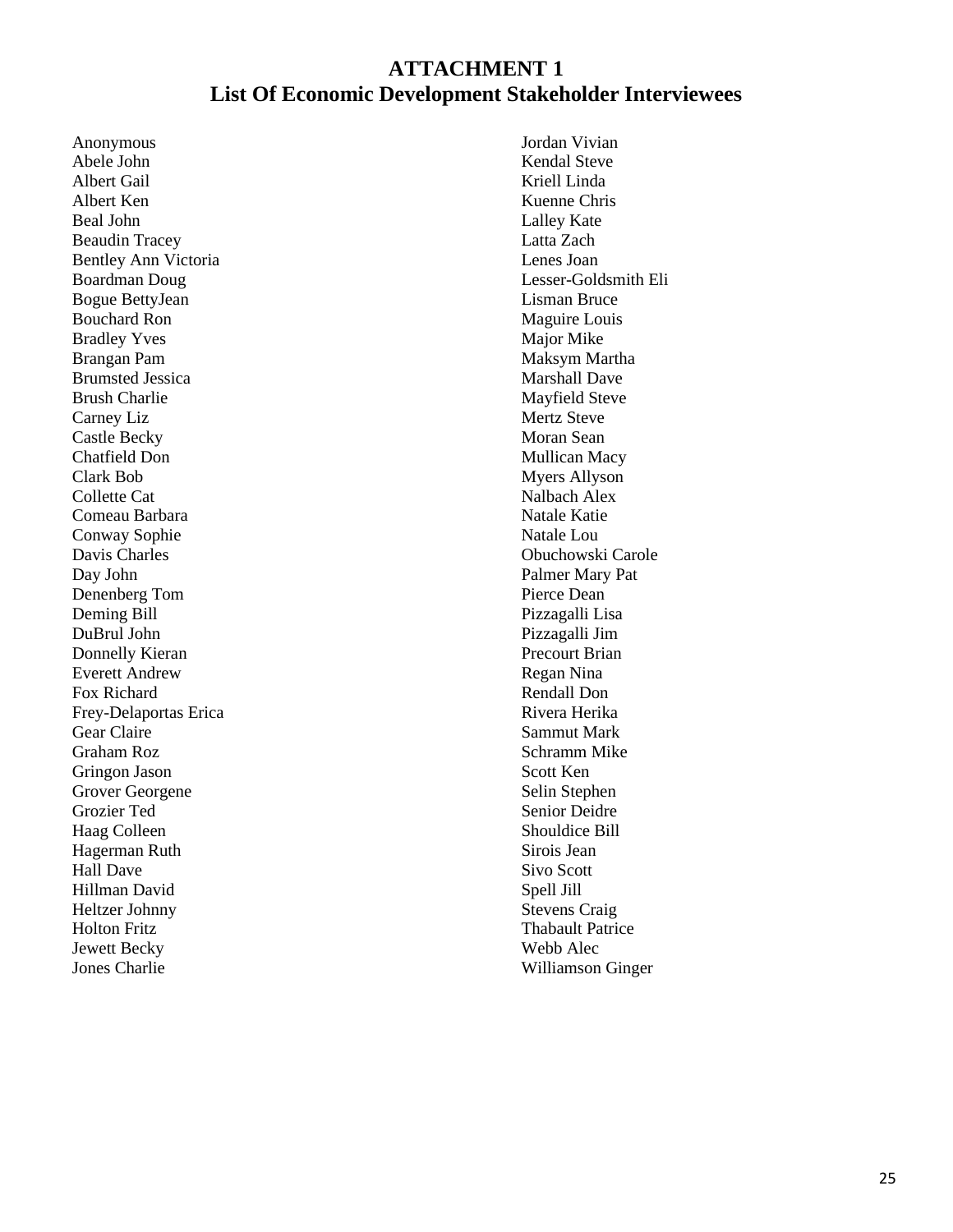# ATTACHMENT 1
## List Of Economic Development Stakeholder Interviewees

Anonymous
Abele John
Albert Gail
Albert Ken
Beal John
Beaudin Tracey
Bentley Ann Victoria
Boardman Doug
Bogue BettyJean
Bouchard Ron
Bradley Yves
Brangan Pam
Brumsted Jessica
Brush Charlie
Carney Liz
Castle Becky
Chatfield Don
Clark Bob
Collette Cat
Comeau Barbara
Conway Sophie
Davis Charles
Day John
Denenberg Tom
Deming Bill
DuBrul John
Donnelly Kieran
Everett Andrew
Fox Richard
Frey-Delaportas Erica
Gear Claire
Graham Roz
Gringon Jason
Grover Georgene
Grozier Ted
Haag Colleen
Hagerman Ruth
Hall Dave
Hillman David
Heltzer Johnny
Holton Fritz
Jewett Becky
Jones Charlie
Jordan Vivian
Kendal Steve
Kriell Linda
Kuenne Chris
Lalley Kate
Latta Zach
Lenes Joan
Lesser-Goldsmith Eli
Lisman Bruce
Maguire Louis
Major Mike
Maksym Martha
Marshall Dave
Mayfield Steve
Mertz Steve
Moran Sean
Mullican Macy
Myers Allyson
Nalbach Alex
Natale Katie
Natale Lou
Obuchowski Carole
Palmer Mary Pat
Pierce Dean
Pizzagalli Lisa
Pizzagalli Jim
Precourt Brian
Regan Nina
Rendall Don
Rivera Herika
Sammut Mark
Schramm Mike
Scott Ken
Selin Stephen
Senior Deidre
Shouldice Bill
Sirois Jean
Sivo Scott
Spell Jill
Stevens Craig
Thabault Patrice
Webb Alec
Williamson Ginger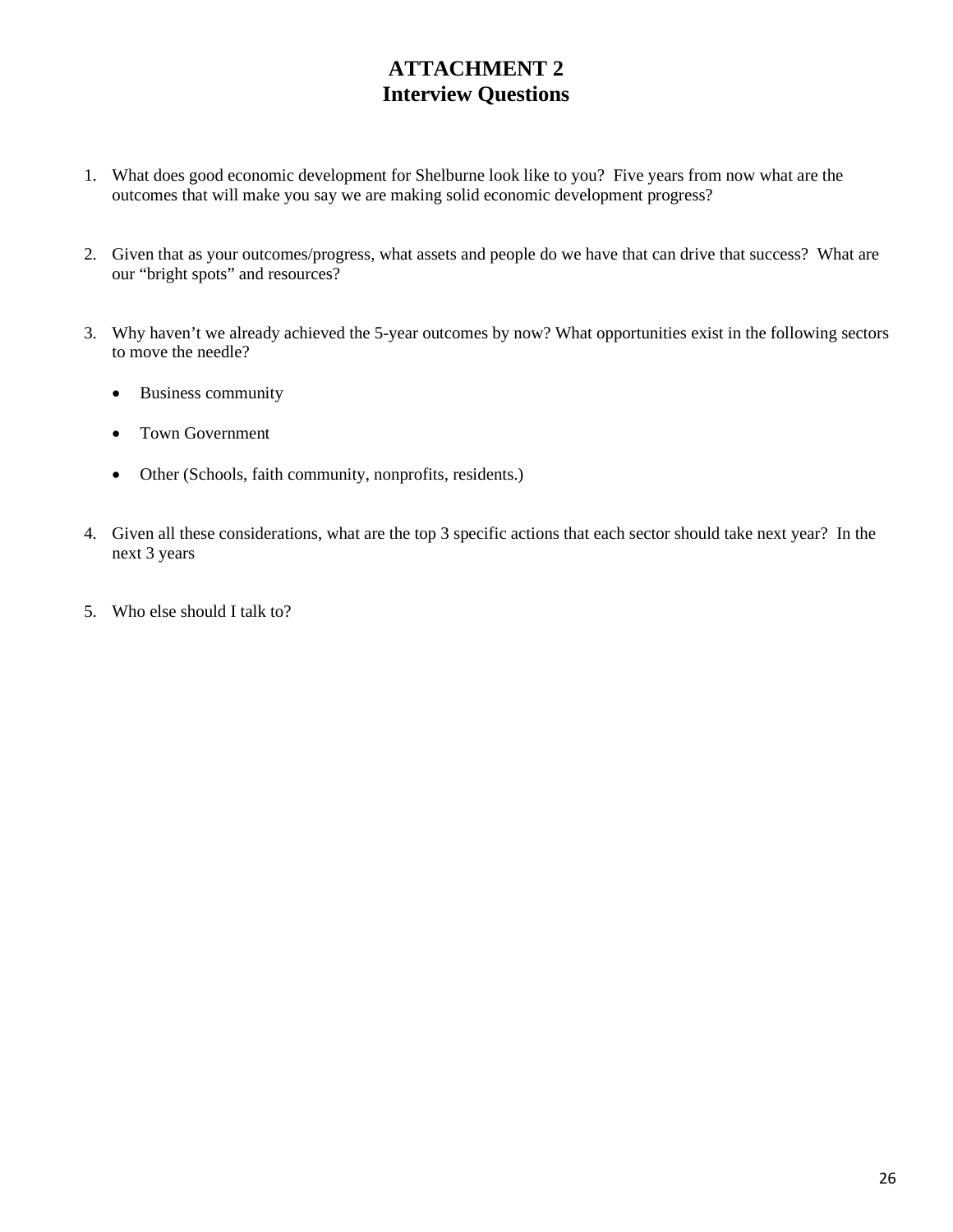# ATTACHMENT 2
# Interview Questions

1. What does good economic development for Shelburne look like to you? Five years from now what are the outcomes that will make you say we are making solid economic development progress?

2. Given that as your outcomes/progress, what assets and people do we have that can drive that success? What are our "bright spots" and resources?

3. Why haven't we already achieved the 5-year outcomes by now? What opportunities exist in the following sectors to move the needle?

   - Business community
   - Town Government
   - Other (Schools, faith community, nonprofits, residents.)

4. Given all these considerations, what are the top 3 specific actions that each sector should take next year? In the next 3 years

5. Who else should I talk to?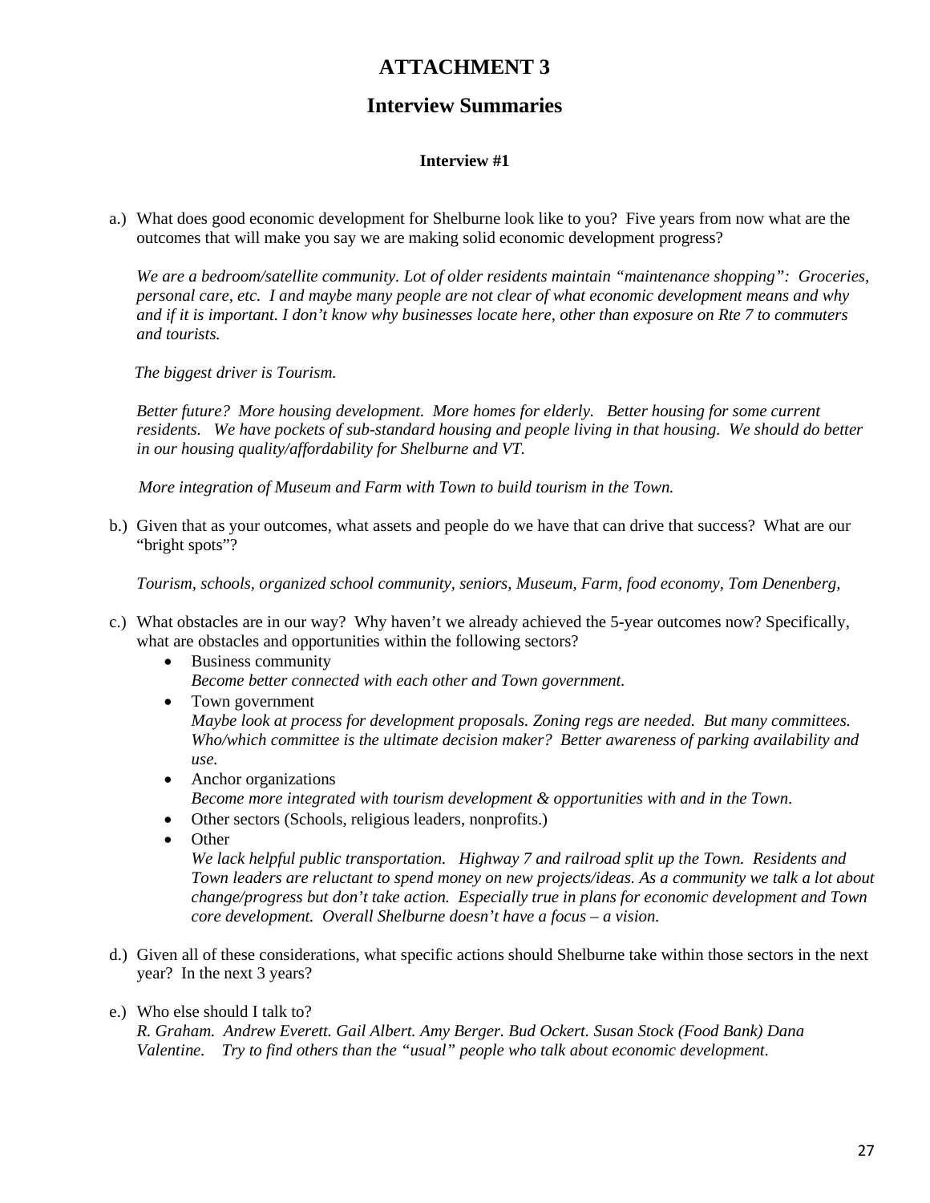# ATTACHMENT 3

## Interview Summaries

### Interview #1

a.) What does good economic development for Shelburne look like to you? Five years from now what are the outcomes that will make you say we are making solid economic development progress?

*We are a bedroom/satellite community. Lot of older residents maintain "maintenance shopping": Groceries, personal care, etc. I and maybe many people are not clear of what economic development means and why and if it is important. I don't know why businesses locate here, other than exposure on Rte 7 to commuters and tourists.*

*The biggest driver is Tourism.*

*Better future? More housing development. More homes for elderly. Better housing for some current residents. We have pockets of sub-standard housing and people living in that housing. We should do better in our housing quality/affordability for Shelburne and VT.*

*More integration of Museum and Farm with Town to build tourism in the Town.*

b.) Given that as your outcomes, what assets and people do we have that can drive that success? What are our "bright spots"?

*Tourism, schools, organized school community, seniors, Museum, Farm, food economy, Tom Denenberg,*

c.) What obstacles are in our way? Why haven't we already achieved the 5-year outcomes now? Specifically, what are obstacles and opportunities within the following sectors?

- Business community
  *Become better connected with each other and Town government.*
- Town government
  *Maybe look at process for development proposals. Zoning regs are needed. But many committees. Who/which committee is the ultimate decision maker? Better awareness of parking availability and use.*
- Anchor organizations
  *Become more integrated with tourism development & opportunities with and in the Town.*
- Other sectors (Schools, religious leaders, nonprofits.)
- Other
  *We lack helpful public transportation. Highway 7 and railroad split up the Town. Residents and Town leaders are reluctant to spend money on new projects/ideas. As a community we talk a lot about change/progress but don't take action. Especially true in plans for economic development and Town core development. Overall Shelburne doesn't have a focus – a vision.*

d.) Given all of these considerations, what specific actions should Shelburne take within those sectors in the next year? In the next 3 years?

e.) Who else should I talk to?
*R. Graham. Andrew Everett. Gail Albert. Amy Berger. Bud Ockert. Susan Stock (Food Bank) Dana Valentine. Try to find others than the "usual" people who talk about economic development.*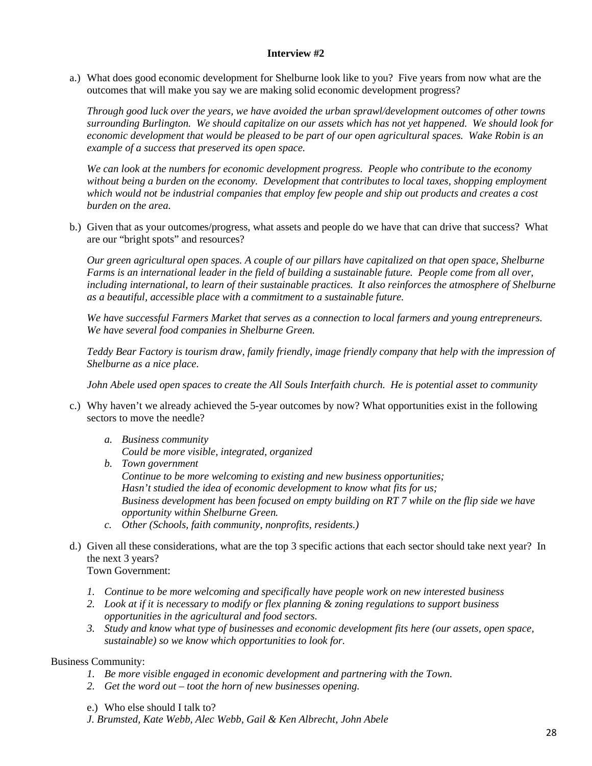**Interview #2**

a.) What does good economic development for Shelburne look like to you? Five years from now what are the outcomes that will make you say we are making solid economic development progress?

*Through good luck over the years, we have avoided the urban sprawl/development outcomes of other towns surrounding Burlington. We should capitalize on our assets which has not yet happened. We should look for economic development that would be pleased to be part of our open agricultural spaces. Wake Robin is an example of a success that preserved its open space.*

*We can look at the numbers for economic development progress. People who contribute to the economy without being a burden on the economy. Development that contributes to local taxes, shopping employment which would not be industrial companies that employ few people and ship out products and creates a cost burden on the area.*

b.) Given that as your outcomes/progress, what assets and people do we have that can drive that success? What are our "bright spots" and resources?

*Our green agricultural open spaces. A couple of our pillars have capitalized on that open space, Shelburne Farms is an international leader in the field of building a sustainable future. People come from all over, including international, to learn of their sustainable practices. It also reinforces the atmosphere of Shelburne as a beautiful, accessible place with a commitment to a sustainable future.*

*We have successful Farmers Market that serves as a connection to local farmers and young entrepreneurs. We have several food companies in Shelburne Green.*

*Teddy Bear Factory is tourism draw, family friendly, image friendly company that help with the impression of Shelburne as a nice place.*

*John Abele used open spaces to create the All Souls Interfaith church. He is potential asset to community*

c.) Why haven't we already achieved the 5-year outcomes by now? What opportunities exist in the following sectors to move the needle?

*a. Business community*
   *Could be more visible, integrated, organized*

*b. Town government*
   *Continue to be more welcoming to existing and new business opportunities;*
   *Hasn't studied the idea of economic development to know what fits for us;*
   *Business development has been focused on empty building on RT 7 while on the flip side we have opportunity within Shelburne Green.*

*c. Other (Schools, faith community, nonprofits, residents.)*

d.) Given all these considerations, what are the top 3 specific actions that each sector should take next year? In the next 3 years?

Town Government:

1. *Continue to be more welcoming and specifically have people work on new interested business*
2. *Look at if it is necessary to modify or flex planning & zoning regulations to support business opportunities in the agricultural and food sectors.*
3. *Study and know what type of businesses and economic development fits here (our assets, open space, sustainable) so we know which opportunities to look for.*

Business Community:

1. *Be more visible engaged in economic development and partnering with the Town.*
2. *Get the word out – toot the horn of new businesses opening.*

e.) Who else should I talk to?

*J. Brumsted, Kate Webb, Alec Webb, Gail & Ken Albrecht, John Abele*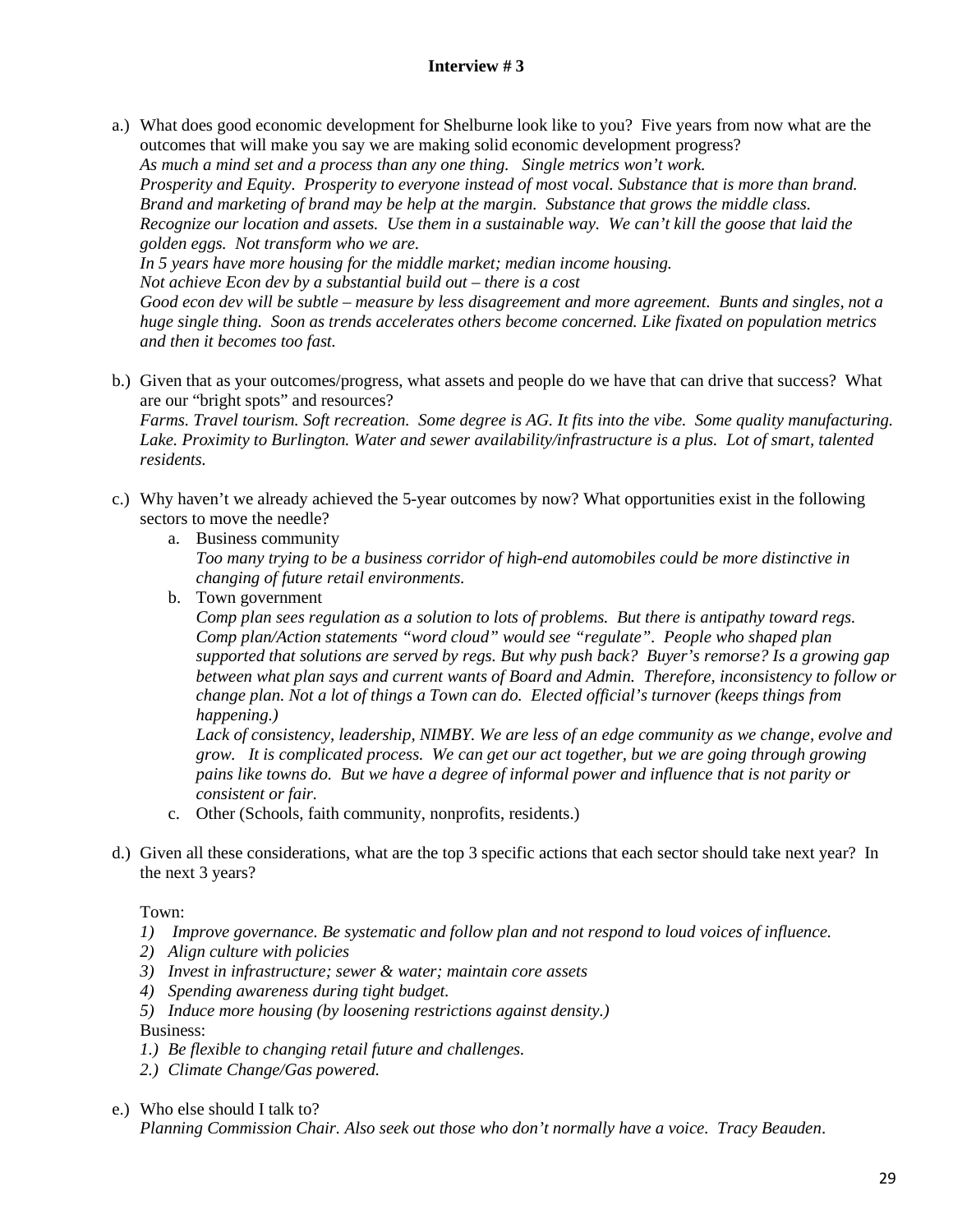**Interview # 3**

a.) What does good economic development for Shelburne look like to you? Five years from now what are the outcomes that will make you say we are making solid economic development progress?
*As much a mind set and a process than any one thing. Single metrics won't work.*
*Prosperity and Equity. Prosperity to everyone instead of most vocal. Substance that is more than brand. Brand and marketing of brand may be help at the margin. Substance that grows the middle class.*
*Recognize our location and assets. Use them in a sustainable way. We can't kill the goose that laid the golden eggs. Not transform who we are.*
*In 5 years have more housing for the middle market; median income housing.*
*Not achieve Econ dev by a substantial build out – there is a cost*
*Good econ dev will be subtle – measure by less disagreement and more agreement. Bunts and singles, not a huge single thing. Soon as trends accelerates others become concerned. Like fixated on population metrics and then it becomes too fast.*

b.) Given that as your outcomes/progress, what assets and people do we have that can drive that success? What are our "bright spots" and resources?
*Farms. Travel tourism. Soft recreation. Some degree is AG. It fits into the vibe. Some quality manufacturing. Lake. Proximity to Burlington. Water and sewer availability/infrastructure is a plus. Lot of smart, talented residents.*

c.) Why haven't we already achieved the 5-year outcomes by now? What opportunities exist in the following sectors to move the needle?

   a. Business community
   *Too many trying to be a business corridor of high-end automobiles could be more distinctive in changing of future retail environments.*

   b. Town government
   *Comp plan sees regulation as a solution to lots of problems. But there is antipathy toward regs. Comp plan/Action statements "word cloud" would see "regulate". People who shaped plan supported that solutions are served by regs. But why push back? Buyer's remorse? Is a growing gap between what plan says and current wants of Board and Admin. Therefore, inconsistency to follow or change plan. Not a lot of things a Town can do. Elected official's turnover (keeps things from happening.)*
   *Lack of consistency, leadership, NIMBY. We are less of an edge community as we change, evolve and grow. It is complicated process. We can get our act together, but we are going through growing pains like towns do. But we have a degree of informal power and influence that is not parity or consistent or fair.*

   c. Other (Schools, faith community, nonprofits, residents.)

d.) Given all these considerations, what are the top 3 specific actions that each sector should take next year? In the next 3 years?

Town:

1) *Improve governance. Be systematic and follow plan and not respond to loud voices of influence.*
2) *Align culture with policies*
3) *Invest in infrastructure; sewer & water; maintain core assets*
4) *Spending awareness during tight budget.*
5) *Induce more housing (by loosening restrictions against density.)*

Business:

1.) *Be flexible to changing retail future and challenges.*
2.) *Climate Change/Gas powered.*

e.) Who else should I talk to?
*Planning Commission Chair. Also seek out those who don't normally have a voice. Tracy Beauden.*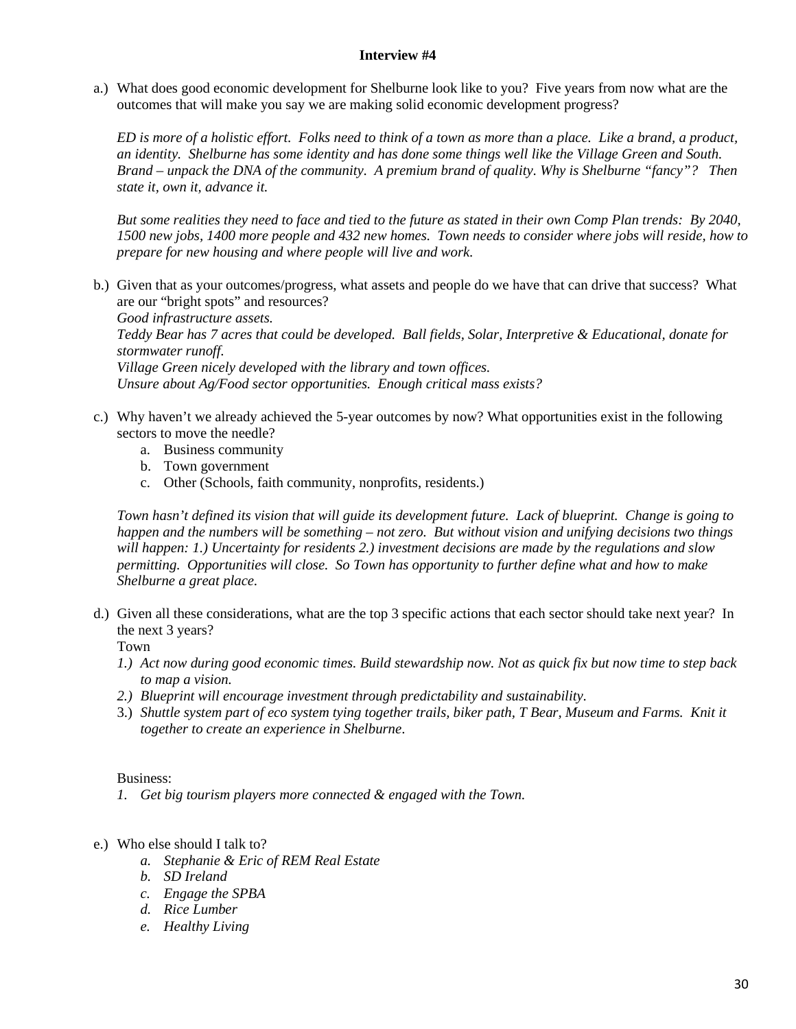**Interview #4**

a.) What does good economic development for Shelburne look like to you? Five years from now what are the outcomes that will make you say we are making solid economic development progress?

*ED is more of a holistic effort. Folks need to think of a town as more than a place. Like a brand, a product, an identity. Shelburne has some identity and has done some things well like the Village Green and South. Brand – unpack the DNA of the community. A premium brand of quality. Why is Shelburne "fancy"? Then state it, own it, advance it.*

*But some realities they need to face and tied to the future as stated in their own Comp Plan trends: By 2040, 1500 new jobs, 1400 more people and 432 new homes. Town needs to consider where jobs will reside, how to prepare for new housing and where people will live and work.*

b.) Given that as your outcomes/progress, what assets and people do we have that can drive that success? What are our "bright spots" and resources?
*Good infrastructure assets.*
*Teddy Bear has 7 acres that could be developed. Ball fields, Solar, Interpretive & Educational, donate for stormwater runoff.*
*Village Green nicely developed with the library and town offices.*
*Unsure about Ag/Food sector opportunities. Enough critical mass exists?*

c.) Why haven't we already achieved the 5-year outcomes by now? What opportunities exist in the following sectors to move the needle?
   a. Business community
   b. Town government
   c. Other (Schools, faith community, nonprofits, residents.)

*Town hasn't defined its vision that will guide its development future. Lack of blueprint. Change is going to happen and the numbers will be something – not zero. But without vision and unifying decisions two things will happen: 1.) Uncertainty for residents 2.) investment decisions are made by the regulations and slow permitting. Opportunities will close. So Town has opportunity to further define what and how to make Shelburne a great place.*

d.) Given all these considerations, what are the top 3 specific actions that each sector should take next year? In the next 3 years?
Town
1.) *Act now during good economic times. Build stewardship now. Not as quick fix but now time to step back to map a vision.*
2.) *Blueprint will encourage investment through predictability and sustainability.*
3.) *Shuttle system part of eco system tying together trails, biker path, T Bear, Museum and Farms. Knit it together to create an experience in Shelburne.*

Business:
1. *Get big tourism players more connected & engaged with the Town.*

e.) Who else should I talk to?
   a. *Stephanie & Eric of REM Real Estate*
   b. *SD Ireland*
   c. *Engage the SPBA*
   d. *Rice Lumber*
   e. *Healthy Living*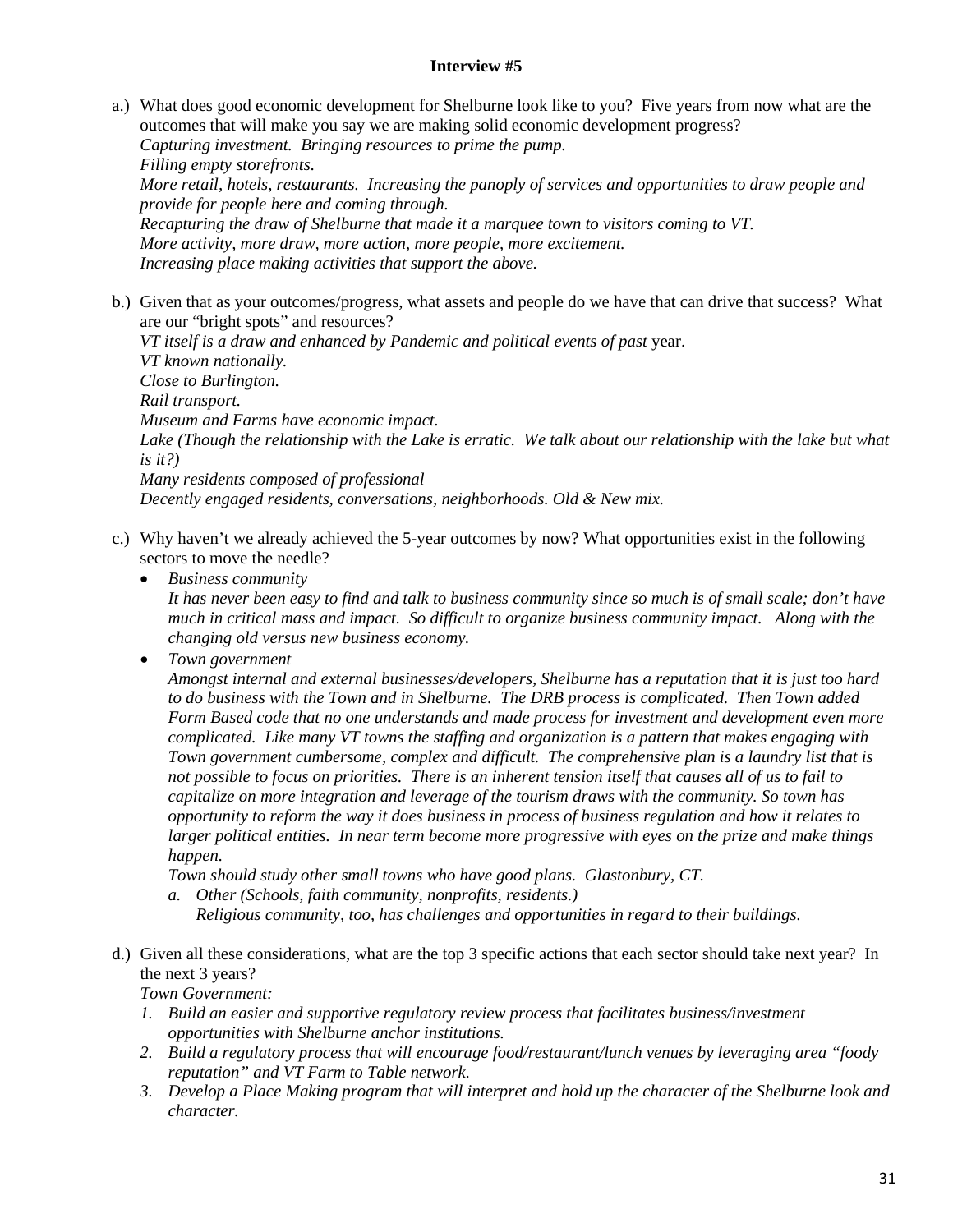**Interview #5**

a.) What does good economic development for Shelburne look like to you? Five years from now what are the outcomes that will make you say we are making solid economic development progress?
*Capturing investment. Bringing resources to prime the pump.*
*Filling empty storefronts.*
*More retail, hotels, restaurants. Increasing the panoply of services and opportunities to draw people and provide for people here and coming through.*
*Recapturing the draw of Shelburne that made it a marquee town to visitors coming to VT.*
*More activity, more draw, more action, more people, more excitement.*
*Increasing place making activities that support the above.*

b.) Given that as your outcomes/progress, what assets and people do we have that can drive that success? What are our "bright spots" and resources?
*VT itself is a draw and enhanced by Pandemic and political events of past* year.
*VT known nationally.*
*Close to Burlington.*
*Rail transport.*
*Museum and Farms have economic impact.*
*Lake (Though the relationship with the Lake is erratic. We talk about our relationship with the lake but what is it?)*
*Many residents composed of professional*
*Decently engaged residents, conversations, neighborhoods. Old & New mix.*

c.) Why haven't we already achieved the 5-year outcomes by now? What opportunities exist in the following sectors to move the needle?

- *Business community*
  *It has never been easy to find and talk to business community since so much is of small scale; don't have much in critical mass and impact. So difficult to organize business community impact. Along with the changing old versus new business economy.*
- *Town government*
  *Amongst internal and external businesses/developers, Shelburne has a reputation that it is just too hard to do business with the Town and in Shelburne. The DRB process is complicated. Then Town added Form Based code that no one understands and made process for investment and development even more complicated. Like many VT towns the staffing and organization is a pattern that makes engaging with Town government cumbersome, complex and difficult. The comprehensive plan is a laundry list that is not possible to focus on priorities. There is an inherent tension itself that causes all of us to fail to capitalize on more integration and leverage of the tourism draws with the community. So town has opportunity to reform the way it does business in process of business regulation and how it relates to larger political entities. In near term become more progressive with eyes on the prize and make things happen.*
  *Town should study other small towns who have good plans. Glastonbury, CT.*
  a. *Other (Schools, faith community, nonprofits, residents.)*
     *Religious community, too, has challenges and opportunities in regard to their buildings.*

d.) Given all these considerations, what are the top 3 specific actions that each sector should take next year? In the next 3 years?
*Town Government:*

1. *Build an easier and supportive regulatory review process that facilitates business/investment opportunities with Shelburne anchor institutions.*
2. *Build a regulatory process that will encourage food/restaurant/lunch venues by leveraging area "foody reputation" and VT Farm to Table network.*
3. *Develop a Place Making program that will interpret and hold up the character of the Shelburne look and character.*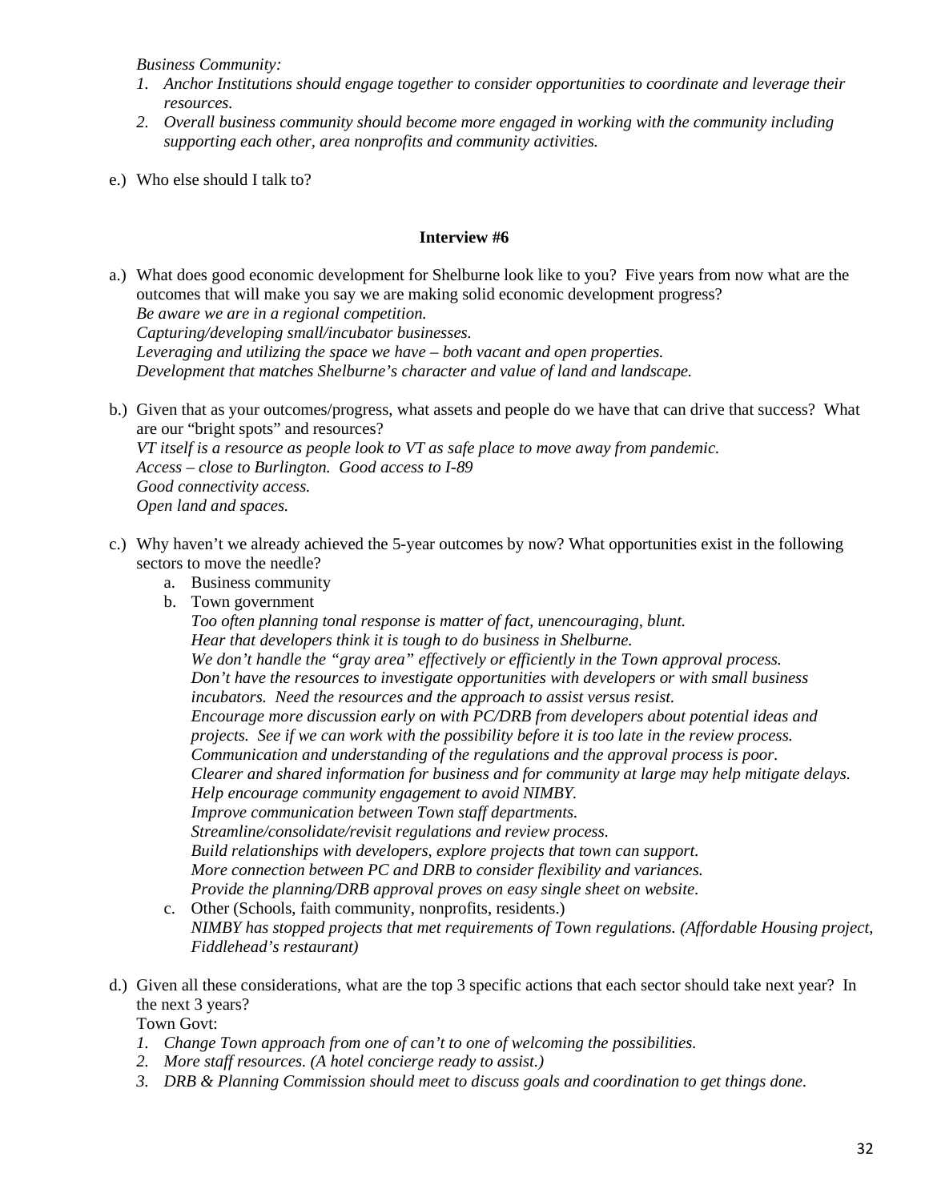*Business Community:*

1. *Anchor Institutions should engage together to consider opportunities to coordinate and leverage their resources.*
2. *Overall business community should become more engaged in working with the community including supporting each other, area nonprofits and community activities.*

e.) Who else should I talk to?

### Interview #6

a.) What does good economic development for Shelburne look like to you? Five years from now what are the outcomes that will make you say we are making solid economic development progress?
*Be aware we are in a regional competition.*
*Capturing/developing small/incubator businesses.*
*Leveraging and utilizing the space we have – both vacant and open properties.*
*Development that matches Shelburne's character and value of land and landscape.*

b.) Given that as your outcomes/progress, what assets and people do we have that can drive that success? What are our "bright spots" and resources?
*VT itself is a resource as people look to VT as safe place to move away from pandemic.*
*Access – close to Burlington. Good access to I-89*
*Good connectivity access.*
*Open land and spaces.*

c.) Why haven't we already achieved the 5-year outcomes by now? What opportunities exist in the following sectors to move the needle?

a. Business community

b. Town government
*Too often planning tonal response is matter of fact, unencouraging, blunt.*
*Hear that developers think it is tough to do business in Shelburne.*
*We don't handle the "gray area" effectively or efficiently in the Town approval process.*
*Don't have the resources to investigate opportunities with developers or with small business incubators. Need the resources and the approach to assist versus resist.*
*Encourage more discussion early on with PC/DRB from developers about potential ideas and projects. See if we can work with the possibility before it is too late in the review process.*
*Communication and understanding of the regulations and the approval process is poor.*
*Clearer and shared information for business and for community at large may help mitigate delays.*
*Help encourage community engagement to avoid NIMBY.*
*Improve communication between Town staff departments.*
*Streamline/consolidate/revisit regulations and review process.*
*Build relationships with developers, explore projects that town can support.*
*More connection between PC and DRB to consider flexibility and variances.*
*Provide the planning/DRB approval proves on easy single sheet on website.*

c. Other (Schools, faith community, nonprofits, residents.)
*NIMBY has stopped projects that met requirements of Town regulations. (Affordable Housing project, Fiddlehead's restaurant)*

d.) Given all these considerations, what are the top 3 specific actions that each sector should take next year? In the next 3 years?

Town Govt:

1. *Change Town approach from one of can't to one of welcoming the possibilities.*
2. *More staff resources. (A hotel concierge ready to assist.)*
3. *DRB & Planning Commission should meet to discuss goals and coordination to get things done.*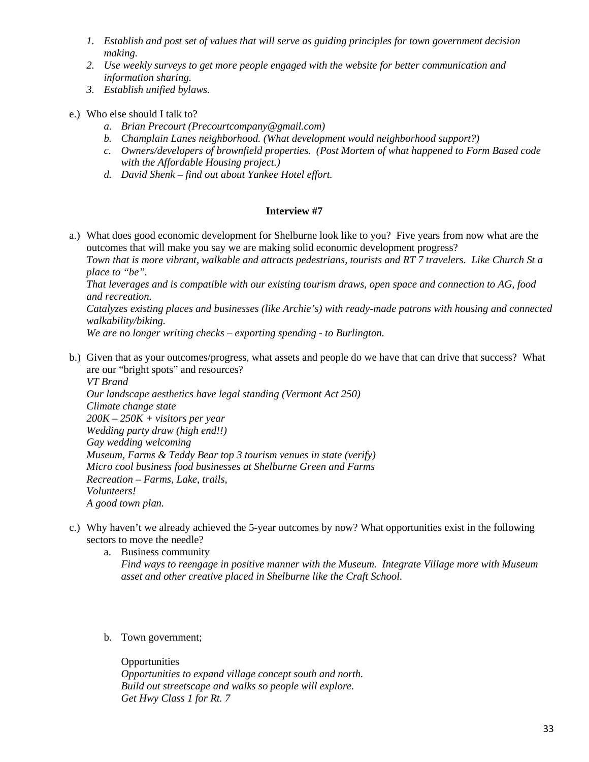1. *Establish and post set of values that will serve as guiding principles for town government decision making.*
2. *Use weekly surveys to get more people engaged with the website for better communication and information sharing.*
3. *Establish unified bylaws.*

e.) Who else should I talk to?

   a. *Brian Precourt (Precourtcompany@gmail.com)*
   b. *Champlain Lanes neighborhood. (What development would neighborhood support?)*
   c. *Owners/developers of brownfield properties. (Post Mortem of what happened to Form Based code with the Affordable Housing project.)*
   d. *David Shenk – find out about Yankee Hotel effort.*

**Interview #7**

a.) What does good economic development for Shelburne look like to you? Five years from now what are the outcomes that will make you say we are making solid economic development progress?
*Town that is more vibrant, walkable and attracts pedestrians, tourists and RT 7 travelers. Like Church St a place to "be".*
*That leverages and is compatible with our existing tourism draws, open space and connection to AG, food and recreation.*
*Catalyzes existing places and businesses (like Archie's) with ready-made patrons with housing and connected walkability/biking.*
*We are no longer writing checks – exporting spending - to Burlington.*

b.) Given that as your outcomes/progress, what assets and people do we have that can drive that success? What are our "bright spots" and resources?
*VT Brand*
*Our landscape aesthetics have legal standing (Vermont Act 250)*
*Climate change state*
*200K – 250K + visitors per year*
*Wedding party draw (high end!!)*
*Gay wedding welcoming*
*Museum, Farms & Teddy Bear top 3 tourism venues in state (verify)*
*Micro cool business food businesses at Shelburne Green and Farms*
*Recreation – Farms, Lake, trails,*
*Volunteers!*
*A good town plan.*

c.) Why haven't we already achieved the 5-year outcomes by now? What opportunities exist in the following sectors to move the needle?

   a. Business community
   *Find ways to reengage in positive manner with the Museum. Integrate Village more with Museum asset and other creative placed in Shelburne like the Craft School.*

   b. Town government;

   Opportunities
   *Opportunities to expand village concept south and north.*
   *Build out streetscape and walks so people will explore.*
   *Get Hwy Class 1 for Rt. 7*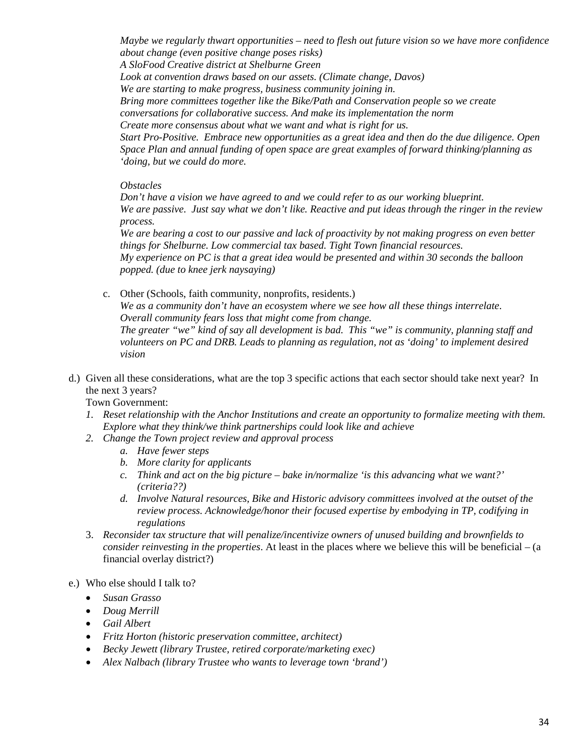*Maybe we regularly thwart opportunities – need to flesh out future vision so we have more confidence about change (even positive change poses risks)*
*A SloFood Creative district at Shelburne Green*
*Look at convention draws based on our assets. (Climate change, Davos)*
*We are starting to make progress, business community joining in.*
*Bring more committees together like the Bike/Path and Conservation people so we create conversations for collaborative success. And make its implementation the norm*
*Create more consensus about what we want and what is right for us.*
*Start Pro-Positive. Embrace new opportunities as a great idea and then do the due diligence. Open Space Plan and annual funding of open space are great examples of forward thinking/planning as 'doing, but we could do more.*

*Obstacles*
*Don't have a vision we have agreed to and we could refer to as our working blueprint.*
*We are passive. Just say what we don't like. Reactive and put ideas through the ringer in the review process.*
*We are bearing a cost to our passive and lack of proactivity by not making progress on even better things for Shelburne. Low commercial tax based. Tight Town financial resources.*
*My experience on PC is that a great idea would be presented and within 30 seconds the balloon popped. (due to knee jerk naysaying)*

c. Other (Schools, faith community, nonprofits, residents.)
*We as a community don't have an ecosystem where we see how all these things interrelate.*
*Overall community fears loss that might come from change.*
*The greater "we" kind of say all development is bad. This "we" is community, planning staff and volunteers on PC and DRB. Leads to planning as regulation, not as 'doing' to implement desired vision*

d.) Given all these considerations, what are the top 3 specific actions that each sector should take next year? In the next 3 years?
Town Government:

1. *Reset relationship with the Anchor Institutions and create an opportunity to formalize meeting with them. Explore what they think/we think partnerships could look like and achieve*
2. *Change the Town project review and approval process*
   a. *Have fewer steps*
   b. *More clarity for applicants*
   c. *Think and act on the big picture – bake in/normalize 'is this advancing what we want?' (criteria??)*
   d. *Involve Natural resources, Bike and Historic advisory committees involved at the outset of the review process. Acknowledge/honor their focused expertise by embodying in TP, codifying in regulations*
3. *Reconsider tax structure that will penalize/incentivize owners of unused building and brownfields to consider reinvesting in the properties*. At least in the places where we believe this will be beneficial – (a financial overlay district?)

e.) Who else should I talk to?

- *Susan Grasso*
- *Doug Merrill*
- *Gail Albert*
- *Fritz Horton (historic preservation committee, architect)*
- *Becky Jewett (library Trustee, retired corporate/marketing exec)*
- *Alex Nalbach (library Trustee who wants to leverage town 'brand')*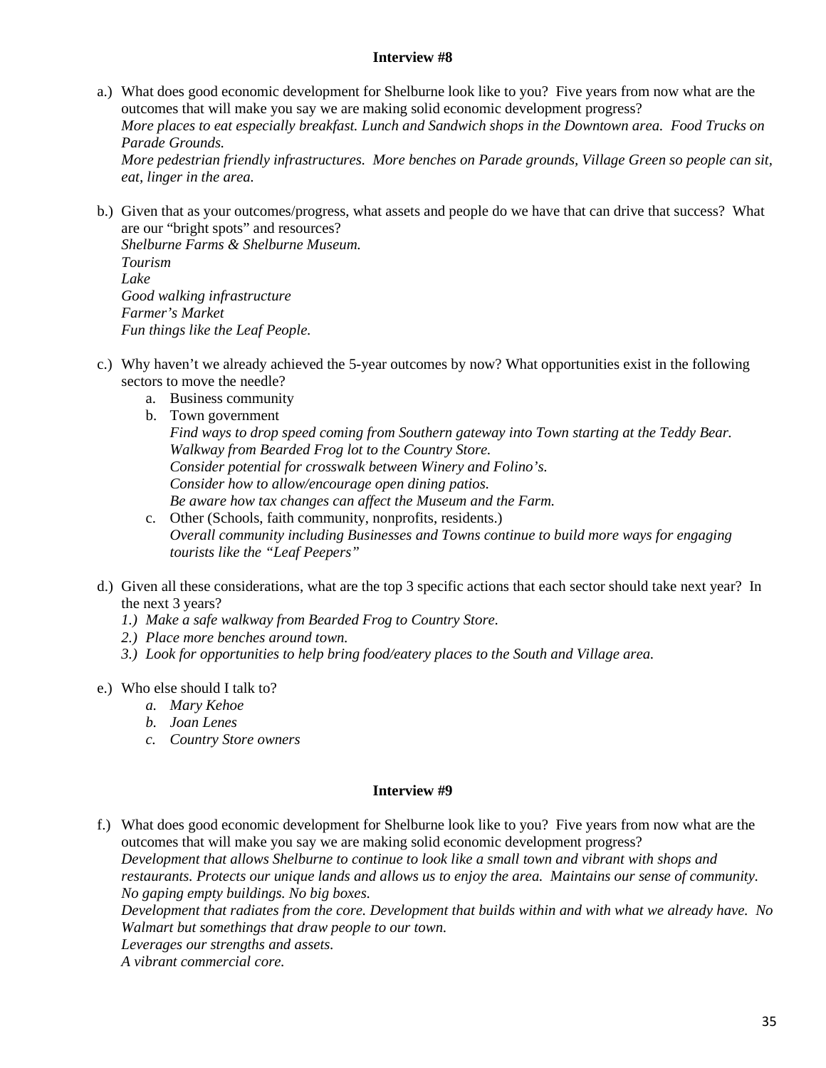**Interview #8**

a.) What does good economic development for Shelburne look like to you? Five years from now what are the outcomes that will make you say we are making solid economic development progress?
*More places to eat especially breakfast. Lunch and Sandwich shops in the Downtown area. Food Trucks on Parade Grounds.*
*More pedestrian friendly infrastructures. More benches on Parade grounds, Village Green so people can sit, eat, linger in the area.*

b.) Given that as your outcomes/progress, what assets and people do we have that can drive that success? What are our "bright spots" and resources?
*Shelburne Farms & Shelburne Museum.*
*Tourism*
*Lake*
*Good walking infrastructure*
*Farmer's Market*
*Fun things like the Leaf People.*

c.) Why haven't we already achieved the 5-year outcomes by now? What opportunities exist in the following sectors to move the needle?
   a. Business community
   b. Town government
      *Find ways to drop speed coming from Southern gateway into Town starting at the Teddy Bear.*
      *Walkway from Bearded Frog lot to the Country Store.*
      *Consider potential for crosswalk between Winery and Folino's.*
      *Consider how to allow/encourage open dining patios.*
      *Be aware how tax changes can affect the Museum and the Farm.*
   c. Other (Schools, faith community, nonprofits, residents.)
      *Overall community including Businesses and Towns continue to build more ways for engaging tourists like the "Leaf Peepers"*

d.) Given all these considerations, what are the top 3 specific actions that each sector should take next year? In the next 3 years?
   *1.) Make a safe walkway from Bearded Frog to Country Store.*
   *2.) Place more benches around town.*
   *3.) Look for opportunities to help bring food/eatery places to the South and Village area.*

e.) Who else should I talk to?
   *a. Mary Kehoe*
   *b. Joan Lenes*
   *c. Country Store owners*

**Interview #9**

f.) What does good economic development for Shelburne look like to you? Five years from now what are the outcomes that will make you say we are making solid economic development progress?
*Development that allows Shelburne to continue to look like a small town and vibrant with shops and restaurants. Protects our unique lands and allows us to enjoy the area. Maintains our sense of community. No gaping empty buildings. No big boxes.*
*Development that radiates from the core. Development that builds within and with what we already have. No Walmart but somethings that draw people to our town.*
*Leverages our strengths and assets.*
*A vibrant commercial core.*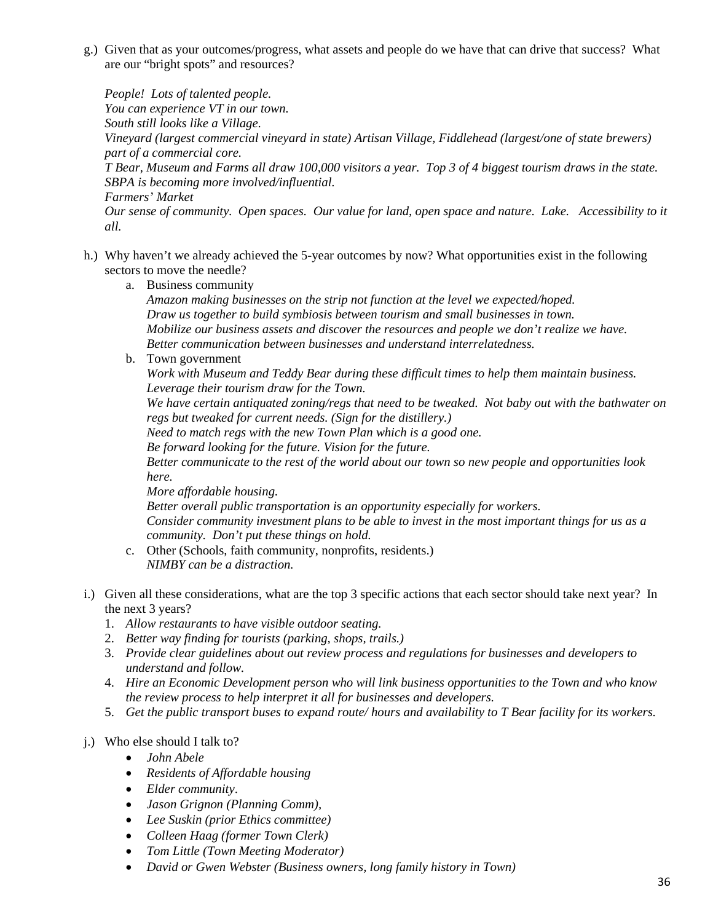g.) Given that as your outcomes/progress, what assets and people do we have that can drive that success? What are our "bright spots" and resources?

*People! Lots of talented people.*
*You can experience VT in our town.*
*South still looks like a Village.*
*Vineyard (largest commercial vineyard in state) Artisan Village, Fiddlehead (largest/one of state brewers) part of a commercial core.*
*T Bear, Museum and Farms all draw 100,000 visitors a year. Top 3 of 4 biggest tourism draws in the state.*
*SBPA is becoming more involved/influential.*
*Farmers' Market*
*Our sense of community. Open spaces. Our value for land, open space and nature. Lake. Accessibility to it all.*

h.) Why haven't we already achieved the 5-year outcomes by now? What opportunities exist in the following sectors to move the needle?

a. Business community
*Amazon making businesses on the strip not function at the level we expected/hoped.*
*Draw us together to build symbiosis between tourism and small businesses in town.*
*Mobilize our business assets and discover the resources and people we don't realize we have.*
*Better communication between businesses and understand interrelatedness.*

b. Town government
*Work with Museum and Teddy Bear during these difficult times to help them maintain business. Leverage their tourism draw for the Town.*
*We have certain antiquated zoning/regs that need to be tweaked. Not baby out with the bathwater on regs but tweaked for current needs. (Sign for the distillery.)*
*Need to match regs with the new Town Plan which is a good one.*
*Be forward looking for the future. Vision for the future.*
*Better communicate to the rest of the world about our town so new people and opportunities look here.*
*More affordable housing.*
*Better overall public transportation is an opportunity especially for workers.*
*Consider community investment plans to be able to invest in the most important things for us as a community. Don't put these things on hold.*

c. Other (Schools, faith community, nonprofits, residents.)
*NIMBY can be a distraction.*

i.) Given all these considerations, what are the top 3 specific actions that each sector should take next year? In the next 3 years?

1. *Allow restaurants to have visible outdoor seating.*
2. *Better way finding for tourists (parking, shops, trails.)*
3. *Provide clear guidelines about out review process and regulations for businesses and developers to understand and follow.*
4. *Hire an Economic Development person who will link business opportunities to the Town and who know the review process to help interpret it all for businesses and developers.*
5. *Get the public transport buses to expand route/ hours and availability to T Bear facility for its workers.*

j.) Who else should I talk to?

- *John Abele*
- *Residents of Affordable housing*
- *Elder community.*
- *Jason Grignon (Planning Comm),*
- *Lee Suskin (prior Ethics committee)*
- *Colleen Haag (former Town Clerk)*
- *Tom Little (Town Meeting Moderator)*
- *David or Gwen Webster (Business owners, long family history in Town)*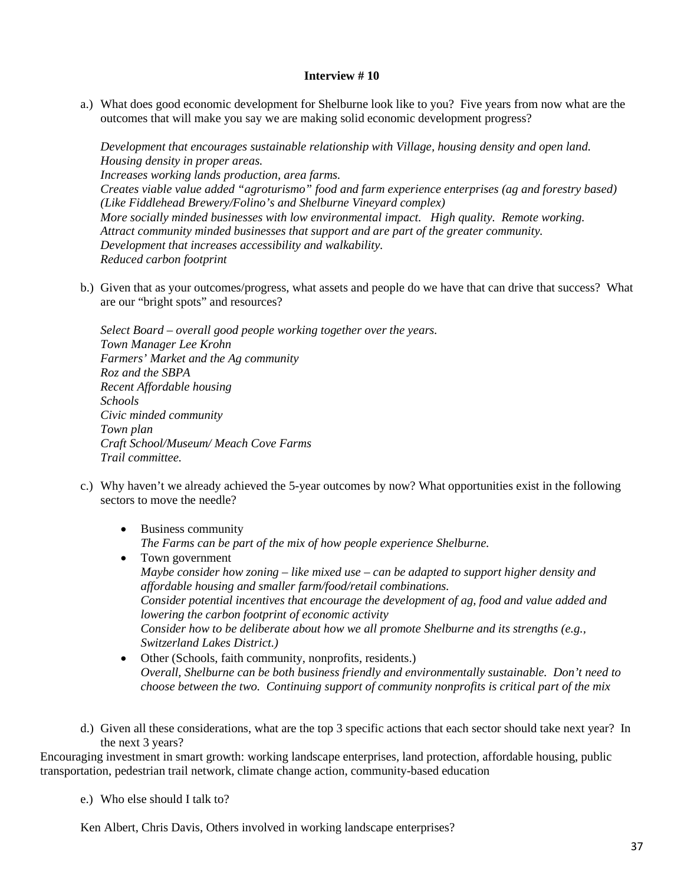**Interview # 10**

a.) What does good economic development for Shelburne look like to you? Five years from now what are the outcomes that will make you say we are making solid economic development progress?

*Development that encourages sustainable relationship with Village, housing density and open land.*
*Housing density in proper areas.*
*Increases working lands production, area farms.*
*Creates viable value added "agroturismo" food and farm experience enterprises (ag and forestry based) (Like Fiddlehead Brewery/Folino's and Shelburne Vineyard complex)*
*More socially minded businesses with low environmental impact. High quality. Remote working.*
*Attract community minded businesses that support and are part of the greater community.*
*Development that increases accessibility and walkability.*
*Reduced carbon footprint*

b.) Given that as your outcomes/progress, what assets and people do we have that can drive that success? What are our "bright spots" and resources?

*Select Board – overall good people working together over the years.*
*Town Manager Lee Krohn*
*Farmers' Market and the Ag community*
*Roz and the SBPA*
*Recent Affordable housing*
*Schools*
*Civic minded community*
*Town plan*
*Craft School/Museum/ Meach Cove Farms*
*Trail committee.*

c.) Why haven't we already achieved the 5-year outcomes by now? What opportunities exist in the following sectors to move the needle?

- Business community
  *The Farms can be part of the mix of how people experience Shelburne.*
- Town government
  *Maybe consider how zoning – like mixed use – can be adapted to support higher density and affordable housing and smaller farm/food/retail combinations.*
  *Consider potential incentives that encourage the development of ag, food and value added and lowering the carbon footprint of economic activity*
  *Consider how to be deliberate about how we all promote Shelburne and its strengths (e.g., Switzerland Lakes District.)*
- Other (Schools, faith community, nonprofits, residents.)
  *Overall, Shelburne can be both business friendly and environmentally sustainable. Don't need to choose between the two. Continuing support of community nonprofits is critical part of the mix*

d.) Given all these considerations, what are the top 3 specific actions that each sector should take next year? In the next 3 years?

Encouraging investment in smart growth: working landscape enterprises, land protection, affordable housing, public transportation, pedestrian trail network, climate change action, community-based education

e.) Who else should I talk to?

Ken Albert, Chris Davis, Others involved in working landscape enterprises?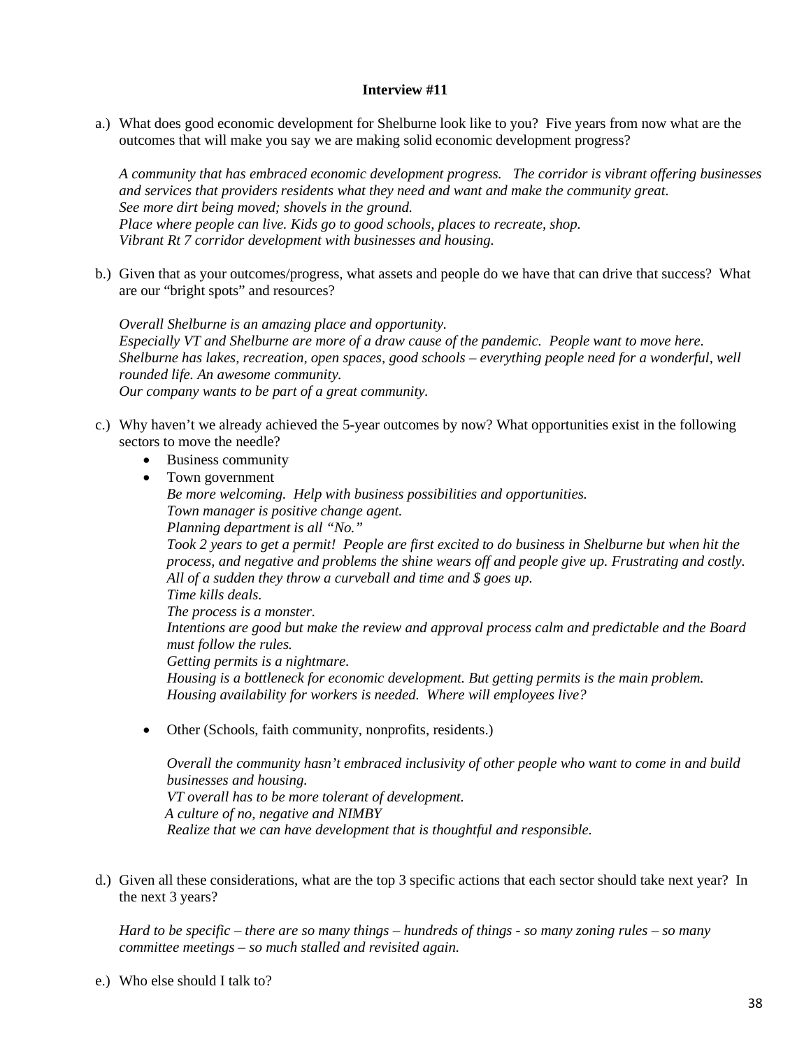**Interview #11**

a.) What does good economic development for Shelburne look like to you? Five years from now what are the outcomes that will make you say we are making solid economic development progress?

*A community that has embraced economic development progress. The corridor is vibrant offering businesses and services that providers residents what they need and want and make the community great.*
*See more dirt being moved; shovels in the ground.*
*Place where people can live. Kids go to good schools, places to recreate, shop.*
*Vibrant Rt 7 corridor development with businesses and housing.*

b.) Given that as your outcomes/progress, what assets and people do we have that can drive that success? What are our "bright spots" and resources?

*Overall Shelburne is an amazing place and opportunity.*
*Especially VT and Shelburne are more of a draw cause of the pandemic. People want to move here.*
*Shelburne has lakes, recreation, open spaces, good schools – everything people need for a wonderful, well rounded life. An awesome community.*
*Our company wants to be part of a great community.*

c.) Why haven't we already achieved the 5-year outcomes by now? What opportunities exist in the following sectors to move the needle?

- Business community
- Town government

  *Be more welcoming. Help with business possibilities and opportunities.*
  *Town manager is positive change agent.*
  *Planning department is all "No."*
  *Took 2 years to get a permit! People are first excited to do business in Shelburne but when hit the process, and negative and problems the shine wears off and people give up. Frustrating and costly.*
  *All of a sudden they throw a curveball and time and $ goes up.*
  *Time kills deals.*
  *The process is a monster.*
  *Intentions are good but make the review and approval process calm and predictable and the Board must follow the rules.*
  *Getting permits is a nightmare.*
  *Housing is a bottleneck for economic development. But getting permits is the main problem.*
  *Housing availability for workers is needed. Where will employees live?*

- Other (Schools, faith community, nonprofits, residents.)

  *Overall the community hasn't embraced inclusivity of other people who want to come in and build businesses and housing.*
  *VT overall has to be more tolerant of development.*
  *A culture of no, negative and NIMBY*
  *Realize that we can have development that is thoughtful and responsible.*

d.) Given all these considerations, what are the top 3 specific actions that each sector should take next year? In the next 3 years?

*Hard to be specific – there are so many things – hundreds of things - so many zoning rules – so many committee meetings – so much stalled and revisited again.*

e.) Who else should I talk to?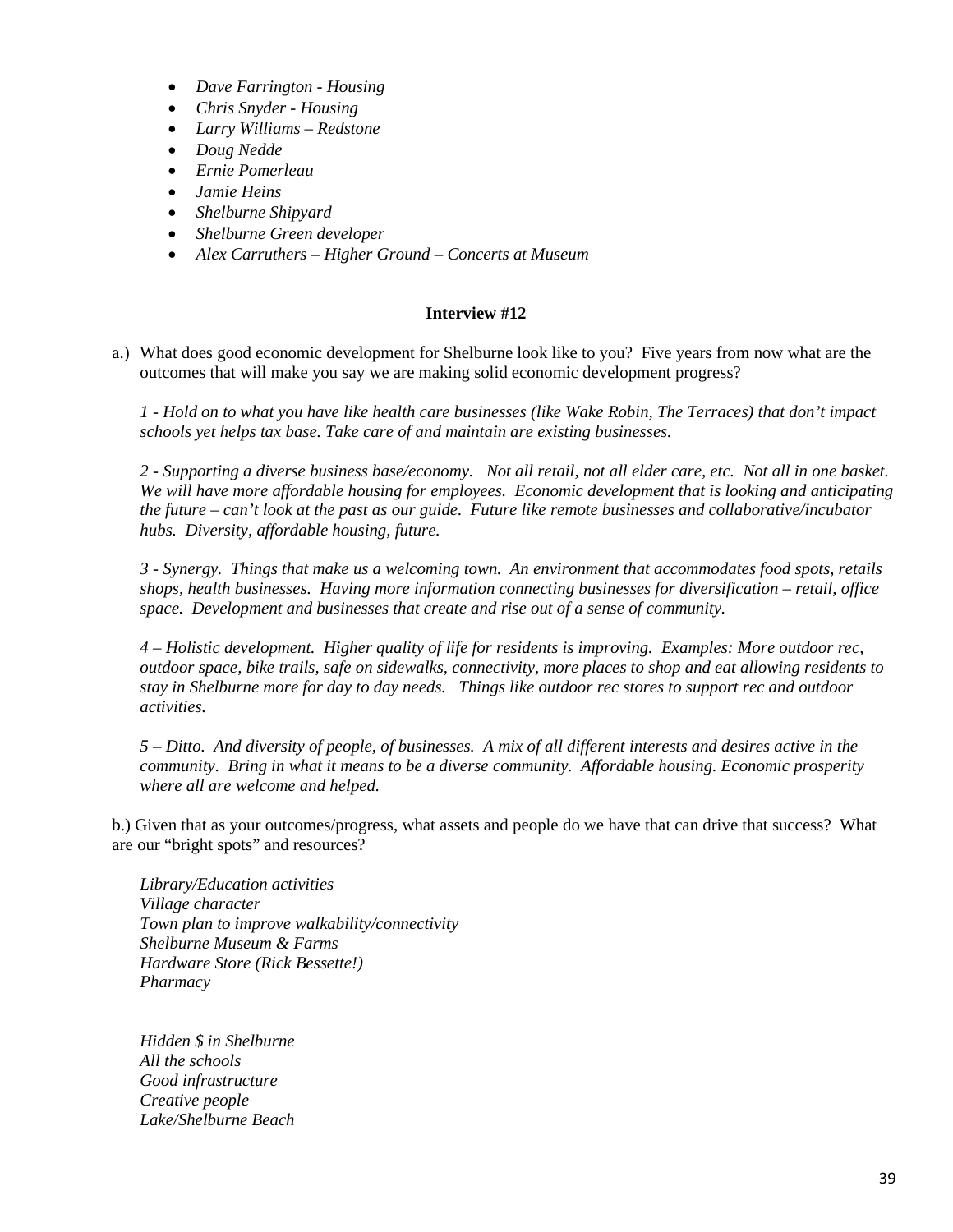- *Dave Farrington - Housing*
- *Chris Snyder - Housing*
- *Larry Williams – Redstone*
- *Doug Nedde*
- *Ernie Pomerleau*
- *Jamie Heins*
- *Shelburne Shipyard*
- *Shelburne Green developer*
- *Alex Carruthers – Higher Ground – Concerts at Museum*

**Interview #12**

a.) What does good economic development for Shelburne look like to you? Five years from now what are the outcomes that will make you say we are making solid economic development progress?

*1 - Hold on to what you have like health care businesses (like Wake Robin, The Terraces) that don't impact schools yet helps tax base. Take care of and maintain are existing businesses.*

*2 - Supporting a diverse business base/economy. Not all retail, not all elder care, etc. Not all in one basket. We will have more affordable housing for employees. Economic development that is looking and anticipating the future – can't look at the past as our guide. Future like remote businesses and collaborative/incubator hubs. Diversity, affordable housing, future.*

*3 - Synergy. Things that make us a welcoming town. An environment that accommodates food spots, retails shops, health businesses. Having more information connecting businesses for diversification – retail, office space. Development and businesses that create and rise out of a sense of community.*

*4 – Holistic development. Higher quality of life for residents is improving. Examples: More outdoor rec, outdoor space, bike trails, safe on sidewalks, connectivity, more places to shop and eat allowing residents to stay in Shelburne more for day to day needs. Things like outdoor rec stores to support rec and outdoor activities.*

*5 – Ditto. And diversity of people, of businesses. A mix of all different interests and desires active in the community. Bring in what it means to be a diverse community. Affordable housing. Economic prosperity where all are welcome and helped.*

b.) Given that as your outcomes/progress, what assets and people do we have that can drive that success? What are our "bright spots" and resources?

*Library/Education activities*
*Village character*
*Town plan to improve walkability/connectivity*
*Shelburne Museum & Farms*
*Hardware Store (Rick Bessette!)*
*Pharmacy*

*Hidden $ in Shelburne*
*All the schools*
*Good infrastructure*
*Creative people*
*Lake/Shelburne Beach*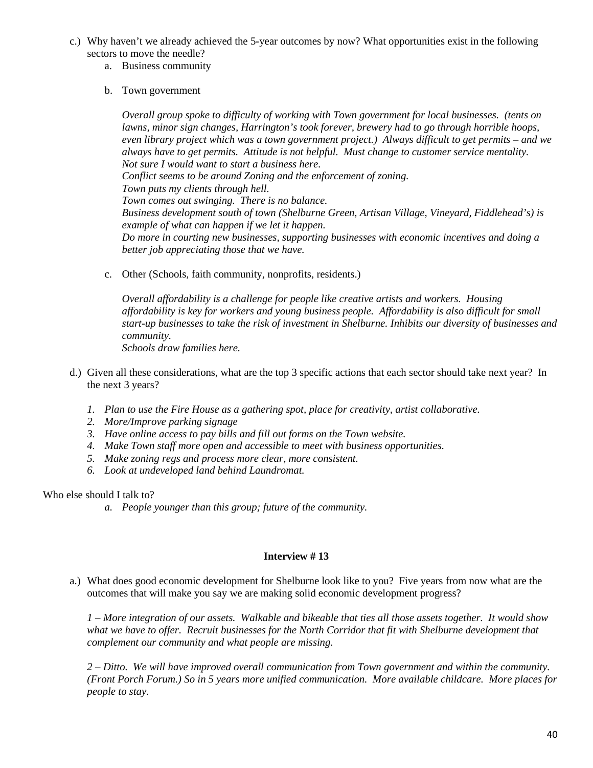c.) Why haven't we already achieved the 5-year outcomes by now? What opportunities exist in the following sectors to move the needle?

   a. Business community

   b. Town government

   *Overall group spoke to difficulty of working with Town government for local businesses. (tents on lawns, minor sign changes, Harrington's took forever, brewery had to go through horrible hoops, even library project which was a town government project.) Always difficult to get permits – and we always have to get permits. Attitude is not helpful. Must change to customer service mentality.*
   *Not sure I would want to start a business here.*
   *Conflict seems to be around Zoning and the enforcement of zoning.*
   *Town puts my clients through hell.*
   *Town comes out swinging. There is no balance.*
   *Business development south of town (Shelburne Green, Artisan Village, Vineyard, Fiddlehead's) is example of what can happen if we let it happen.*
   *Do more in courting new businesses, supporting businesses with economic incentives and doing a better job appreciating those that we have.*

   c. Other (Schools, faith community, nonprofits, residents.)

   *Overall affordability is a challenge for people like creative artists and workers. Housing affordability is key for workers and young business people. Affordability is also difficult for small start-up businesses to take the risk of investment in Shelburne. Inhibits our diversity of businesses and community.*
   *Schools draw families here.*

d.) Given all these considerations, what are the top 3 specific actions that each sector should take next year? In the next 3 years?

   1. *Plan to use the Fire House as a gathering spot, place for creativity, artist collaborative.*
   2. *More/Improve parking signage*
   3. *Have online access to pay bills and fill out forms on the Town website.*
   4. *Make Town staff more open and accessible to meet with business opportunities.*
   5. *Make zoning regs and process more clear, more consistent.*
   6. *Look at undeveloped land behind Laundromat.*

Who else should I talk to?

   a. *People younger than this group; future of the community.*

**Interview # 13**

a.) What does good economic development for Shelburne look like to you? Five years from now what are the outcomes that will make you say we are making solid economic development progress?

*1 – More integration of our assets. Walkable and bikeable that ties all those assets together. It would show what we have to offer. Recruit businesses for the North Corridor that fit with Shelburne development that complement our community and what people are missing.*

*2 – Ditto. We will have improved overall communication from Town government and within the community. (Front Porch Forum.) So in 5 years more unified communication. More available childcare. More places for people to stay.*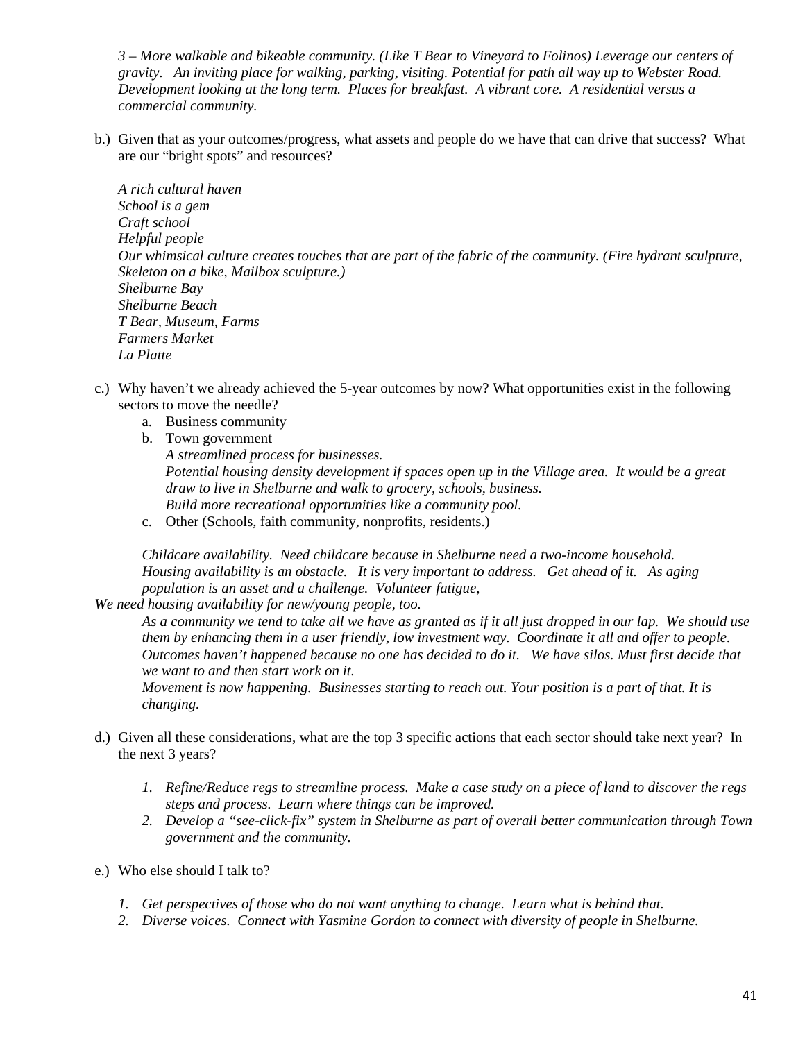*3 – More walkable and bikeable community. (Like T Bear to Vineyard to Folinos) Leverage our centers of gravity. An inviting place for walking, parking, visiting. Potential for path all way up to Webster Road. Development looking at the long term. Places for breakfast. A vibrant core. A residential versus a commercial community.*

b.) Given that as your outcomes/progress, what assets and people do we have that can drive that success? What are our "bright spots" and resources?

*A rich cultural haven*
*School is a gem*
*Craft school*
*Helpful people*
*Our whimsical culture creates touches that are part of the fabric of the community. (Fire hydrant sculpture, Skeleton on a bike, Mailbox sculpture.)*
*Shelburne Bay*
*Shelburne Beach*
*T Bear, Museum, Farms*
*Farmers Market*
*La Platte*

c.) Why haven't we already achieved the 5-year outcomes by now? What opportunities exist in the following sectors to move the needle?

   a. Business community
   b. Town government
      *A streamlined process for businesses.*
      *Potential housing density development if spaces open up in the Village area. It would be a great draw to live in Shelburne and walk to grocery, schools, business.*
      *Build more recreational opportunities like a community pool.*
   c. Other (Schools, faith community, nonprofits, residents.)

*Childcare availability. Need childcare because in Shelburne need a two-income household.*
*Housing availability is an obstacle. It is very important to address. Get ahead of it. As aging population is an asset and a challenge. Volunteer fatigue,*
*We need housing availability for new/young people, too.*
*As a community we tend to take all we have as granted as if it all just dropped in our lap. We should use them by enhancing them in a user friendly, low investment way. Coordinate it all and offer to people.*
*Outcomes haven't happened because no one has decided to do it. We have silos. Must first decide that we want to and then start work on it.*
*Movement is now happening. Businesses starting to reach out. Your position is a part of that. It is changing.*

d.) Given all these considerations, what are the top 3 specific actions that each sector should take next year? In the next 3 years?

1. *Refine/Reduce regs to streamline process. Make a case study on a piece of land to discover the regs steps and process. Learn where things can be improved.*
2. *Develop a "see-click-fix" system in Shelburne as part of overall better communication through Town government and the community.*

e.) Who else should I talk to?

1. *Get perspectives of those who do not want anything to change. Learn what is behind that.*
2. *Diverse voices. Connect with Yasmine Gordon to connect with diversity of people in Shelburne.*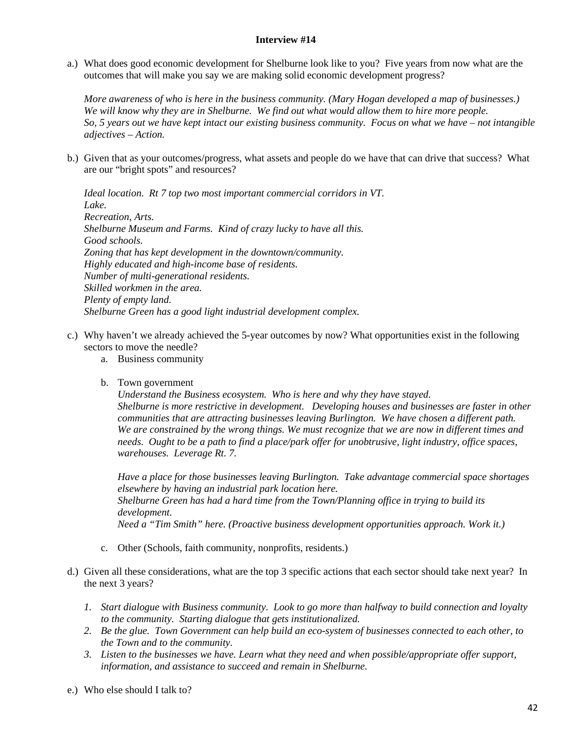**Interview #14**

a.) What does good economic development for Shelburne look like to you? Five years from now what are the outcomes that will make you say we are making solid economic development progress?

*More awareness of who is here in the business community. (Mary Hogan developed a map of businesses.) We will know why they are in Shelburne. We find out what would allow them to hire more people. So, 5 years out we have kept intact our existing business community. Focus on what we have – not intangible adjectives – Action.*

b.) Given that as your outcomes/progress, what assets and people do we have that can drive that success? What are our "bright spots" and resources?

*Ideal location. Rt 7 top two most important commercial corridors in VT.*
*Lake.*
*Recreation, Arts.*
*Shelburne Museum and Farms. Kind of crazy lucky to have all this.*
*Good schools.*
*Zoning that has kept development in the downtown/community.*
*Highly educated and high-income base of residents.*
*Number of multi-generational residents.*
*Skilled workmen in the area.*
*Plenty of empty land.*
*Shelburne Green has a good light industrial development complex.*

c.) Why haven't we already achieved the 5-year outcomes by now? What opportunities exist in the following sectors to move the needle?

a. Business community

b. Town government

*Understand the Business ecosystem. Who is here and why they have stayed.*
*Shelburne is more restrictive in development. Developing houses and businesses are faster in other communities that are attracting businesses leaving Burlington. We have chosen a different path. We are constrained by the wrong things. We must recognize that we are now in different times and needs. Ought to be a path to find a place/park offer for unobtrusive, light industry, office spaces, warehouses. Leverage Rt. 7.*

*Have a place for those businesses leaving Burlington. Take advantage commercial space shortages elsewhere by having an industrial park location here.*
*Shelburne Green has had a hard time from the Town/Planning office in trying to build its development.*
*Need a "Tim Smith" here. (Proactive business development opportunities approach. Work it.)*

c. Other (Schools, faith community, nonprofits, residents.)

d.) Given all these considerations, what are the top 3 specific actions that each sector should take next year? In the next 3 years?

1. *Start dialogue with Business community. Look to go more than halfway to build connection and loyalty to the community. Starting dialogue that gets institutionalized.*
2. *Be the glue. Town Government can help build an eco-system of businesses connected to each other, to the Town and to the community.*
3. *Listen to the businesses we have. Learn what they need and when possible/appropriate offer support, information, and assistance to succeed and remain in Shelburne.*

e.) Who else should I talk to?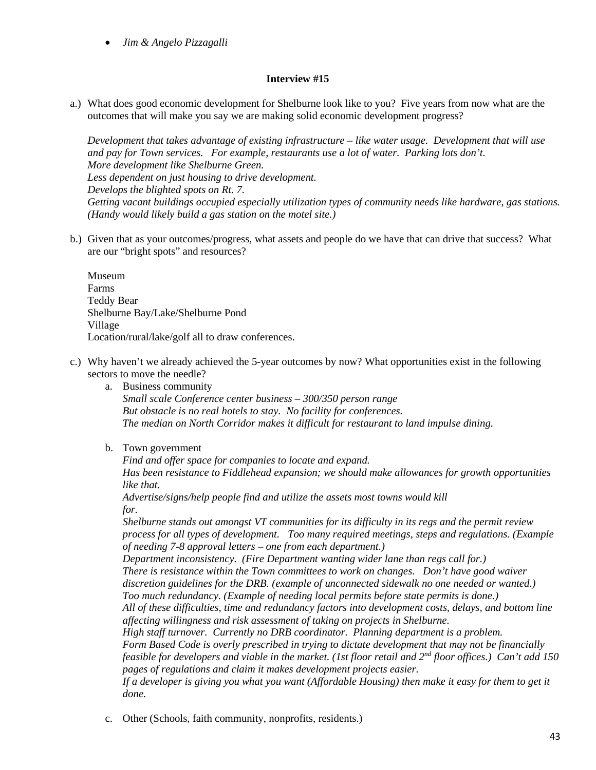- *Jim & Angelo Pizzagalli*

**Interview #15**

a.) What does good economic development for Shelburne look like to you? Five years from now what are the outcomes that will make you say we are making solid economic development progress?

*Development that takes advantage of existing infrastructure – like water usage. Development that will use and pay for Town services. For example, restaurants use a lot of water. Parking lots don't.*
*More development like Shelburne Green.*
*Less dependent on just housing to drive development.*
*Develops the blighted spots on Rt. 7.*
*Getting vacant buildings occupied especially utilization types of community needs like hardware, gas stations. (Handy would likely build a gas station on the motel site.)*

b.) Given that as your outcomes/progress, what assets and people do we have that can drive that success? What are our "bright spots" and resources?

Museum
Farms
Teddy Bear
Shelburne Bay/Lake/Shelburne Pond
Village
Location/rural/lake/golf all to draw conferences.

c.) Why haven't we already achieved the 5-year outcomes by now? What opportunities exist in the following sectors to move the needle?

a. Business community
*Small scale Conference center business – 300/350 person range*
*But obstacle is no real hotels to stay. No facility for conferences.*
*The median on North Corridor makes it difficult for restaurant to land impulse dining.*

b. Town government
*Find and offer space for companies to locate and expand.*
*Has been resistance to Fiddlehead expansion; we should make allowances for growth opportunities like that.*
*Advertise/signs/help people find and utilize the assets most towns would kill for.*
*Shelburne stands out amongst VT communities for its difficulty in its regs and the permit review process for all types of development. Too many required meetings, steps and regulations. (Example of needing 7-8 approval letters – one from each department.)*
*Department inconsistency. (Fire Department wanting wider lane than regs call for.)*
*There is resistance within the Town committees to work on changes. Don't have good waiver discretion guidelines for the DRB. (example of unconnected sidewalk no one needed or wanted.)*
*Too much redundancy. (Example of needing local permits before state permits is done.)*
*All of these difficulties, time and redundancy factors into development costs, delays, and bottom line affecting willingness and risk assessment of taking on projects in Shelburne.*
*High staff turnover. Currently no DRB coordinator. Planning department is a problem.*
*Form Based Code is overly prescribed in trying to dictate development that may not be financially feasible for developers and viable in the market. (1st floor retail and 2nd floor offices.) Can't add 150 pages of regulations and claim it makes development projects easier.*
*If a developer is giving you what you want (Affordable Housing) then make it easy for them to get it done.*

c. Other (Schools, faith community, nonprofits, residents.)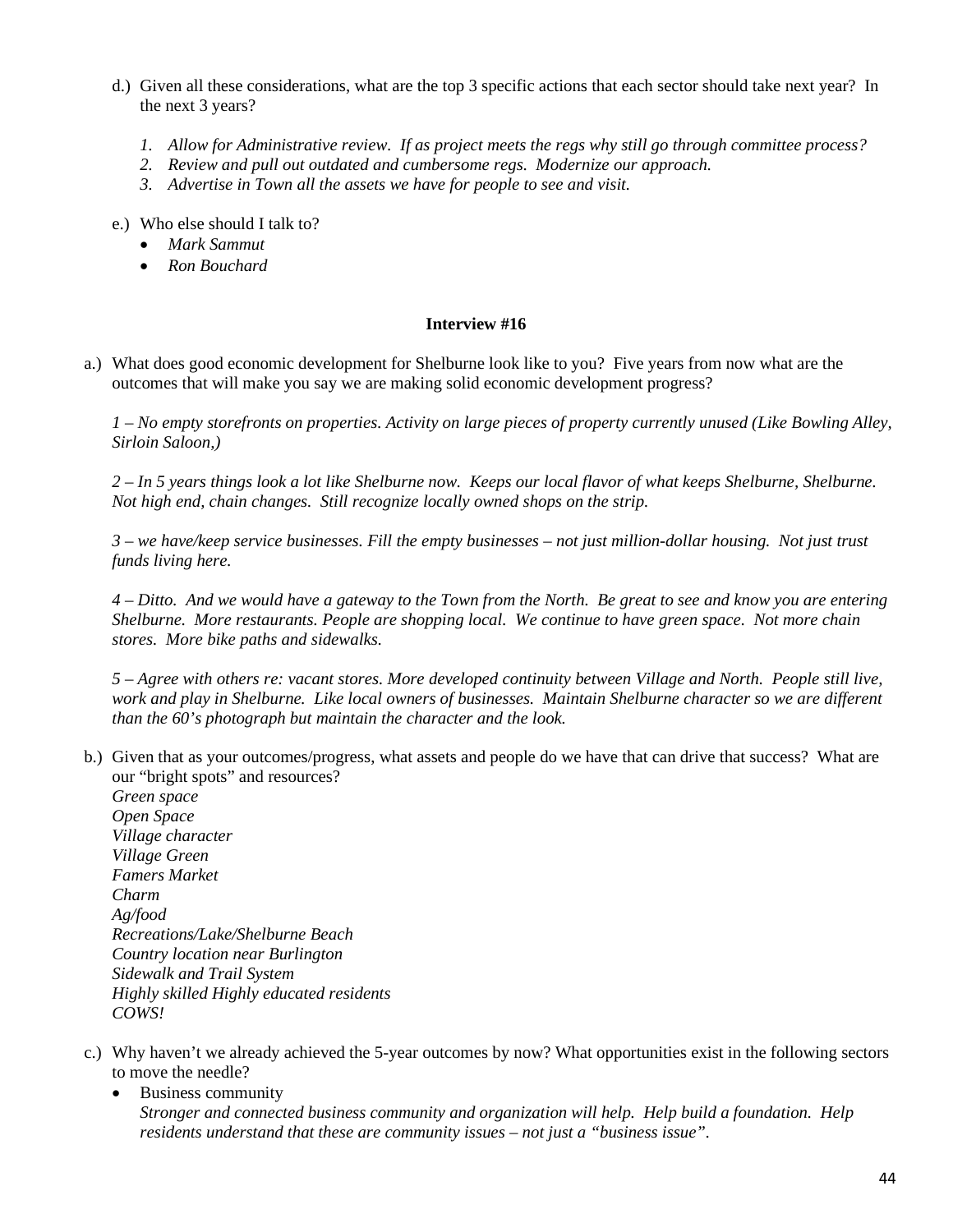d.) Given all these considerations, what are the top 3 specific actions that each sector should take next year? In the next 3 years?

1. *Allow for Administrative review. If as project meets the regs why still go through committee process?*
2. *Review and pull out outdated and cumbersome regs. Modernize our approach.*
3. *Advertise in Town all the assets we have for people to see and visit.*

e.) Who else should I talk to?

- *Mark Sammut*
- *Ron Bouchard*

**Interview #16**

a.) What does good economic development for Shelburne look like to you? Five years from now what are the outcomes that will make you say we are making solid economic development progress?

*1 – No empty storefronts on properties. Activity on large pieces of property currently unused (Like Bowling Alley, Sirloin Saloon,)*

*2 – In 5 years things look a lot like Shelburne now. Keeps our local flavor of what keeps Shelburne, Shelburne. Not high end, chain changes. Still recognize locally owned shops on the strip.*

*3 – we have/keep service businesses. Fill the empty businesses – not just million-dollar housing. Not just trust funds living here.*

*4 – Ditto. And we would have a gateway to the Town from the North. Be great to see and know you are entering Shelburne. More restaurants. People are shopping local. We continue to have green space. Not more chain stores. More bike paths and sidewalks.*

*5 – Agree with others re: vacant stores. More developed continuity between Village and North. People still live, work and play in Shelburne. Like local owners of businesses. Maintain Shelburne character so we are different than the 60's photograph but maintain the character and the look.*

b.) Given that as your outcomes/progress, what assets and people do we have that can drive that success? What are our "bright spots" and resources?

*Green space*
*Open Space*
*Village character*
*Village Green*
*Famers Market*
*Charm*
*Ag/food*
*Recreations/Lake/Shelburne Beach*
*Country location near Burlington*
*Sidewalk and Trail System*
*Highly skilled Highly educated residents*
*COWS!*

c.) Why haven't we already achieved the 5-year outcomes by now? What opportunities exist in the following sectors to move the needle?

- Business community
  *Stronger and connected business community and organization will help. Help build a foundation. Help residents understand that these are community issues – not just a "business issue".*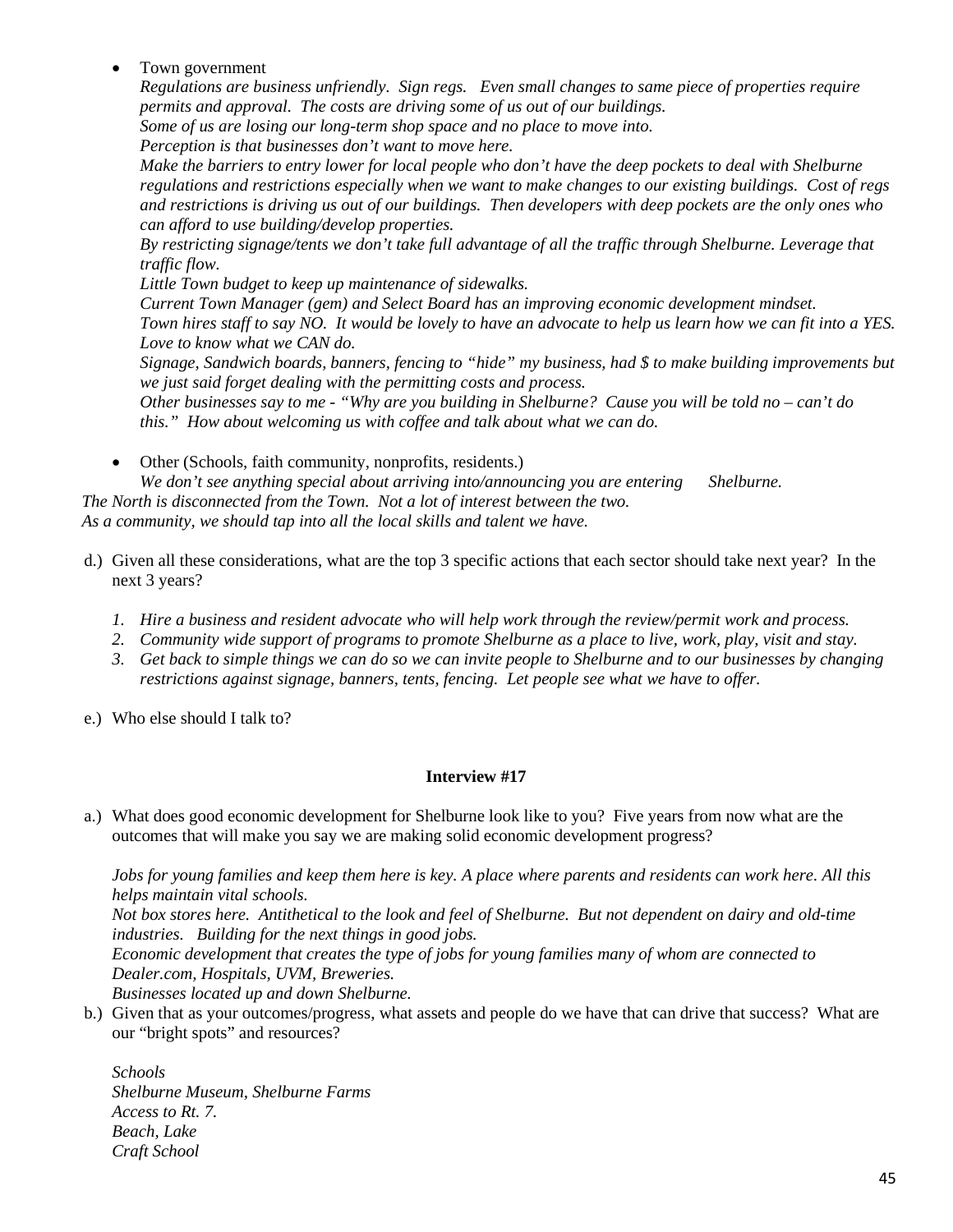- Town government

  *Regulations are business unfriendly. Sign regs. Even small changes to same piece of properties require permits and approval. The costs are driving some of us out of our buildings.*
  *Some of us are losing our long-term shop space and no place to move into.*
  *Perception is that businesses don't want to move here.*
  *Make the barriers to entry lower for local people who don't have the deep pockets to deal with Shelburne regulations and restrictions especially when we want to make changes to our existing buildings. Cost of regs and restrictions is driving us out of our buildings. Then developers with deep pockets are the only ones who can afford to use building/develop properties.*
  *By restricting signage/tents we don't take full advantage of all the traffic through Shelburne. Leverage that traffic flow.*
  *Little Town budget to keep up maintenance of sidewalks.*
  *Current Town Manager (gem) and Select Board has an improving economic development mindset.*
  *Town hires staff to say NO. It would be lovely to have an advocate to help us learn how we can fit into a YES. Love to know what we CAN do.*
  *Signage, Sandwich boards, banners, fencing to "hide" my business, had $ to make building improvements but we just said forget dealing with the permitting costs and process.*
  *Other businesses say to me - "Why are you building in Shelburne? Cause you will be told no – can't do this." How about welcoming us with coffee and talk about what we can do.*

- Other (Schools, faith community, nonprofits, residents.)

  *We don't see anything special about arriving into/announcing you are entering Shelburne.*
*The North is disconnected from the Town. Not a lot of interest between the two.*
*As a community, we should tap into all the local skills and talent we have.*

d.) Given all these considerations, what are the top 3 specific actions that each sector should take next year? In the next 3 years?

1. *Hire a business and resident advocate who will help work through the review/permit work and process.*
2. *Community wide support of programs to promote Shelburne as a place to live, work, play, visit and stay.*
3. *Get back to simple things we can do so we can invite people to Shelburne and to our businesses by changing restrictions against signage, banners, tents, fencing. Let people see what we have to offer.*

e.) Who else should I talk to?

**Interview #17**

a.) What does good economic development for Shelburne look like to you? Five years from now what are the outcomes that will make you say we are making solid economic development progress?

*Jobs for young families and keep them here is key. A place where parents and residents can work here. All this helps maintain vital schools.*
*Not box stores here. Antithetical to the look and feel of Shelburne. But not dependent on dairy and old-time industries. Building for the next things in good jobs.*
*Economic development that creates the type of jobs for young families many of whom are connected to Dealer.com, Hospitals, UVM, Breweries.*
*Businesses located up and down Shelburne.*

b.) Given that as your outcomes/progress, what assets and people do we have that can drive that success? What are our "bright spots" and resources?

*Schools*
*Shelburne Museum, Shelburne Farms*
*Access to Rt. 7.*
*Beach, Lake*
*Craft School*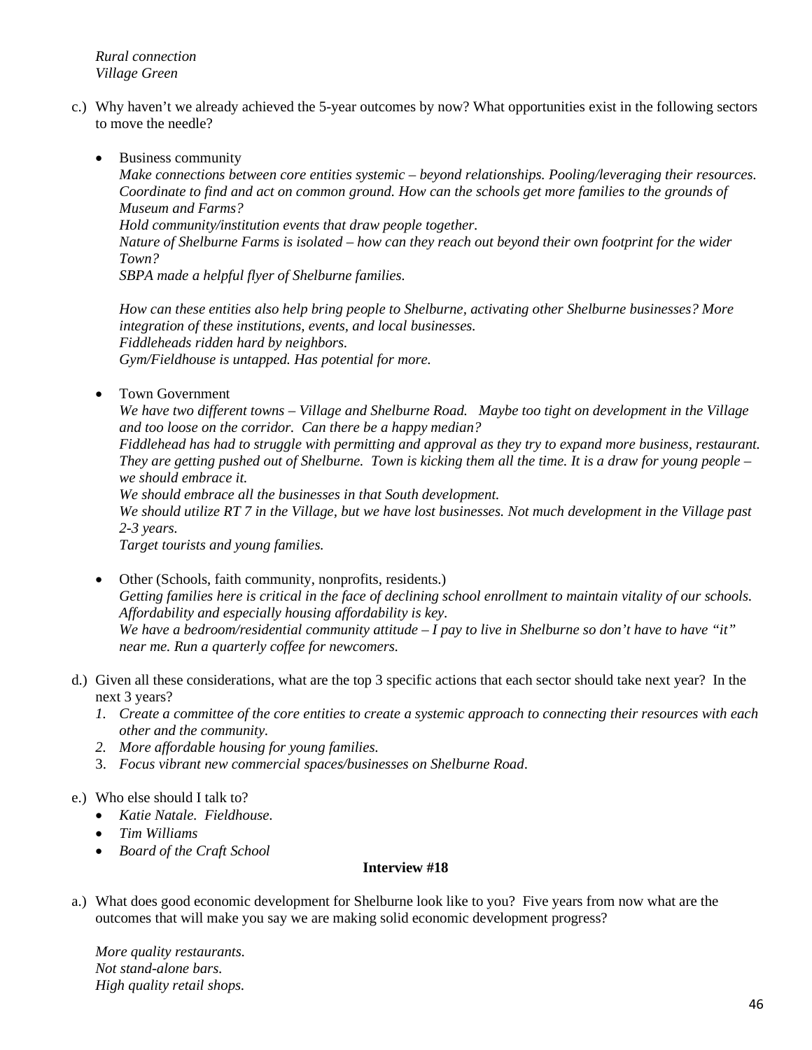*Rural connection*
*Village Green*

c.) Why haven't we already achieved the 5-year outcomes by now? What opportunities exist in the following sectors to move the needle?

- Business community
  *Make connections between core entities systemic – beyond relationships. Pooling/leveraging their resources. Coordinate to find and act on common ground. How can the schools get more families to the grounds of Museum and Farms?*
  *Hold community/institution events that draw people together.*
  *Nature of Shelburne Farms is isolated – how can they reach out beyond their own footprint for the wider Town?*
  *SBPA made a helpful flyer of Shelburne families.*

  *How can these entities also help bring people to Shelburne, activating other Shelburne businesses? More integration of these institutions, events, and local businesses.*
  *Fiddleheads ridden hard by neighbors.*
  *Gym/Fieldhouse is untapped. Has potential for more.*

- Town Government
  *We have two different towns – Village and Shelburne Road. Maybe too tight on development in the Village and too loose on the corridor. Can there be a happy median?*
  *Fiddlehead has had to struggle with permitting and approval as they try to expand more business, restaurant. They are getting pushed out of Shelburne. Town is kicking them all the time. It is a draw for young people – we should embrace it.*
  *We should embrace all the businesses in that South development.*
  *We should utilize RT 7 in the Village, but we have lost businesses. Not much development in the Village past 2-3 years.*
  *Target tourists and young families.*

- Other (Schools, faith community, nonprofits, residents.)
  *Getting families here is critical in the face of declining school enrollment to maintain vitality of our schools. Affordability and especially housing affordability is key.*
  *We have a bedroom/residential community attitude – I pay to live in Shelburne so don't have to have "it" near me. Run a quarterly coffee for newcomers.*

d.) Given all these considerations, what are the top 3 specific actions that each sector should take next year? In the next 3 years?

1. *Create a committee of the core entities to create a systemic approach to connecting their resources with each other and the community.*
2. *More affordable housing for young families.*
3. *Focus vibrant new commercial spaces/businesses on Shelburne Road.*

e.) Who else should I talk to?

- *Katie Natale. Fieldhouse.*
- *Tim Williams*
- *Board of the Craft School*

**Interview #18**

a.) What does good economic development for Shelburne look like to you? Five years from now what are the outcomes that will make you say we are making solid economic development progress?

*More quality restaurants.*
*Not stand-alone bars.*
*High quality retail shops.*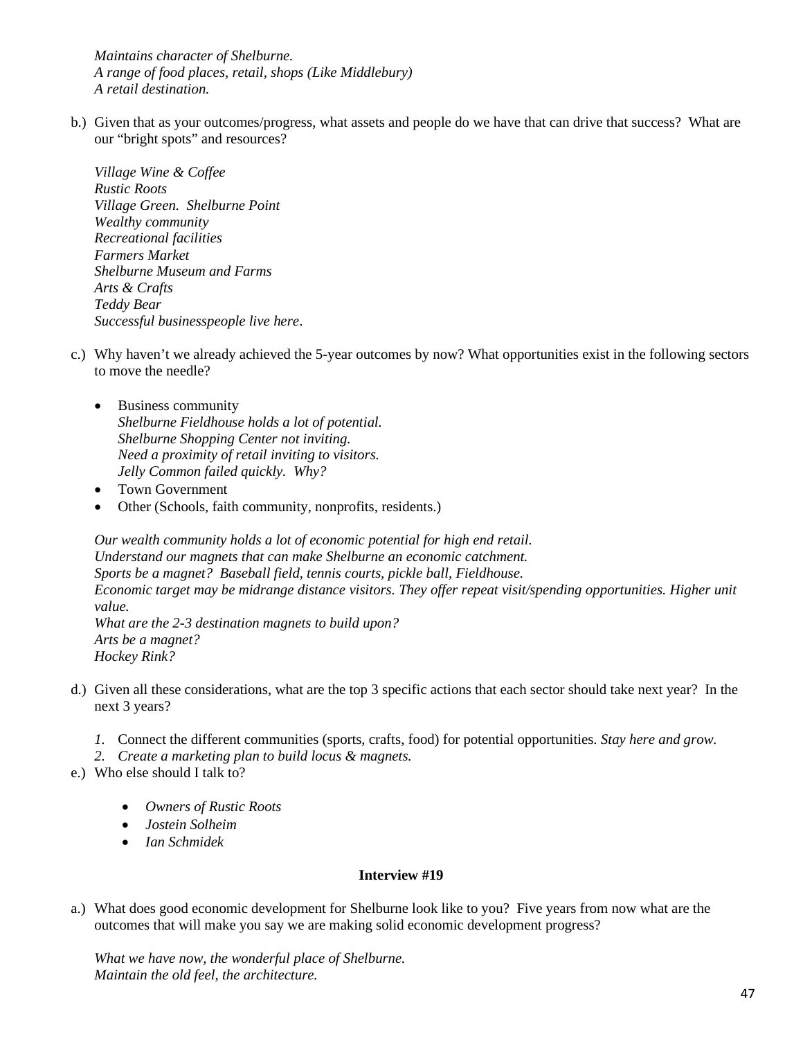*Maintains character of Shelburne.*
*A range of food places, retail, shops (Like Middlebury)*
*A retail destination.*

b.) Given that as your outcomes/progress, what assets and people do we have that can drive that success? What are our "bright spots" and resources?

*Village Wine & Coffee*
*Rustic Roots*
*Village Green. Shelburne Point*
*Wealthy community*
*Recreational facilities*
*Farmers Market*
*Shelburne Museum and Farms*
*Arts & Crafts*
*Teddy Bear*
*Successful businesspeople live here*.

c.) Why haven't we already achieved the 5-year outcomes by now? What opportunities exist in the following sectors to move the needle?

- Business community
  *Shelburne Fieldhouse holds a lot of potential.*
  *Shelburne Shopping Center not inviting.*
  *Need a proximity of retail inviting to visitors.*
  *Jelly Common failed quickly. Why?*
- Town Government
- Other (Schools, faith community, nonprofits, residents.)

*Our wealth community holds a lot of economic potential for high end retail.*
*Understand our magnets that can make Shelburne an economic catchment.*
*Sports be a magnet? Baseball field, tennis courts, pickle ball, Fieldhouse.*
*Economic target may be midrange distance visitors. They offer repeat visit/spending opportunities. Higher unit value.*
*What are the 2-3 destination magnets to build upon?*
*Arts be a magnet?*
*Hockey Rink?*

d.) Given all these considerations, what are the top 3 specific actions that each sector should take next year? In the next 3 years?

1. Connect the different communities (sports, crafts, food) for potential opportunities. *Stay here and grow.*
2. *Create a marketing plan to build locus & magnets.*

e.) Who else should I talk to?

- *Owners of Rustic Roots*
- *Jostein Solheim*
- *Ian Schmidek*

**Interview #19**

a.) What does good economic development for Shelburne look like to you? Five years from now what are the outcomes that will make you say we are making solid economic development progress?

*What we have now, the wonderful place of Shelburne.*
*Maintain the old feel, the architecture.*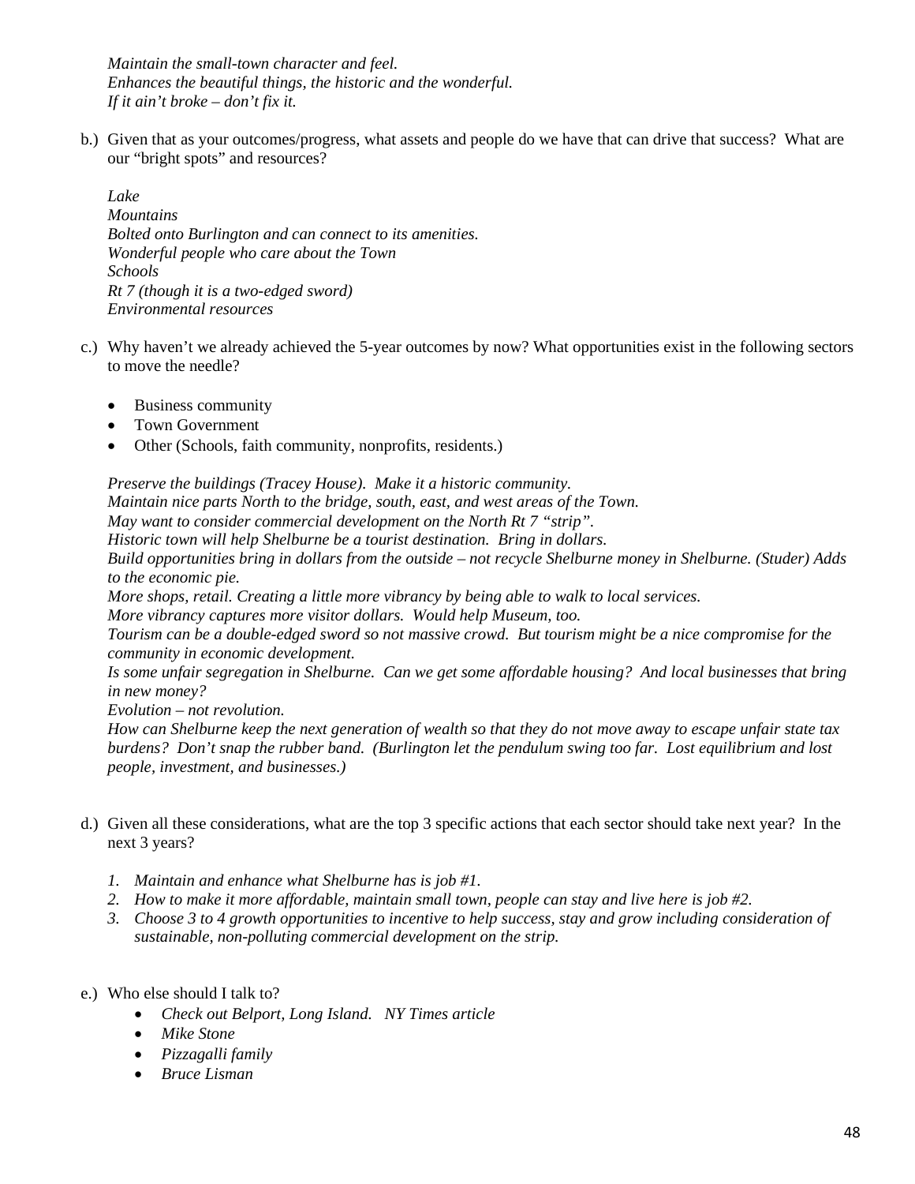*Maintain the small-town character and feel.*
*Enhances the beautiful things, the historic and the wonderful.*
*If it ain't broke – don't fix it.*

b.) Given that as your outcomes/progress, what assets and people do we have that can drive that success? What are our "bright spots" and resources?

*Lake*
*Mountains*
*Bolted onto Burlington and can connect to its amenities.*
*Wonderful people who care about the Town*
*Schools*
*Rt 7 (though it is a two-edged sword)*
*Environmental resources*

c.) Why haven't we already achieved the 5-year outcomes by now? What opportunities exist in the following sectors to move the needle?

- Business community
- Town Government
- Other (Schools, faith community, nonprofits, residents.)

*Preserve the buildings (Tracey House). Make it a historic community.*
*Maintain nice parts North to the bridge, south, east, and west areas of the Town.*
*May want to consider commercial development on the North Rt 7 "strip".*
*Historic town will help Shelburne be a tourist destination. Bring in dollars.*
*Build opportunities bring in dollars from the outside – not recycle Shelburne money in Shelburne. (Studer) Adds to the economic pie.*
*More shops, retail. Creating a little more vibrancy by being able to walk to local services.*
*More vibrancy captures more visitor dollars. Would help Museum, too.*
*Tourism can be a double-edged sword so not massive crowd. But tourism might be a nice compromise for the community in economic development.*
*Is some unfair segregation in Shelburne. Can we get some affordable housing? And local businesses that bring in new money?*
*Evolution – not revolution.*
*How can Shelburne keep the next generation of wealth so that they do not move away to escape unfair state tax burdens? Don't snap the rubber band. (Burlington let the pendulum swing too far. Lost equilibrium and lost people, investment, and businesses.)*

d.) Given all these considerations, what are the top 3 specific actions that each sector should take next year? In the next 3 years?

1. *Maintain and enhance what Shelburne has is job #1.*
2. *How to make it more affordable, maintain small town, people can stay and live here is job #2.*
3. *Choose 3 to 4 growth opportunities to incentive to help success, stay and grow including consideration of sustainable, non-polluting commercial development on the strip.*

e.) Who else should I talk to?

- *Check out Belport, Long Island. NY Times article*
- *Mike Stone*
- *Pizzagalli family*
- *Bruce Lisman*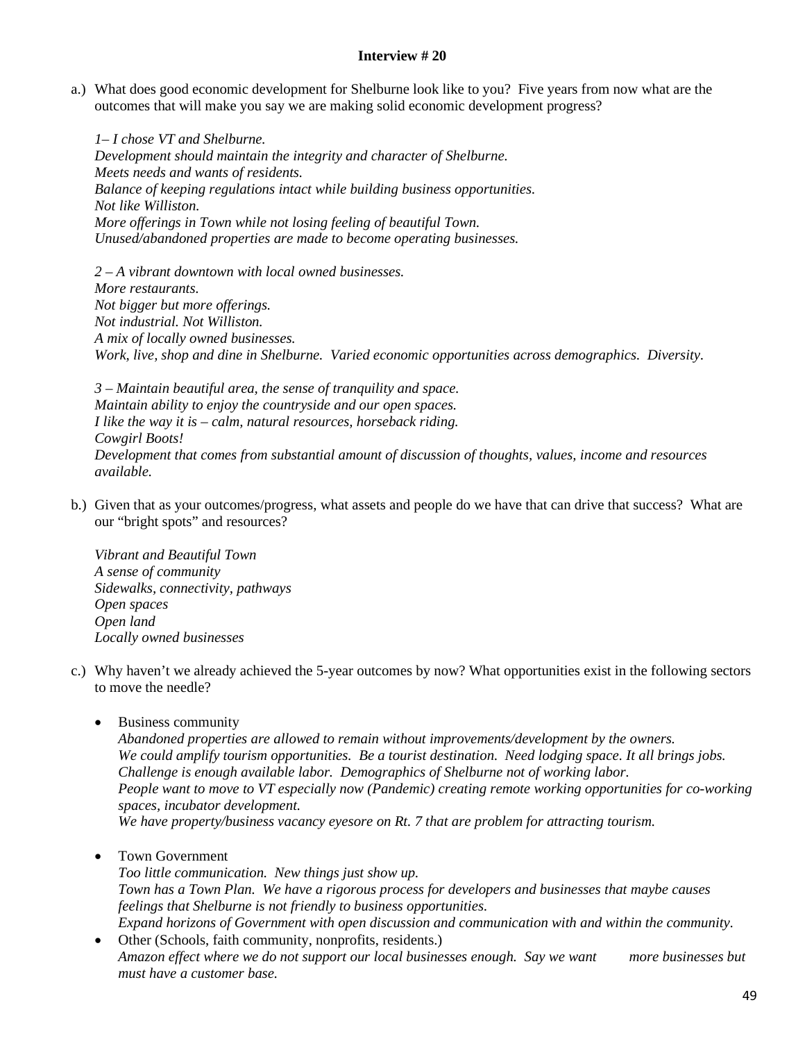**Interview # 20**

a.) What does good economic development for Shelburne look like to you? Five years from now what are the outcomes that will make you say we are making solid economic development progress?

*1– I chose VT and Shelburne.*
*Development should maintain the integrity and character of Shelburne.*
*Meets needs and wants of residents.*
*Balance of keeping regulations intact while building business opportunities.*
*Not like Williston.*
*More offerings in Town while not losing feeling of beautiful Town.*
*Unused/abandoned properties are made to become operating businesses.*

*2 – A vibrant downtown with local owned businesses.*
*More restaurants.*
*Not bigger but more offerings.*
*Not industrial. Not Williston.*
*A mix of locally owned businesses.*
*Work, live, shop and dine in Shelburne. Varied economic opportunities across demographics. Diversity.*

*3 – Maintain beautiful area, the sense of tranquility and space.*
*Maintain ability to enjoy the countryside and our open spaces.*
*I like the way it is – calm, natural resources, horseback riding.*
*Cowgirl Boots!*
*Development that comes from substantial amount of discussion of thoughts, values, income and resources available.*

b.) Given that as your outcomes/progress, what assets and people do we have that can drive that success? What are our "bright spots" and resources?

*Vibrant and Beautiful Town*
*A sense of community*
*Sidewalks, connectivity, pathways*
*Open spaces*
*Open land*
*Locally owned businesses*

c.) Why haven't we already achieved the 5-year outcomes by now? What opportunities exist in the following sectors to move the needle?

- Business community
  *Abandoned properties are allowed to remain without improvements/development by the owners.*
  *We could amplify tourism opportunities. Be a tourist destination. Need lodging space. It all brings jobs.*
  *Challenge is enough available labor. Demographics of Shelburne not of working labor.*
  *People want to move to VT especially now (Pandemic) creating remote working opportunities for co-working spaces, incubator development.*
  *We have property/business vacancy eyesore on Rt. 7 that are problem for attracting tourism.*

- Town Government
  *Too little communication. New things just show up.*
  *Town has a Town Plan. We have a rigorous process for developers and businesses that maybe causes feelings that Shelburne is not friendly to business opportunities.*
  *Expand horizons of Government with open discussion and communication with and within the community.*
- Other (Schools, faith community, nonprofits, residents.)
  *Amazon effect where we do not support our local businesses enough. Say we want more businesses but must have a customer base.*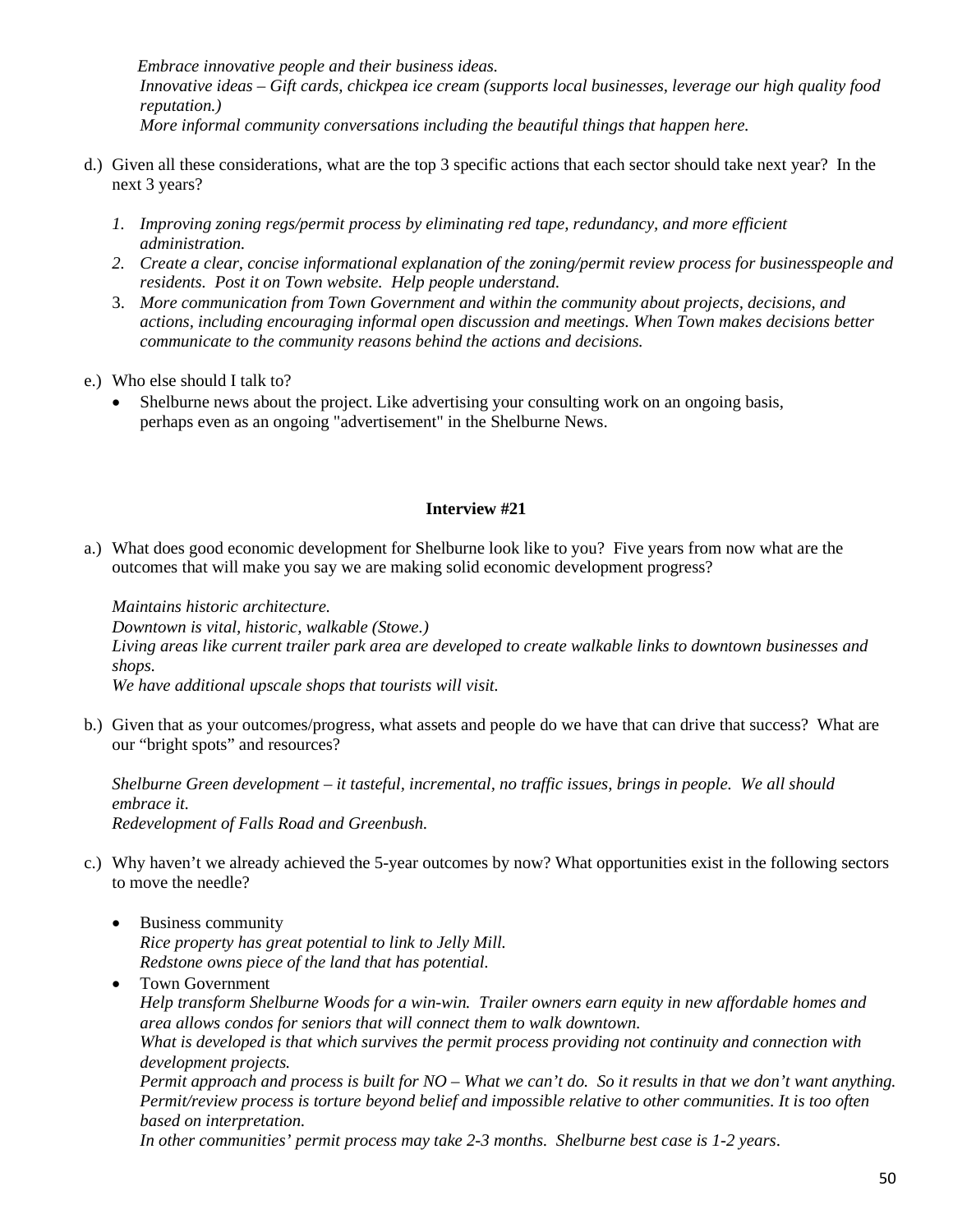*Embrace innovative people and their business ideas.*
*Innovative ideas – Gift cards, chickpea ice cream (supports local businesses, leverage our high quality food reputation.)*
*More informal community conversations including the beautiful things that happen here.*

d.) Given all these considerations, what are the top 3 specific actions that each sector should take next year? In the next 3 years?

1. *Improving zoning regs/permit process by eliminating red tape, redundancy, and more efficient administration.*
2. *Create a clear, concise informational explanation of the zoning/permit review process for businesspeople and residents. Post it on Town website. Help people understand.*
3. *More communication from Town Government and within the community about projects, decisions, and actions, including encouraging informal open discussion and meetings. When Town makes decisions better communicate to the community reasons behind the actions and decisions.*

e.) Who else should I talk to?

- Shelburne news about the project. Like advertising your consulting work on an ongoing basis, perhaps even as an ongoing "advertisement" in the Shelburne News.

**Interview #21**

a.) What does good economic development for Shelburne look like to you? Five years from now what are the outcomes that will make you say we are making solid economic development progress?

*Maintains historic architecture.*
*Downtown is vital, historic, walkable (Stowe.)*
*Living areas like current trailer park area are developed to create walkable links to downtown businesses and shops.*
*We have additional upscale shops that tourists will visit.*

b.) Given that as your outcomes/progress, what assets and people do we have that can drive that success? What are our "bright spots" and resources?

*Shelburne Green development – it tasteful, incremental, no traffic issues, brings in people. We all should embrace it.*
*Redevelopment of Falls Road and Greenbush.*

c.) Why haven't we already achieved the 5-year outcomes by now? What opportunities exist in the following sectors to move the needle?

- Business community
  *Rice property has great potential to link to Jelly Mill.*
  *Redstone owns piece of the land that has potential.*
- Town Government
  *Help transform Shelburne Woods for a win-win. Trailer owners earn equity in new affordable homes and area allows condos for seniors that will connect them to walk downtown.*
  *What is developed is that which survives the permit process providing not continuity and connection with development projects.*
  *Permit approach and process is built for NO – What we can't do. So it results in that we don't want anything.*
  *Permit/review process is torture beyond belief and impossible relative to other communities. It is too often based on interpretation.*
  *In other communities' permit process may take 2-3 months. Shelburne best case is 1-2 years.*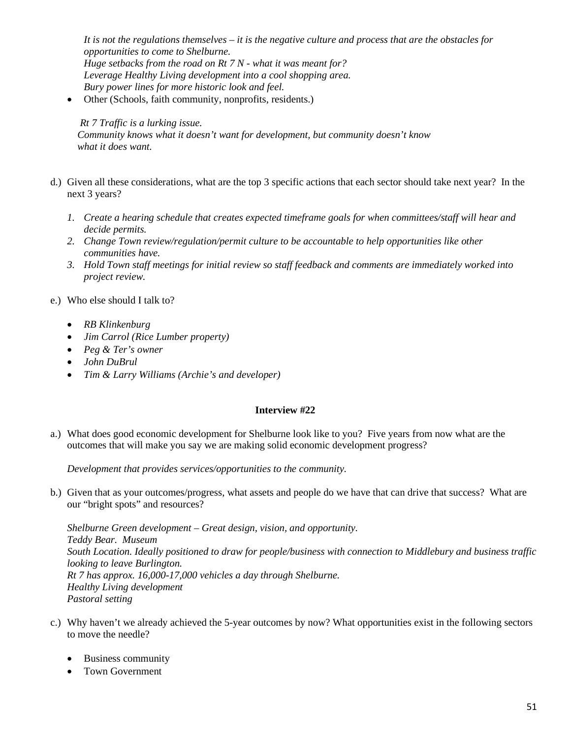*It is not the regulations themselves – it is the negative culture and process that are the obstacles for opportunities to come to Shelburne.*
*Huge setbacks from the road on Rt 7 N - what it was meant for?*
*Leverage Healthy Living development into a cool shopping area.*
*Bury power lines for more historic look and feel.*

- Other (Schools, faith community, nonprofits, residents.)

*Rt 7 Traffic is a lurking issue.*
*Community knows what it doesn't want for development, but community doesn't know what it does want.*

d.) Given all these considerations, what are the top 3 specific actions that each sector should take next year? In the next 3 years?

1. *Create a hearing schedule that creates expected timeframe goals for when committees/staff will hear and decide permits.*
2. *Change Town review/regulation/permit culture to be accountable to help opportunities like other communities have.*
3. *Hold Town staff meetings for initial review so staff feedback and comments are immediately worked into project review.*

e.) Who else should I talk to?

- *RB Klinkenburg*
- *Jim Carrol (Rice Lumber property)*
- *Peg & Ter's owner*
- *John DuBrul*
- *Tim & Larry Williams (Archie's and developer)*

**Interview #22**

a.) What does good economic development for Shelburne look like to you? Five years from now what are the outcomes that will make you say we are making solid economic development progress?

*Development that provides services/opportunities to the community.*

b.) Given that as your outcomes/progress, what assets and people do we have that can drive that success? What are our "bright spots" and resources?

*Shelburne Green development – Great design, vision, and opportunity.*
*Teddy Bear. Museum*
*South Location. Ideally positioned to draw for people/business with connection to Middlebury and business traffic looking to leave Burlington.*
*Rt 7 has approx. 16,000-17,000 vehicles a day through Shelburne.*
*Healthy Living development*
*Pastoral setting*

c.) Why haven't we already achieved the 5-year outcomes by now? What opportunities exist in the following sectors to move the needle?

- Business community
- Town Government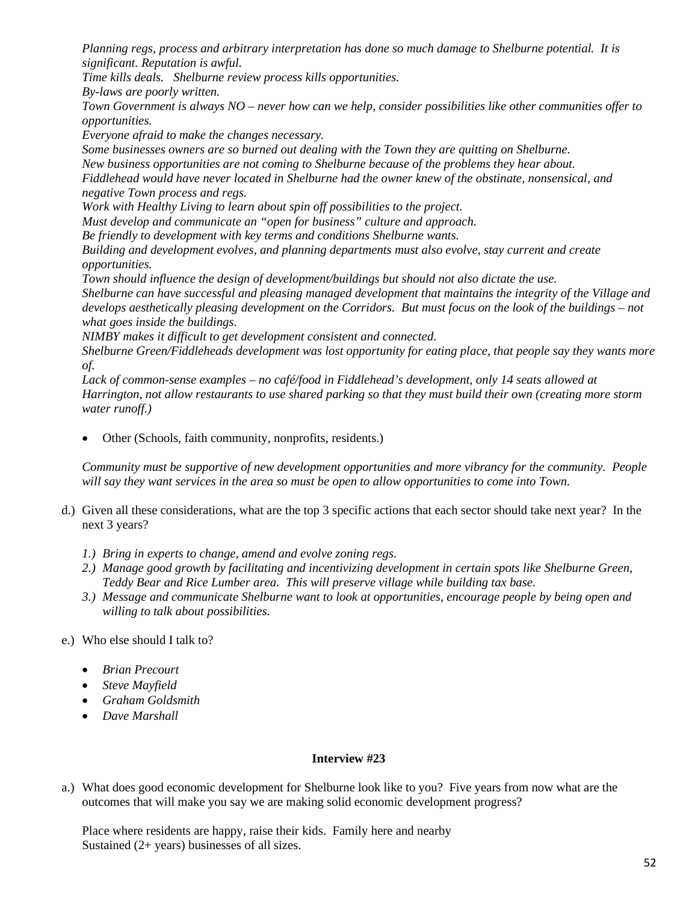*Planning regs, process and arbitrary interpretation has done so much damage to Shelburne potential. It is significant. Reputation is awful.*
*Time kills deals. Shelburne review process kills opportunities.*
*By-laws are poorly written.*
*Town Government is always NO – never how can we help, consider possibilities like other communities offer to opportunities.*
*Everyone afraid to make the changes necessary.*
*Some businesses owners are so burned out dealing with the Town they are quitting on Shelburne.*
*New business opportunities are not coming to Shelburne because of the problems they hear about.*
*Fiddlehead would have never located in Shelburne had the owner knew of the obstinate, nonsensical, and negative Town process and regs.*
*Work with Healthy Living to learn about spin off possibilities to the project.*
*Must develop and communicate an "open for business" culture and approach.*
*Be friendly to development with key terms and conditions Shelburne wants.*
*Building and development evolves, and planning departments must also evolve, stay current and create opportunities.*
*Town should influence the design of development/buildings but should not also dictate the use.*
*Shelburne can have successful and pleasing managed development that maintains the integrity of the Village and develops aesthetically pleasing development on the Corridors. But must focus on the look of the buildings – not what goes inside the buildings.*
*NIMBY makes it difficult to get development consistent and connected.*
*Shelburne Green/Fiddleheads development was lost opportunity for eating place, that people say they wants more of.*
*Lack of common-sense examples – no café/food in Fiddlehead's development, only 14 seats allowed at Harrington, not allow restaurants to use shared parking so that they must build their own (creating more storm water runoff.)*

- Other (Schools, faith community, nonprofits, residents.)

*Community must be supportive of new development opportunities and more vibrancy for the community. People will say they want services in the area so must be open to allow opportunities to come into Town.*

d.) Given all these considerations, what are the top 3 specific actions that each sector should take next year? In the next 3 years?

*1.) Bring in experts to change, amend and evolve zoning regs.*
*2.) Manage good growth by facilitating and incentivizing development in certain spots like Shelburne Green, Teddy Bear and Rice Lumber area. This will preserve village while building tax base.*
*3.) Message and communicate Shelburne want to look at opportunities, encourage people by being open and willing to talk about possibilities.*

e.) Who else should I talk to?

- *Brian Precourt*
- *Steve Mayfield*
- *Graham Goldsmith*
- *Dave Marshall*

**Interview #23**

a.) What does good economic development for Shelburne look like to you? Five years from now what are the outcomes that will make you say we are making solid economic development progress?

Place where residents are happy, raise their kids. Family here and nearby
Sustained (2+ years) businesses of all sizes.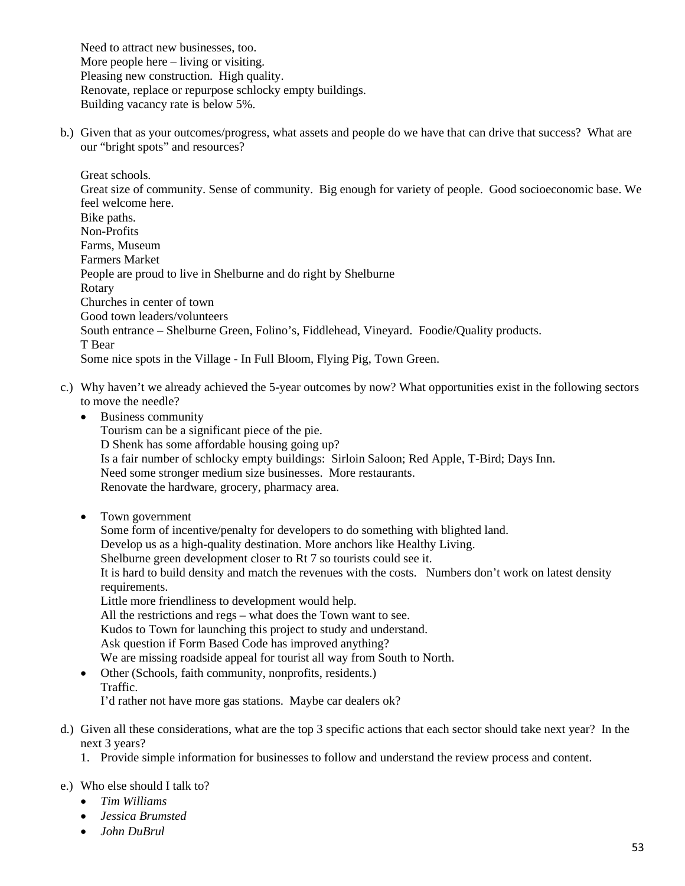Need to attract new businesses, too.
More people here – living or visiting.
Pleasing new construction. High quality.
Renovate, replace or repurpose schlocky empty buildings.
Building vacancy rate is below 5%.

b.) Given that as your outcomes/progress, what assets and people do we have that can drive that success? What are our "bright spots" and resources?

Great schools.
Great size of community. Sense of community. Big enough for variety of people. Good socioeconomic base. We feel welcome here.
Bike paths.
Non-Profits
Farms, Museum
Farmers Market
People are proud to live in Shelburne and do right by Shelburne
Rotary
Churches in center of town
Good town leaders/volunteers
South entrance – Shelburne Green, Folino's, Fiddlehead, Vineyard. Foodie/Quality products.
T Bear
Some nice spots in the Village - In Full Bloom, Flying Pig, Town Green.

c.) Why haven't we already achieved the 5-year outcomes by now? What opportunities exist in the following sectors to move the needle?

- Business community
  Tourism can be a significant piece of the pie.
  D Shenk has some affordable housing going up?
  Is a fair number of schlocky empty buildings: Sirloin Saloon; Red Apple, T-Bird; Days Inn.
  Need some stronger medium size businesses. More restaurants.
  Renovate the hardware, grocery, pharmacy area.

- Town government
  Some form of incentive/penalty for developers to do something with blighted land.
  Develop us as a high-quality destination. More anchors like Healthy Living.
  Shelburne green development closer to Rt 7 so tourists could see it.
  It is hard to build density and match the revenues with the costs. Numbers don't work on latest density requirements.
  Little more friendliness to development would help.
  All the restrictions and regs – what does the Town want to see.
  Kudos to Town for launching this project to study and understand.
  Ask question if Form Based Code has improved anything?
  We are missing roadside appeal for tourist all way from South to North.
- Other (Schools, faith community, nonprofits, residents.)
  Traffic.
  I'd rather not have more gas stations. Maybe car dealers ok?

d.) Given all these considerations, what are the top 3 specific actions that each sector should take next year? In the next 3 years?

1. Provide simple information for businesses to follow and understand the review process and content.

e.) Who else should I talk to?

- *Tim Williams*
- *Jessica Brumsted*
- *John DuBrul*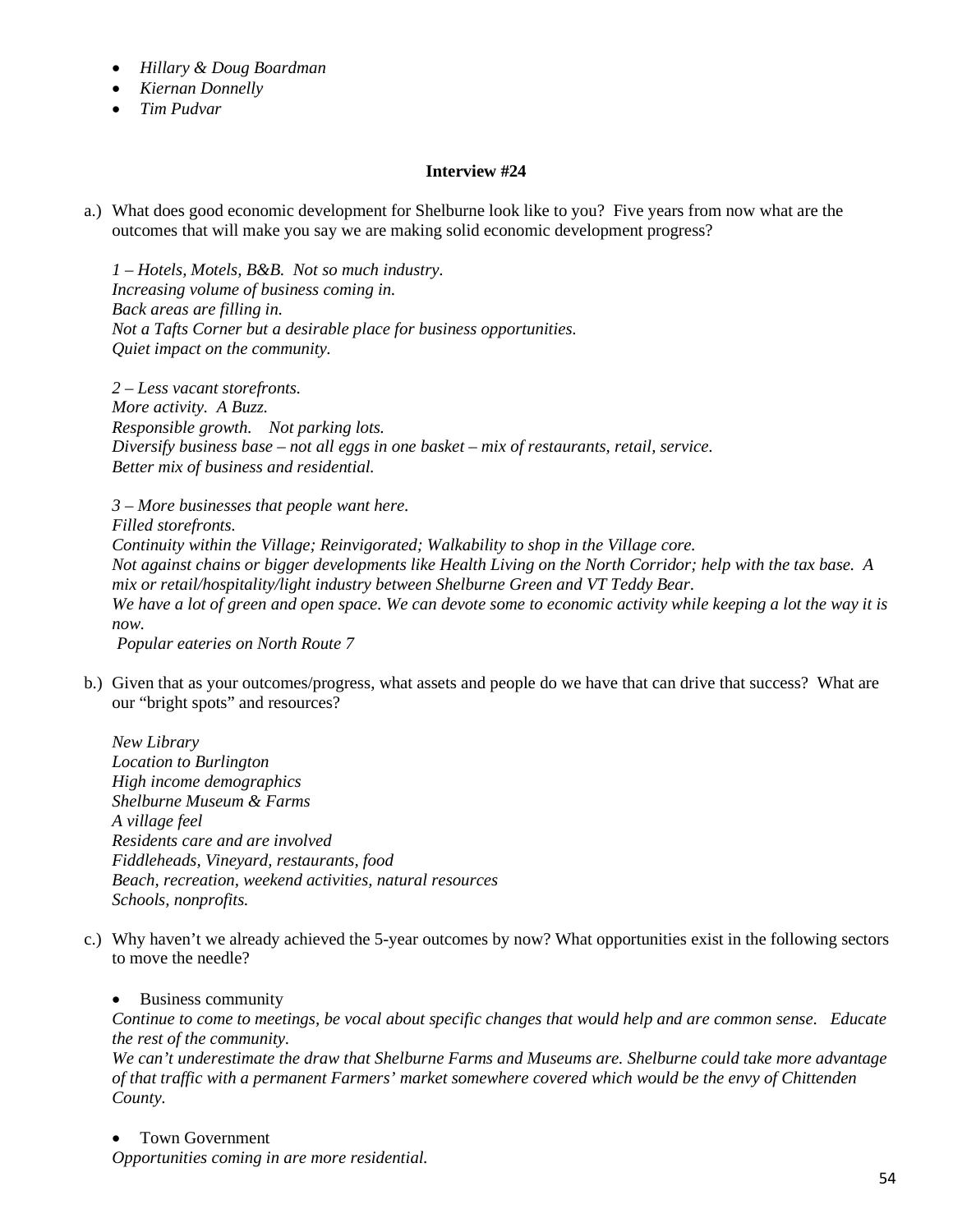- *Hillary & Doug Boardman*
- *Kiernan Donnelly*
- *Tim Pudvar*

**Interview #24**

a.) What does good economic development for Shelburne look like to you? Five years from now what are the outcomes that will make you say we are making solid economic development progress?

*1 – Hotels, Motels, B&B. Not so much industry.*
*Increasing volume of business coming in.*
*Back areas are filling in.*
*Not a Tafts Corner but a desirable place for business opportunities.*
*Quiet impact on the community.*

*2 – Less vacant storefronts.*
*More activity. A Buzz.*
*Responsible growth. Not parking lots.*
*Diversify business base – not all eggs in one basket – mix of restaurants, retail, service.*
*Better mix of business and residential.*

*3 – More businesses that people want here.*
*Filled storefronts.*
*Continuity within the Village; Reinvigorated; Walkability to shop in the Village core.*
*Not against chains or bigger developments like Health Living on the North Corridor; help with the tax base. A mix or retail/hospitality/light industry between Shelburne Green and VT Teddy Bear.*
*We have a lot of green and open space. We can devote some to economic activity while keeping a lot the way it is now.*
*Popular eateries on North Route 7*

b.) Given that as your outcomes/progress, what assets and people do we have that can drive that success? What are our "bright spots" and resources?

*New Library*
*Location to Burlington*
*High income demographics*
*Shelburne Museum & Farms*
*A village feel*
*Residents care and are involved*
*Fiddleheads, Vineyard, restaurants, food*
*Beach, recreation, weekend activities, natural resources*
*Schools, nonprofits.*

c.) Why haven't we already achieved the 5-year outcomes by now? What opportunities exist in the following sectors to move the needle?

- Business community

*Continue to come to meetings, be vocal about specific changes that would help and are common sense. Educate the rest of the community.*
*We can't underestimate the draw that Shelburne Farms and Museums are. Shelburne could take more advantage of that traffic with a permanent Farmers' market somewhere covered which would be the envy of Chittenden County.*

- Town Government

*Opportunities coming in are more residential.*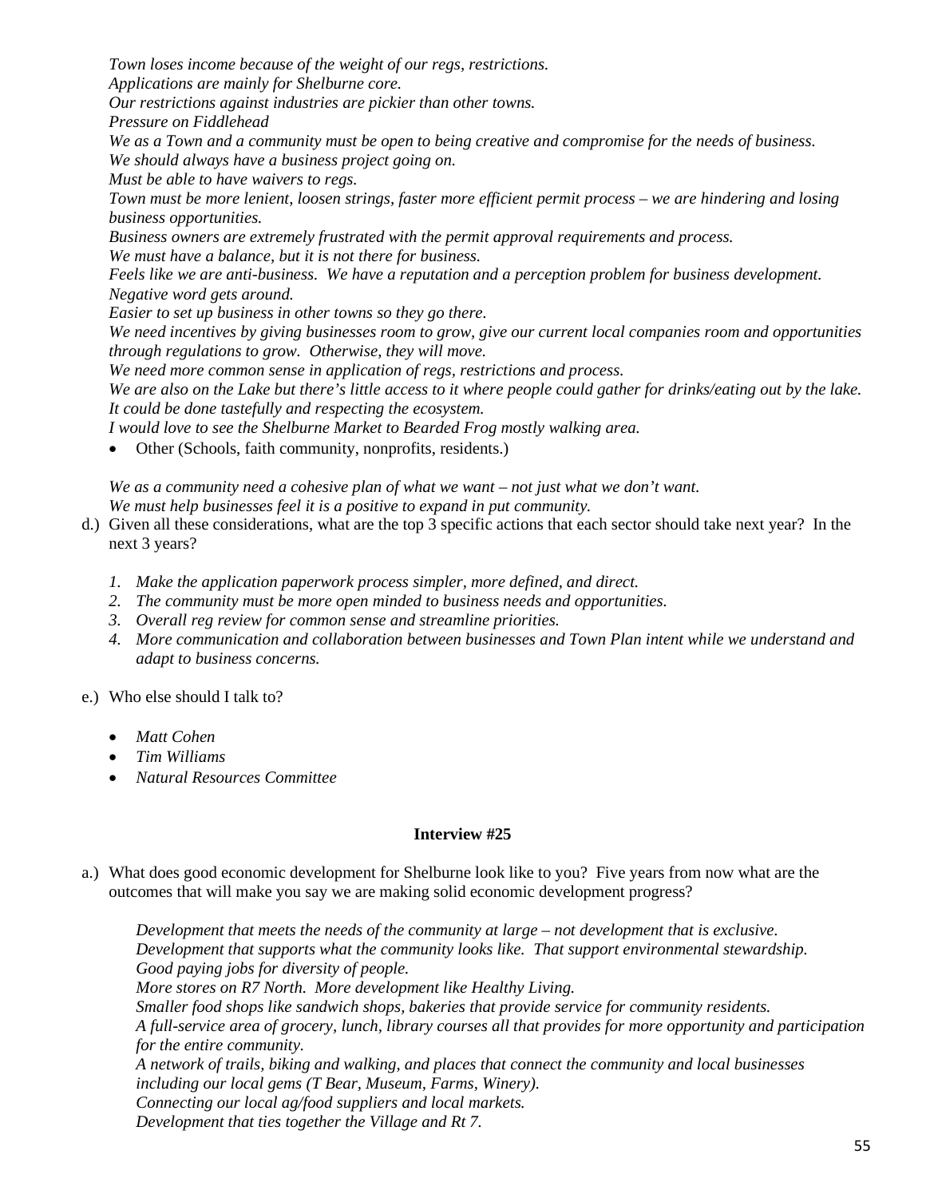*Town loses income because of the weight of our regs, restrictions.*
*Applications are mainly for Shelburne core.*
*Our restrictions against industries are pickier than other towns.*
*Pressure on Fiddlehead*
*We as a Town and a community must be open to being creative and compromise for the needs of business.*
*We should always have a business project going on.*
*Must be able to have waivers to regs.*
*Town must be more lenient, loosen strings, faster more efficient permit process – we are hindering and losing business opportunities.*
*Business owners are extremely frustrated with the permit approval requirements and process.*
*We must have a balance, but it is not there for business.*
*Feels like we are anti-business. We have a reputation and a perception problem for business development.*
*Negative word gets around.*
*Easier to set up business in other towns so they go there.*
*We need incentives by giving businesses room to grow, give our current local companies room and opportunities through regulations to grow. Otherwise, they will move.*
*We need more common sense in application of regs, restrictions and process.*
*We are also on the Lake but there's little access to it where people could gather for drinks/eating out by the lake. It could be done tastefully and respecting the ecosystem.*
*I would love to see the Shelburne Market to Bearded Frog mostly walking area.*

- Other (Schools, faith community, nonprofits, residents.)

*We as a community need a cohesive plan of what we want – not just what we don't want.*
*We must help businesses feel it is a positive to expand in put community.*

d.) Given all these considerations, what are the top 3 specific actions that each sector should take next year? In the next 3 years?

1. *Make the application paperwork process simpler, more defined, and direct.*
2. *The community must be more open minded to business needs and opportunities.*
3. *Overall reg review for common sense and streamline priorities.*
4. *More communication and collaboration between businesses and Town Plan intent while we understand and adapt to business concerns.*

e.) Who else should I talk to?

- *Matt Cohen*
- *Tim Williams*
- *Natural Resources Committee*

**Interview #25**

a.) What does good economic development for Shelburne look like to you? Five years from now what are the outcomes that will make you say we are making solid economic development progress?

*Development that meets the needs of the community at large – not development that is exclusive.*
*Development that supports what the community looks like. That support environmental stewardship.*
*Good paying jobs for diversity of people.*
*More stores on R7 North. More development like Healthy Living.*
*Smaller food shops like sandwich shops, bakeries that provide service for community residents.*
*A full-service area of grocery, lunch, library courses all that provides for more opportunity and participation for the entire community.*
*A network of trails, biking and walking, and places that connect the community and local businesses including our local gems (T Bear, Museum, Farms, Winery).*
*Connecting our local ag/food suppliers and local markets.*
*Development that ties together the Village and Rt 7.*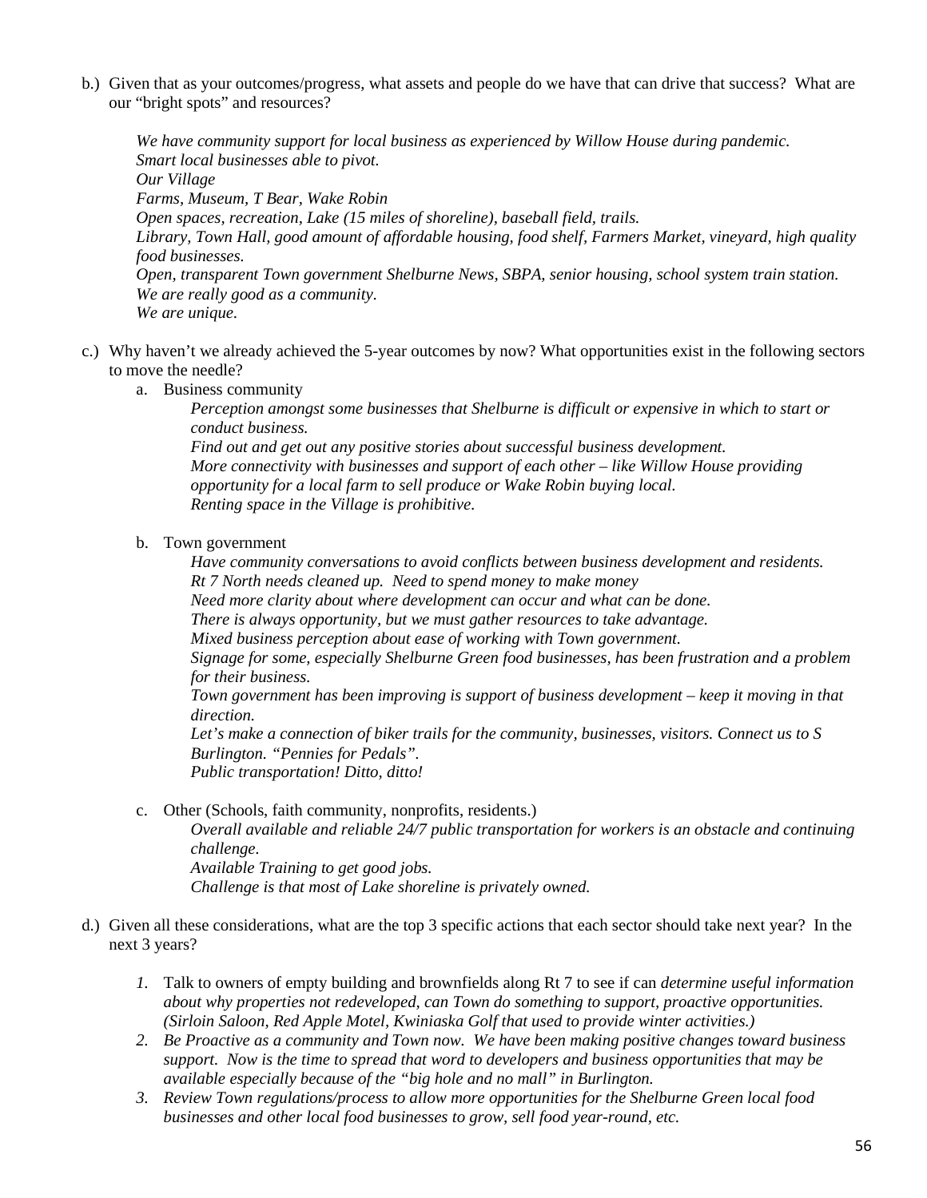b.) Given that as your outcomes/progress, what assets and people do we have that can drive that success? What are our "bright spots" and resources?

*We have community support for local business as experienced by Willow House during pandemic.*
*Smart local businesses able to pivot.*
*Our Village*
*Farms, Museum, T Bear, Wake Robin*
*Open spaces, recreation, Lake (15 miles of shoreline), baseball field, trails.*
*Library, Town Hall, good amount of affordable housing, food shelf, Farmers Market, vineyard, high quality food businesses.*
*Open, transparent Town government Shelburne News, SBPA, senior housing, school system train station.*
*We are really good as a community.*
*We are unique.*

c.) Why haven't we already achieved the 5-year outcomes by now? What opportunities exist in the following sectors to move the needle?

a. Business community

*Perception amongst some businesses that Shelburne is difficult or expensive in which to start or conduct business.*
*Find out and get out any positive stories about successful business development.*
*More connectivity with businesses and support of each other – like Willow House providing opportunity for a local farm to sell produce or Wake Robin buying local.*
*Renting space in the Village is prohibitive.*

b. Town government

*Have community conversations to avoid conflicts between business development and residents.*
*Rt 7 North needs cleaned up. Need to spend money to make money*
*Need more clarity about where development can occur and what can be done.*
*There is always opportunity, but we must gather resources to take advantage.*
*Mixed business perception about ease of working with Town government.*
*Signage for some, especially Shelburne Green food businesses, has been frustration and a problem for their business.*
*Town government has been improving is support of business development – keep it moving in that direction.*
*Let's make a connection of biker trails for the community, businesses, visitors. Connect us to S Burlington. "Pennies for Pedals".*
*Public transportation! Ditto, ditto!*

c. Other (Schools, faith community, nonprofits, residents.)

*Overall available and reliable 24/7 public transportation for workers is an obstacle and continuing challenge.*
*Available Training to get good jobs.*
*Challenge is that most of Lake shoreline is privately owned.*

d.) Given all these considerations, what are the top 3 specific actions that each sector should take next year? In the next 3 years?

1. Talk to owners of empty building and brownfields along Rt 7 to see if can *determine useful information about why properties not redeveloped, can Town do something to support, proactive opportunities. (Sirloin Saloon, Red Apple Motel, Kwiniaska Golf that used to provide winter activities.)*
2. *Be Proactive as a community and Town now. We have been making positive changes toward business support. Now is the time to spread that word to developers and business opportunities that may be available especially because of the "big hole and no mall" in Burlington.*
3. *Review Town regulations/process to allow more opportunities for the Shelburne Green local food businesses and other local food businesses to grow, sell food year-round, etc.*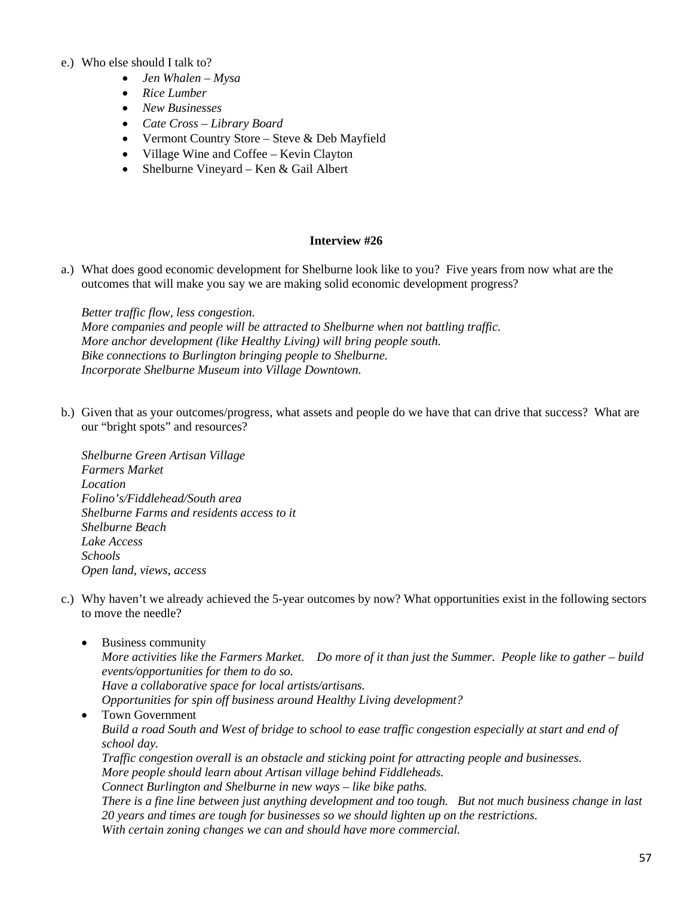e.) Who else should I talk to?

- *Jen Whalen – Mysa*
- *Rice Lumber*
- *New Businesses*
- *Cate Cross – Library Board*
- Vermont Country Store – Steve & Deb Mayfield
- Village Wine and Coffee – Kevin Clayton
- Shelburne Vineyard – Ken & Gail Albert

**Interview #26**

a.) What does good economic development for Shelburne look like to you? Five years from now what are the outcomes that will make you say we are making solid economic development progress?

*Better traffic flow, less congestion.*
*More companies and people will be attracted to Shelburne when not battling traffic.*
*More anchor development (like Healthy Living) will bring people south.*
*Bike connections to Burlington bringing people to Shelburne.*
*Incorporate Shelburne Museum into Village Downtown.*

b.) Given that as your outcomes/progress, what assets and people do we have that can drive that success? What are our "bright spots" and resources?

*Shelburne Green Artisan Village*
*Farmers Market*
*Location*
*Folino's/Fiddlehead/South area*
*Shelburne Farms and residents access to it*
*Shelburne Beach*
*Lake Access*
*Schools*
*Open land, views, access*

c.) Why haven't we already achieved the 5-year outcomes by now? What opportunities exist in the following sectors to move the needle?

- Business community
  *More activities like the Farmers Market. Do more of it than just the Summer. People like to gather – build events/opportunities for them to do so.*
  *Have a collaborative space for local artists/artisans.*
  *Opportunities for spin off business around Healthy Living development?*
- Town Government
  *Build a road South and West of bridge to school to ease traffic congestion especially at start and end of school day.*
  *Traffic congestion overall is an obstacle and sticking point for attracting people and businesses.*
  *More people should learn about Artisan village behind Fiddleheads.*
  *Connect Burlington and Shelburne in new ways – like bike paths.*
  *There is a fine line between just anything development and too tough. But not much business change in last 20 years and times are tough for businesses so we should lighten up on the restrictions.*
  *With certain zoning changes we can and should have more commercial.*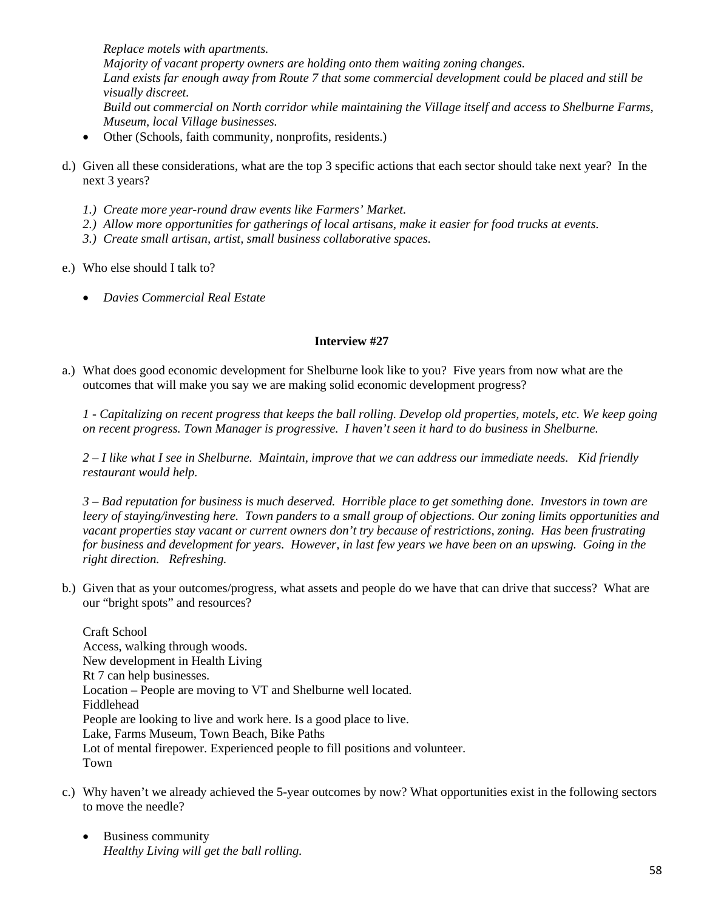*Replace motels with apartments.*
*Majority of vacant property owners are holding onto them waiting zoning changes.*
*Land exists far enough away from Route 7 that some commercial development could be placed and still be visually discreet.*
*Build out commercial on North corridor while maintaining the Village itself and access to Shelburne Farms, Museum, local Village businesses.*

- Other (Schools, faith community, nonprofits, residents.)

d.) Given all these considerations, what are the top 3 specific actions that each sector should take next year? In the next 3 years?

*1.) Create more year-round draw events like Farmers' Market.*
*2.) Allow more opportunities for gatherings of local artisans, make it easier for food trucks at events.*
*3.) Create small artisan, artist, small business collaborative spaces.*

e.) Who else should I talk to?

- *Davies Commercial Real Estate*

**Interview #27**

a.) What does good economic development for Shelburne look like to you? Five years from now what are the outcomes that will make you say we are making solid economic development progress?

*1 - Capitalizing on recent progress that keeps the ball rolling. Develop old properties, motels, etc. We keep going on recent progress. Town Manager is progressive. I haven't seen it hard to do business in Shelburne.*

*2 – I like what I see in Shelburne. Maintain, improve that we can address our immediate needs. Kid friendly restaurant would help.*

*3 – Bad reputation for business is much deserved. Horrible place to get something done. Investors in town are leery of staying/investing here. Town panders to a small group of objections. Our zoning limits opportunities and vacant properties stay vacant or current owners don't try because of restrictions, zoning. Has been frustrating for business and development for years. However, in last few years we have been on an upswing. Going in the right direction. Refreshing.*

b.) Given that as your outcomes/progress, what assets and people do we have that can drive that success? What are our "bright spots" and resources?

Craft School
Access, walking through woods.
New development in Health Living
Rt 7 can help businesses.
Location – People are moving to VT and Shelburne well located.
Fiddlehead
People are looking to live and work here. Is a good place to live.
Lake, Farms Museum, Town Beach, Bike Paths
Lot of mental firepower. Experienced people to fill positions and volunteer.
Town

c.) Why haven't we already achieved the 5-year outcomes by now? What opportunities exist in the following sectors to move the needle?

- Business community
  *Healthy Living will get the ball rolling.*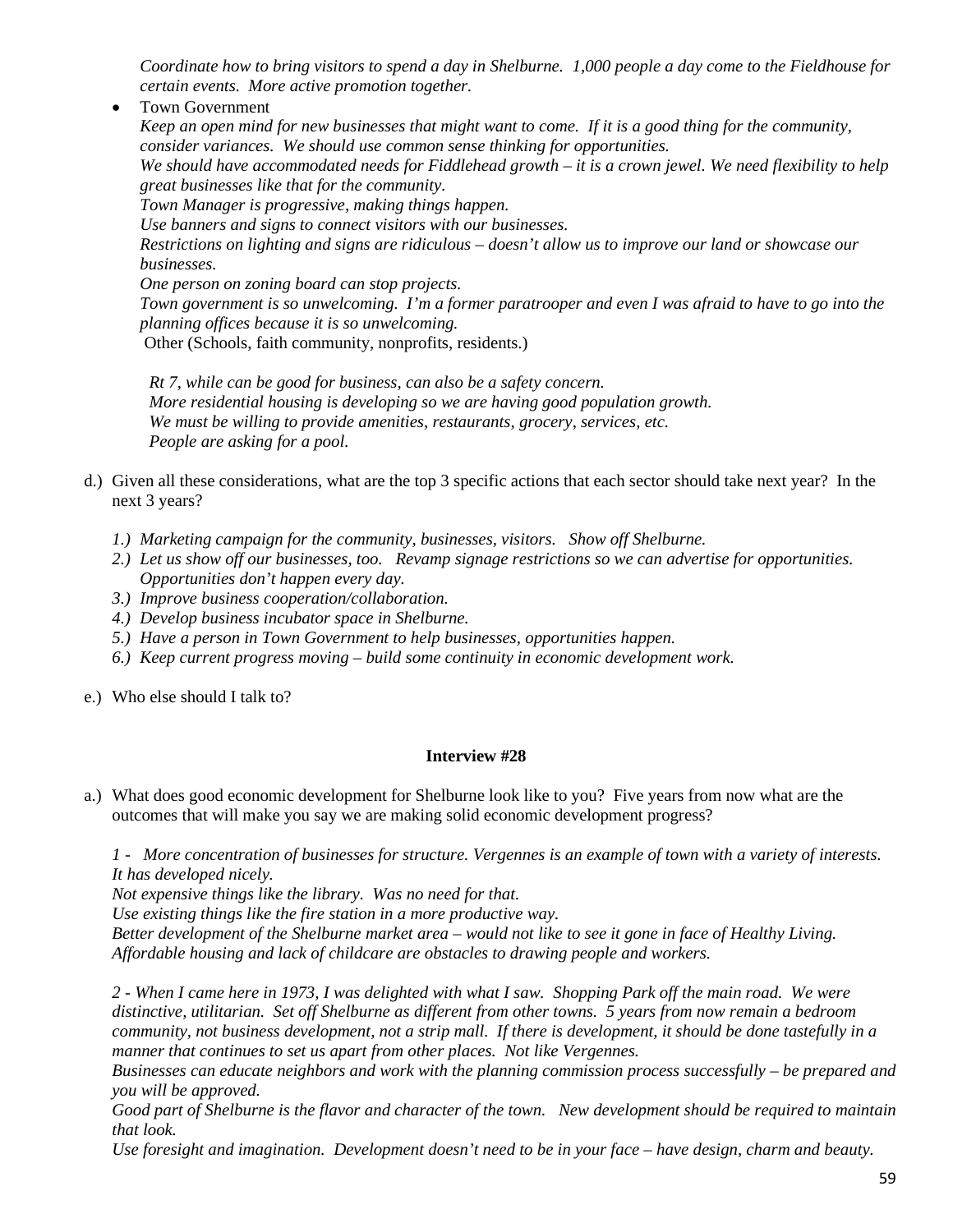*Coordinate how to bring visitors to spend a day in Shelburne. 1,000 people a day come to the Fieldhouse for certain events. More active promotion together.*

- Town Government

  *Keep an open mind for new businesses that might want to come. If it is a good thing for the community, consider variances. We should use common sense thinking for opportunities.*
  *We should have accommodated needs for Fiddlehead growth – it is a crown jewel. We need flexibility to help great businesses like that for the community.*
  *Town Manager is progressive, making things happen.*
  *Use banners and signs to connect visitors with our businesses.*
  *Restrictions on lighting and signs are ridiculous – doesn't allow us to improve our land or showcase our businesses.*
  *One person on zoning board can stop projects.*
  *Town government is so unwelcoming. I'm a former paratrooper and even I was afraid to have to go into the planning offices because it is so unwelcoming.*

  Other (Schools, faith community, nonprofits, residents.)

  *Rt 7, while can be good for business, can also be a safety concern.*
  *More residential housing is developing so we are having good population growth.*
  *We must be willing to provide amenities, restaurants, grocery, services, etc.*
  *People are asking for a pool.*

d.) Given all these considerations, what are the top 3 specific actions that each sector should take next year? In the next 3 years?

1.) *Marketing campaign for the community, businesses, visitors. Show off Shelburne.*
2.) *Let us show off our businesses, too. Revamp signage restrictions so we can advertise for opportunities. Opportunities don't happen every day.*
3.) *Improve business cooperation/collaboration.*
4.) *Develop business incubator space in Shelburne.*
5.) *Have a person in Town Government to help businesses, opportunities happen.*
6.) *Keep current progress moving – build some continuity in economic development work.*

e.) Who else should I talk to?

**Interview #28**

a.) What does good economic development for Shelburne look like to you? Five years from now what are the outcomes that will make you say we are making solid economic development progress?

*1 - More concentration of businesses for structure. Vergennes is an example of town with a variety of interests. It has developed nicely.*
*Not expensive things like the library. Was no need for that.*
*Use existing things like the fire station in a more productive way.*
*Better development of the Shelburne market area – would not like to see it gone in face of Healthy Living.*
*Affordable housing and lack of childcare are obstacles to drawing people and workers.*

*2 - When I came here in 1973, I was delighted with what I saw. Shopping Park off the main road. We were distinctive, utilitarian. Set off Shelburne as different from other towns. 5 years from now remain a bedroom community, not business development, not a strip mall. If there is development, it should be done tastefully in a manner that continues to set us apart from other places. Not like Vergennes.*
*Businesses can educate neighbors and work with the planning commission process successfully – be prepared and you will be approved.*
*Good part of Shelburne is the flavor and character of the town. New development should be required to maintain that look.*
*Use foresight and imagination. Development doesn't need to be in your face – have design, charm and beauty.*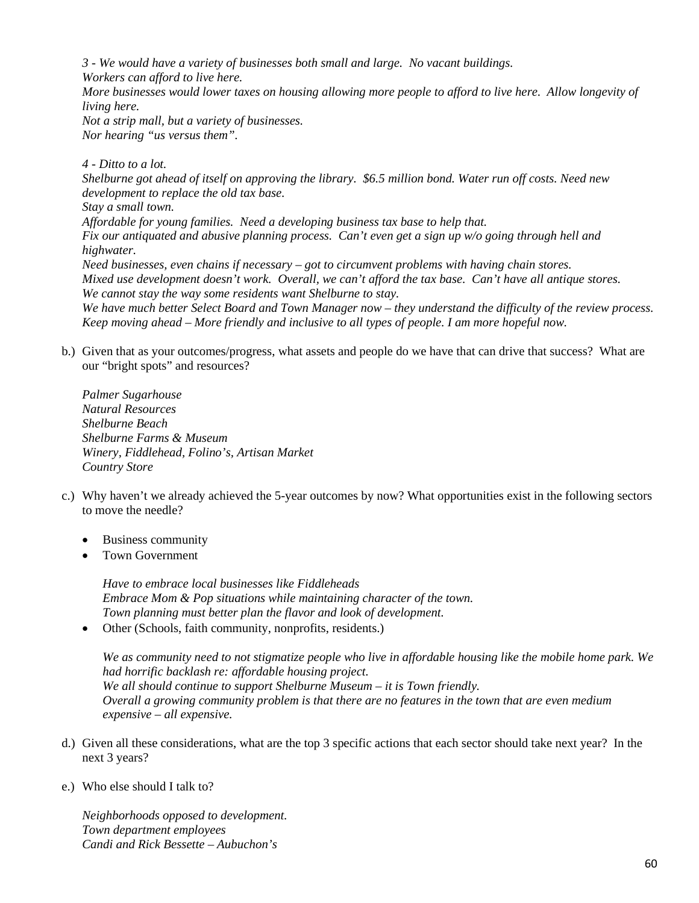*3 - We would have a variety of businesses both small and large. No vacant buildings.*
*Workers can afford to live here.*
*More businesses would lower taxes on housing allowing more people to afford to live here. Allow longevity of living here.*
*Not a strip mall, but a variety of businesses.*
*Nor hearing "us versus them".*

*4 - Ditto to a lot.*
*Shelburne got ahead of itself on approving the library. $6.5 million bond. Water run off costs. Need new development to replace the old tax base.*
*Stay a small town.*
*Affordable for young families. Need a developing business tax base to help that.*
*Fix our antiquated and abusive planning process. Can't even get a sign up w/o going through hell and highwater.*
*Need businesses, even chains if necessary – got to circumvent problems with having chain stores.*
*Mixed use development doesn't work. Overall, we can't afford the tax base. Can't have all antique stores.*
*We cannot stay the way some residents want Shelburne to stay.*
*We have much better Select Board and Town Manager now – they understand the difficulty of the review process.*
*Keep moving ahead – More friendly and inclusive to all types of people. I am more hopeful now.*

b.) Given that as your outcomes/progress, what assets and people do we have that can drive that success? What are our "bright spots" and resources?

*Palmer Sugarhouse*
*Natural Resources*
*Shelburne Beach*
*Shelburne Farms & Museum*
*Winery, Fiddlehead, Folino's, Artisan Market*
*Country Store*

c.) Why haven't we already achieved the 5-year outcomes by now? What opportunities exist in the following sectors to move the needle?

- Business community
- Town Government

  *Have to embrace local businesses like Fiddleheads*
  *Embrace Mom & Pop situations while maintaining character of the town.*
  *Town planning must better plan the flavor and look of development.*

- Other (Schools, faith community, nonprofits, residents.)

  *We as community need to not stigmatize people who live in affordable housing like the mobile home park. We had horrific backlash re: affordable housing project.*
  *We all should continue to support Shelburne Museum – it is Town friendly.*
  *Overall a growing community problem is that there are no features in the town that are even medium expensive – all expensive.*

d.) Given all these considerations, what are the top 3 specific actions that each sector should take next year? In the next 3 years?

e.) Who else should I talk to?

*Neighborhoods opposed to development.*
*Town department employees*
*Candi and Rick Bessette – Aubuchon's*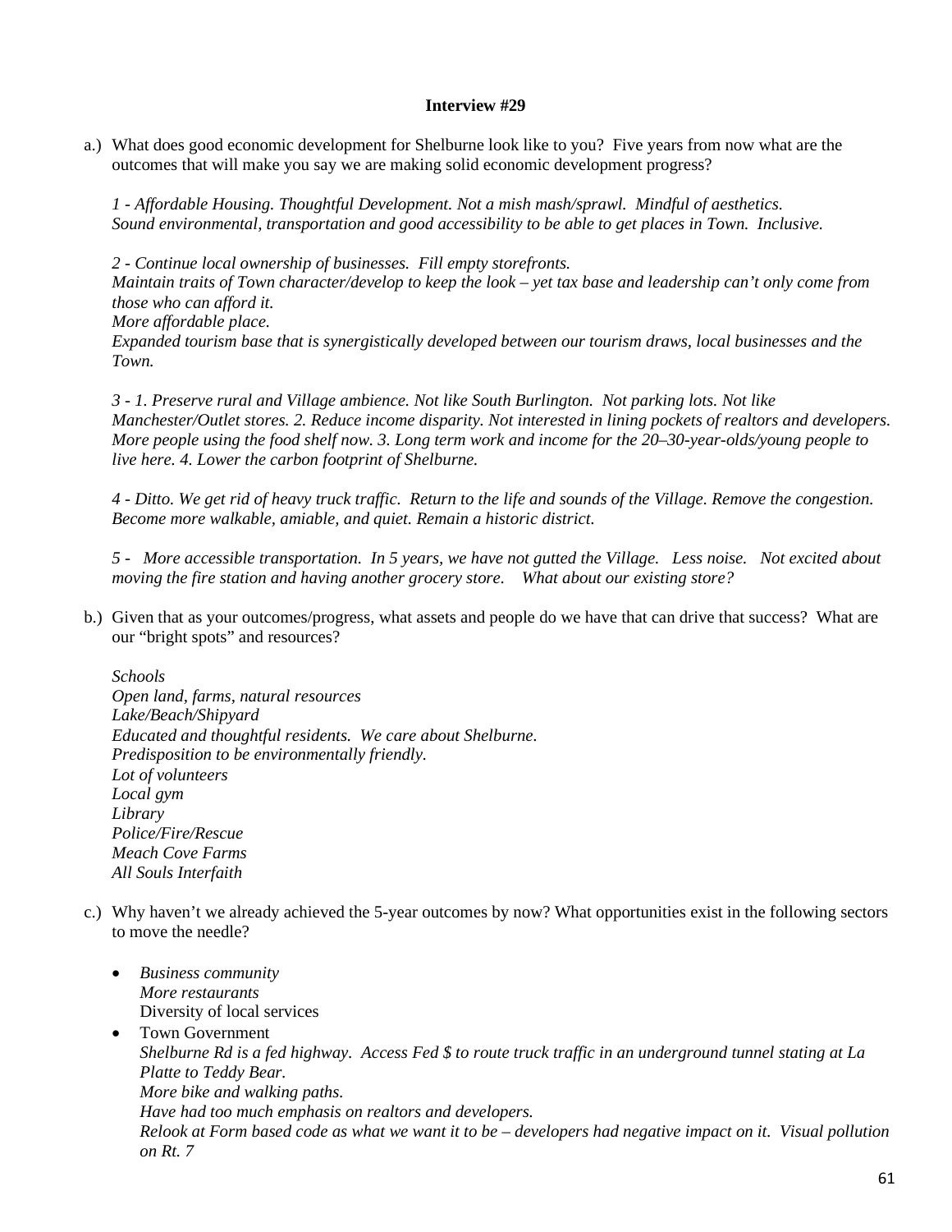**Interview #29**

a.) What does good economic development for Shelburne look like to you? Five years from now what are the outcomes that will make you say we are making solid economic development progress?

*1 - Affordable Housing. Thoughtful Development. Not a mish mash/sprawl. Mindful of aesthetics. Sound environmental, transportation and good accessibility to be able to get places in Town. Inclusive.*

*2 - Continue local ownership of businesses. Fill empty storefronts.*
*Maintain traits of Town character/develop to keep the look – yet tax base and leadership can't only come from those who can afford it.*
*More affordable place.*
*Expanded tourism base that is synergistically developed between our tourism draws, local businesses and the Town.*

*3 - 1. Preserve rural and Village ambience. Not like South Burlington. Not parking lots. Not like Manchester/Outlet stores. 2. Reduce income disparity. Not interested in lining pockets of realtors and developers. More people using the food shelf now. 3. Long term work and income for the 20–30-year-olds/young people to live here. 4. Lower the carbon footprint of Shelburne.*

*4 - Ditto. We get rid of heavy truck traffic. Return to the life and sounds of the Village. Remove the congestion. Become more walkable, amiable, and quiet. Remain a historic district.*

*5 - More accessible transportation. In 5 years, we have not gutted the Village. Less noise. Not excited about moving the fire station and having another grocery store. What about our existing store?*

b.) Given that as your outcomes/progress, what assets and people do we have that can drive that success? What are our "bright spots" and resources?

*Schools*
*Open land, farms, natural resources*
*Lake/Beach/Shipyard*
*Educated and thoughtful residents. We care about Shelburne.*
*Predisposition to be environmentally friendly.*
*Lot of volunteers*
*Local gym*
*Library*
*Police/Fire/Rescue*
*Meach Cove Farms*
*All Souls Interfaith*

c.) Why haven't we already achieved the 5-year outcomes by now? What opportunities exist in the following sectors to move the needle?

- *Business community*
  *More restaurants*
  Diversity of local services
- Town Government
  *Shelburne Rd is a fed highway. Access Fed $ to route truck traffic in an underground tunnel stating at La Platte to Teddy Bear.*
  *More bike and walking paths.*
  *Have had too much emphasis on realtors and developers.*
  *Relook at Form based code as what we want it to be – developers had negative impact on it. Visual pollution on Rt. 7*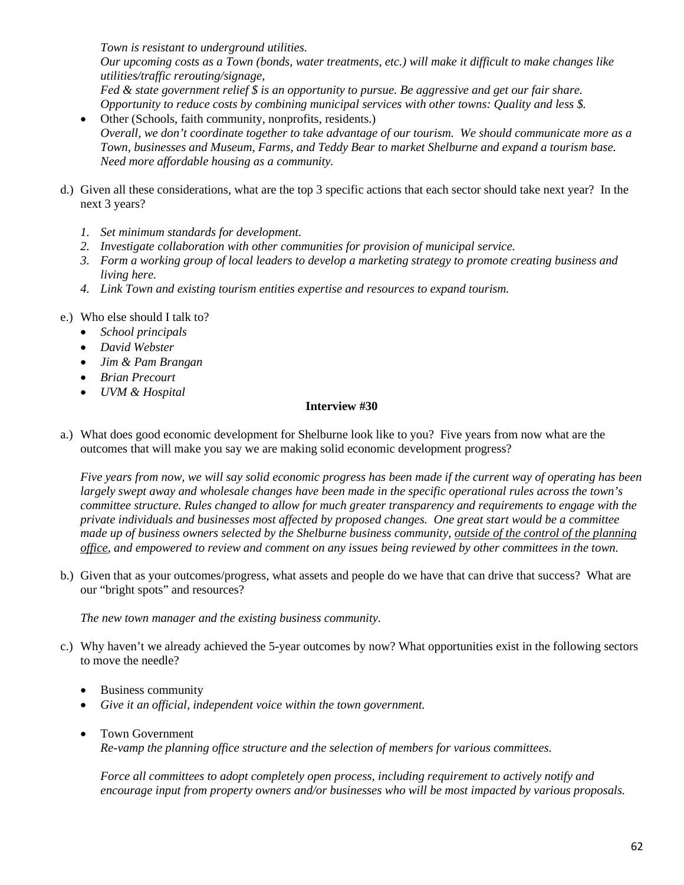*Town is resistant to underground utilities.*
*Our upcoming costs as a Town (bonds, water treatments, etc.) will make it difficult to make changes like utilities/traffic rerouting/signage,*
*Fed & state government relief $ is an opportunity to pursue. Be aggressive and get our fair share.*
*Opportunity to reduce costs by combining municipal services with other towns: Quality and less $.*

- Other (Schools, faith community, nonprofits, residents.)
  *Overall, we don't coordinate together to take advantage of our tourism. We should communicate more as a Town, businesses and Museum, Farms, and Teddy Bear to market Shelburne and expand a tourism base. Need more affordable housing as a community.*

d.) Given all these considerations, what are the top 3 specific actions that each sector should take next year? In the next 3 years?

1. *Set minimum standards for development.*
2. *Investigate collaboration with other communities for provision of municipal service.*
3. *Form a working group of local leaders to develop a marketing strategy to promote creating business and living here.*
4. *Link Town and existing tourism entities expertise and resources to expand tourism.*

e.) Who else should I talk to?

- *School principals*
- *David Webster*
- *Jim & Pam Brangan*
- *Brian Precourt*
- *UVM & Hospital*

**Interview #30**

a.) What does good economic development for Shelburne look like to you? Five years from now what are the outcomes that will make you say we are making solid economic development progress?

*Five years from now, we will say solid economic progress has been made if the current way of operating has been largely swept away and wholesale changes have been made in the specific operational rules across the town's committee structure. Rules changed to allow for much greater transparency and requirements to engage with the private individuals and businesses most affected by proposed changes. One great start would be a committee made up of business owners selected by the Shelburne business community, <u>outside of the control of the planning office</u>, and empowered to review and comment on any issues being reviewed by other committees in the town.*

b.) Given that as your outcomes/progress, what assets and people do we have that can drive that success? What are our "bright spots" and resources?

*The new town manager and the existing business community.*

c.) Why haven't we already achieved the 5-year outcomes by now? What opportunities exist in the following sectors to move the needle?

- Business community
- *Give it an official, independent voice within the town government.*

- Town Government
  *Re-vamp the planning office structure and the selection of members for various committees.*

  *Force all committees to adopt completely open process, including requirement to actively notify and encourage input from property owners and/or businesses who will be most impacted by various proposals.*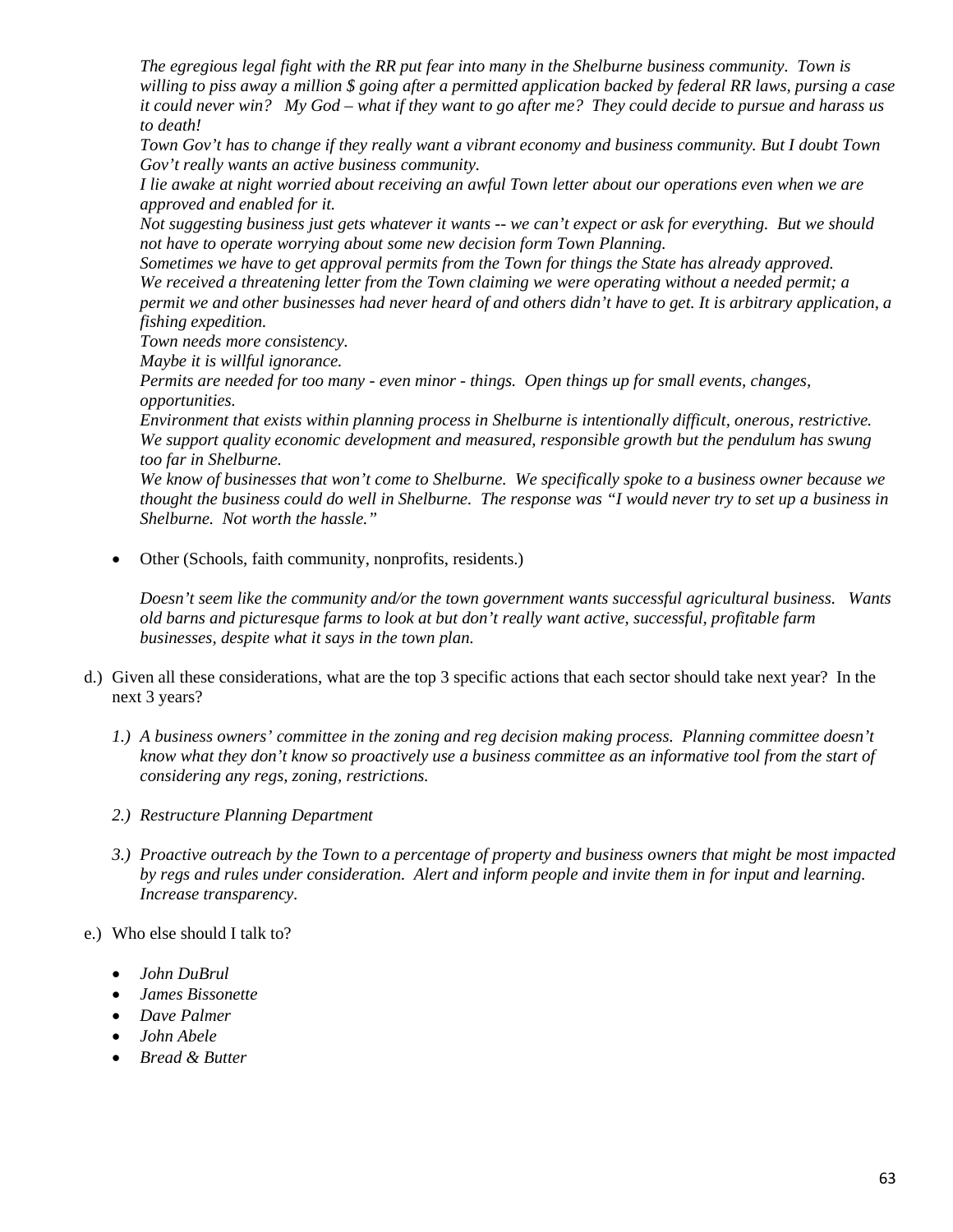*The egregious legal fight with the RR put fear into many in the Shelburne business community. Town is willing to piss away a million $ going after a permitted application backed by federal RR laws, pursing a case it could never win? My God – what if they want to go after me? They could decide to pursue and harass us to death!*

*Town Gov't has to change if they really want a vibrant economy and business community. But I doubt Town Gov't really wants an active business community.*

*I lie awake at night worried about receiving an awful Town letter about our operations even when we are approved and enabled for it.*

*Not suggesting business just gets whatever it wants -- we can't expect or ask for everything. But we should not have to operate worrying about some new decision form Town Planning.*

*Sometimes we have to get approval permits from the Town for things the State has already approved.*

*We received a threatening letter from the Town claiming we were operating without a needed permit; a permit we and other businesses had never heard of and others didn't have to get. It is arbitrary application, a fishing expedition.*

*Town needs more consistency.*

*Maybe it is willful ignorance.*

*Permits are needed for too many - even minor - things. Open things up for small events, changes, opportunities.*

*Environment that exists within planning process in Shelburne is intentionally difficult, onerous, restrictive. We support quality economic development and measured, responsible growth but the pendulum has swung too far in Shelburne.*

*We know of businesses that won't come to Shelburne. We specifically spoke to a business owner because we thought the business could do well in Shelburne. The response was "I would never try to set up a business in Shelburne. Not worth the hassle."*

- Other (Schools, faith community, nonprofits, residents.)

  *Doesn't seem like the community and/or the town government wants successful agricultural business. Wants old barns and picturesque farms to look at but don't really want active, successful, profitable farm businesses, despite what it says in the town plan.*

d.) Given all these considerations, what are the top 3 specific actions that each sector should take next year? In the next 3 years?

*1.) A business owners' committee in the zoning and reg decision making process. Planning committee doesn't know what they don't know so proactively use a business committee as an informative tool from the start of considering any regs, zoning, restrictions.*

*2.) Restructure Planning Department*

*3.) Proactive outreach by the Town to a percentage of property and business owners that might be most impacted by regs and rules under consideration. Alert and inform people and invite them in for input and learning. Increase transparency.*

e.) Who else should I talk to?

- *John DuBrul*
- *James Bissonette*
- *Dave Palmer*
- *John Abele*
- *Bread & Butter*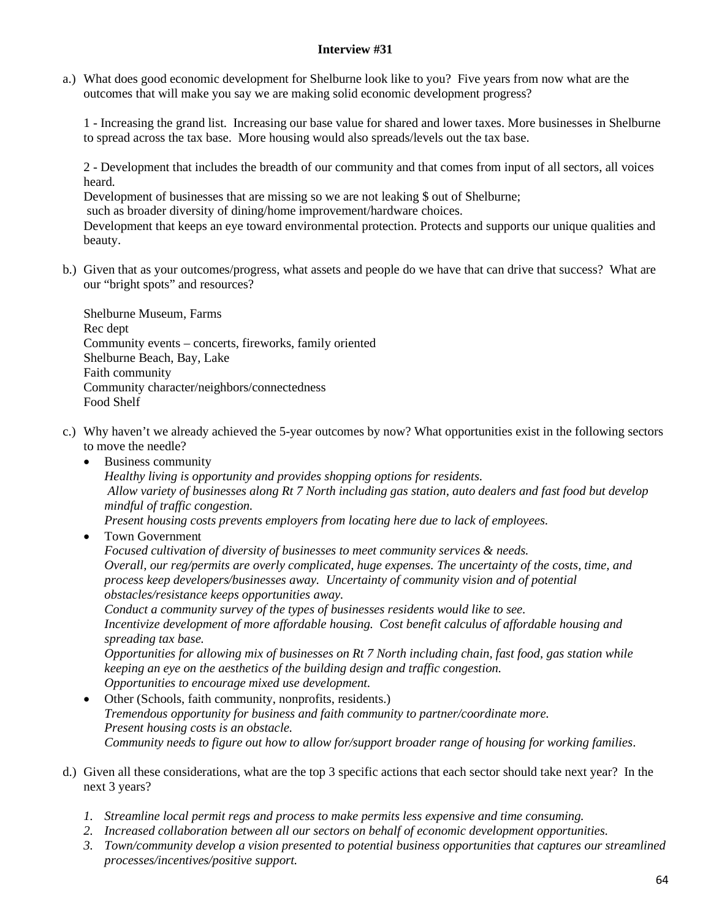**Interview #31**

a.) What does good economic development for Shelburne look like to you? Five years from now what are the outcomes that will make you say we are making solid economic development progress?

1 - Increasing the grand list. Increasing our base value for shared and lower taxes. More businesses in Shelburne to spread across the tax base. More housing would also spreads/levels out the tax base.

2 - Development that includes the breadth of our community and that comes from input of all sectors, all voices heard.
Development of businesses that are missing so we are not leaking $ out of Shelburne;
such as broader diversity of dining/home improvement/hardware choices.
Development that keeps an eye toward environmental protection. Protects and supports our unique qualities and beauty.

b.) Given that as your outcomes/progress, what assets and people do we have that can drive that success? What are our "bright spots" and resources?

Shelburne Museum, Farms
Rec dept
Community events – concerts, fireworks, family oriented
Shelburne Beach, Bay, Lake
Faith community
Community character/neighbors/connectedness
Food Shelf

c.) Why haven't we already achieved the 5-year outcomes by now? What opportunities exist in the following sectors to move the needle?

- Business community
  *Healthy living is opportunity and provides shopping options for residents.*
  *Allow variety of businesses along Rt 7 North including gas station, auto dealers and fast food but develop mindful of traffic congestion.*
  *Present housing costs prevents employers from locating here due to lack of employees.*
- Town Government
  *Focused cultivation of diversity of businesses to meet community services & needs.*
  *Overall, our reg/permits are overly complicated, huge expenses. The uncertainty of the costs, time, and process keep developers/businesses away. Uncertainty of community vision and of potential obstacles/resistance keeps opportunities away.*
  *Conduct a community survey of the types of businesses residents would like to see.*
  *Incentivize development of more affordable housing. Cost benefit calculus of affordable housing and spreading tax base.*
  *Opportunities for allowing mix of businesses on Rt 7 North including chain, fast food, gas station while keeping an eye on the aesthetics of the building design and traffic congestion.*
  *Opportunities to encourage mixed use development.*
- Other (Schools, faith community, nonprofits, residents.)
  *Tremendous opportunity for business and faith community to partner/coordinate more.*
  *Present housing costs is an obstacle.*
  *Community needs to figure out how to allow for/support broader range of housing for working families.*

d.) Given all these considerations, what are the top 3 specific actions that each sector should take next year? In the next 3 years?

1. *Streamline local permit regs and process to make permits less expensive and time consuming.*
2. *Increased collaboration between all our sectors on behalf of economic development opportunities.*
3. *Town/community develop a vision presented to potential business opportunities that captures our streamlined processes/incentives/positive support.*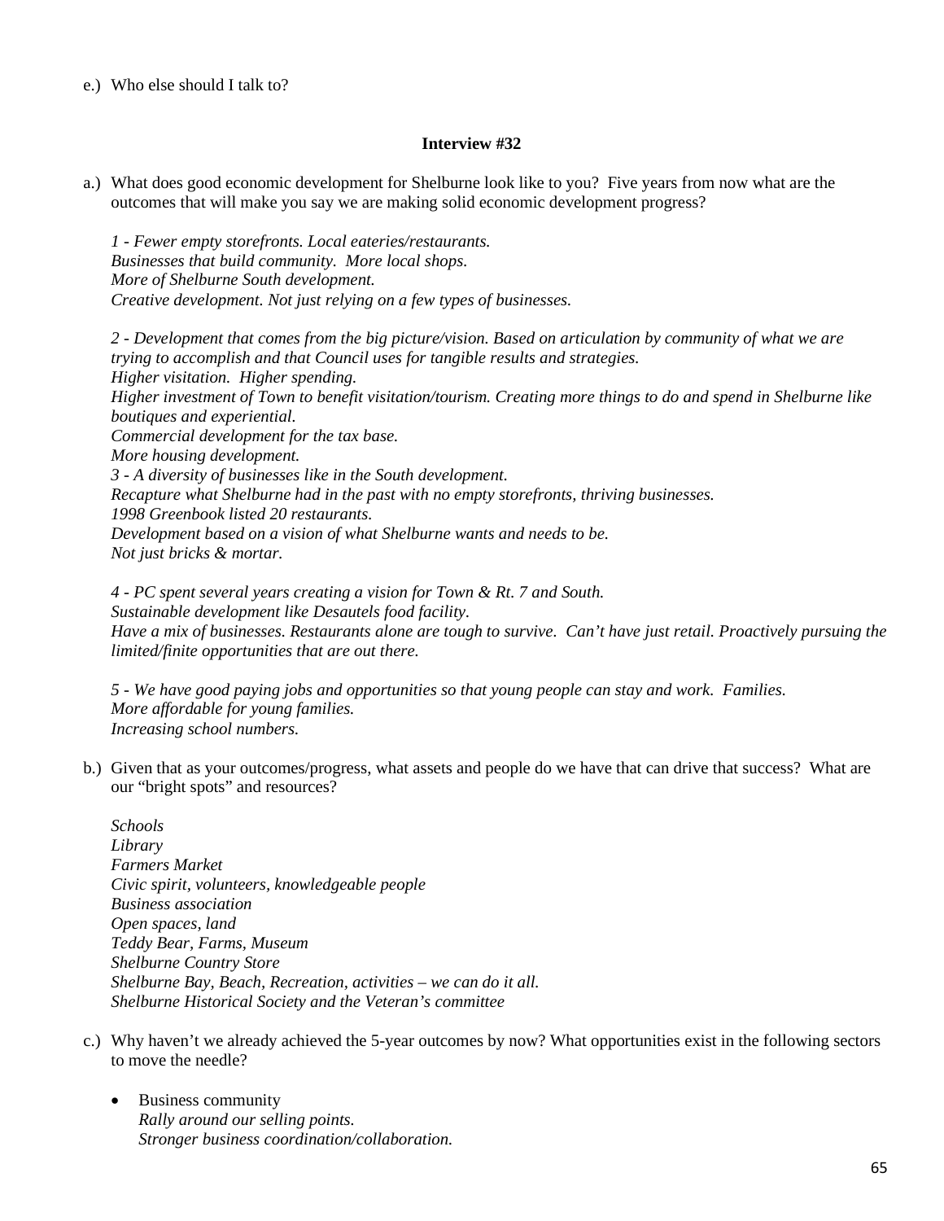e.) Who else should I talk to?

**Interview #32**

a.) What does good economic development for Shelburne look like to you? Five years from now what are the outcomes that will make you say we are making solid economic development progress?

*1 - Fewer empty storefronts. Local eateries/restaurants.*
*Businesses that build community. More local shops.*
*More of Shelburne South development.*
*Creative development. Not just relying on a few types of businesses.*

*2 - Development that comes from the big picture/vision. Based on articulation by community of what we are trying to accomplish and that Council uses for tangible results and strategies.*
*Higher visitation. Higher spending.*
*Higher investment of Town to benefit visitation/tourism. Creating more things to do and spend in Shelburne like boutiques and experiential.*
*Commercial development for the tax base.*
*More housing development.*
*3 - A diversity of businesses like in the South development.*
*Recapture what Shelburne had in the past with no empty storefronts, thriving businesses.*
*1998 Greenbook listed 20 restaurants.*
*Development based on a vision of what Shelburne wants and needs to be.*
*Not just bricks & mortar.*

*4 - PC spent several years creating a vision for Town & Rt. 7 and South.*
*Sustainable development like Desautels food facility.*
*Have a mix of businesses. Restaurants alone are tough to survive. Can't have just retail. Proactively pursuing the limited/finite opportunities that are out there.*

*5 - We have good paying jobs and opportunities so that young people can stay and work. Families.*
*More affordable for young families.*
*Increasing school numbers.*

b.) Given that as your outcomes/progress, what assets and people do we have that can drive that success? What are our "bright spots" and resources?

*Schools*
*Library*
*Farmers Market*
*Civic spirit, volunteers, knowledgeable people*
*Business association*
*Open spaces, land*
*Teddy Bear, Farms, Museum*
*Shelburne Country Store*
*Shelburne Bay, Beach, Recreation, activities – we can do it all.*
*Shelburne Historical Society and the Veteran's committee*

c.) Why haven't we already achieved the 5-year outcomes by now? What opportunities exist in the following sectors to move the needle?

- Business community
  *Rally around our selling points.*
  *Stronger business coordination/collaboration.*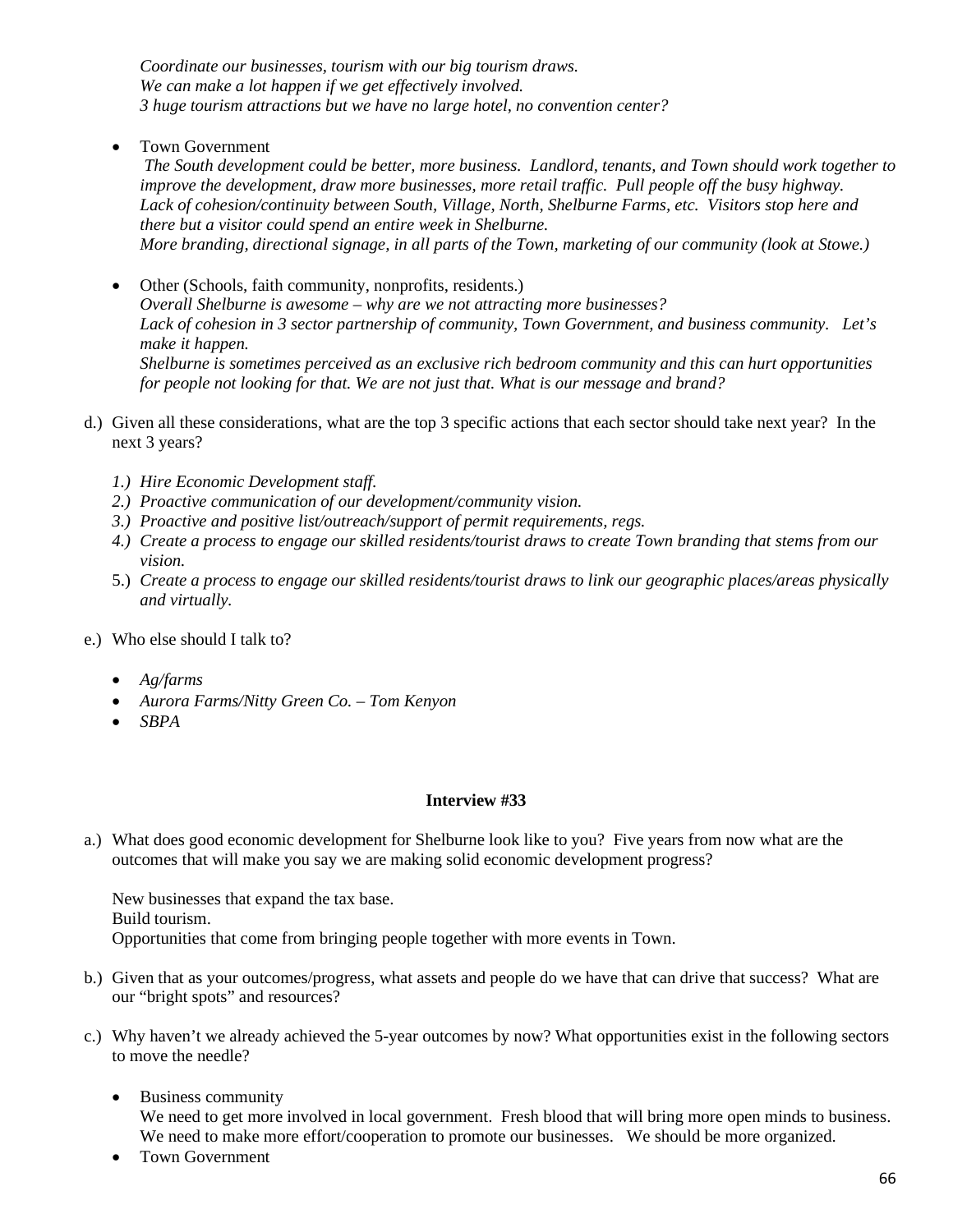*Coordinate our businesses, tourism with our big tourism draws.*
*We can make a lot happen if we get effectively involved.*
*3 huge tourism attractions but we have no large hotel, no convention center?*

- Town Government
  *The South development could be better, more business. Landlord, tenants, and Town should work together to improve the development, draw more businesses, more retail traffic. Pull people off the busy highway.*
  *Lack of cohesion/continuity between South, Village, North, Shelburne Farms, etc. Visitors stop here and there but a visitor could spend an entire week in Shelburne.*
  *More branding, directional signage, in all parts of the Town, marketing of our community (look at Stowe.)*

- Other (Schools, faith community, nonprofits, residents.)
  *Overall Shelburne is awesome – why are we not attracting more businesses?*
  *Lack of cohesion in 3 sector partnership of community, Town Government, and business community. Let's make it happen.*
  *Shelburne is sometimes perceived as an exclusive rich bedroom community and this can hurt opportunities for people not looking for that. We are not just that. What is our message and brand?*

d.) Given all these considerations, what are the top 3 specific actions that each sector should take next year? In the next 3 years?

1.) *Hire Economic Development staff.*
2.) *Proactive communication of our development/community vision.*
3.) *Proactive and positive list/outreach/support of permit requirements, regs.*
4.) *Create a process to engage our skilled residents/tourist draws to create Town branding that stems from our vision.*
5.) *Create a process to engage our skilled residents/tourist draws to link our geographic places/areas physically and virtually.*

e.) Who else should I talk to?

- *Ag/farms*
- *Aurora Farms/Nitty Green Co. – Tom Kenyon*
- *SBPA*

**Interview #33**

a.) What does good economic development for Shelburne look like to you? Five years from now what are the outcomes that will make you say we are making solid economic development progress?

New businesses that expand the tax base.
Build tourism.
Opportunities that come from bringing people together with more events in Town.

b.) Given that as your outcomes/progress, what assets and people do we have that can drive that success? What are our "bright spots" and resources?

c.) Why haven't we already achieved the 5-year outcomes by now? What opportunities exist in the following sectors to move the needle?

- Business community
  We need to get more involved in local government. Fresh blood that will bring more open minds to business. We need to make more effort/cooperation to promote our businesses. We should be more organized.
- Town Government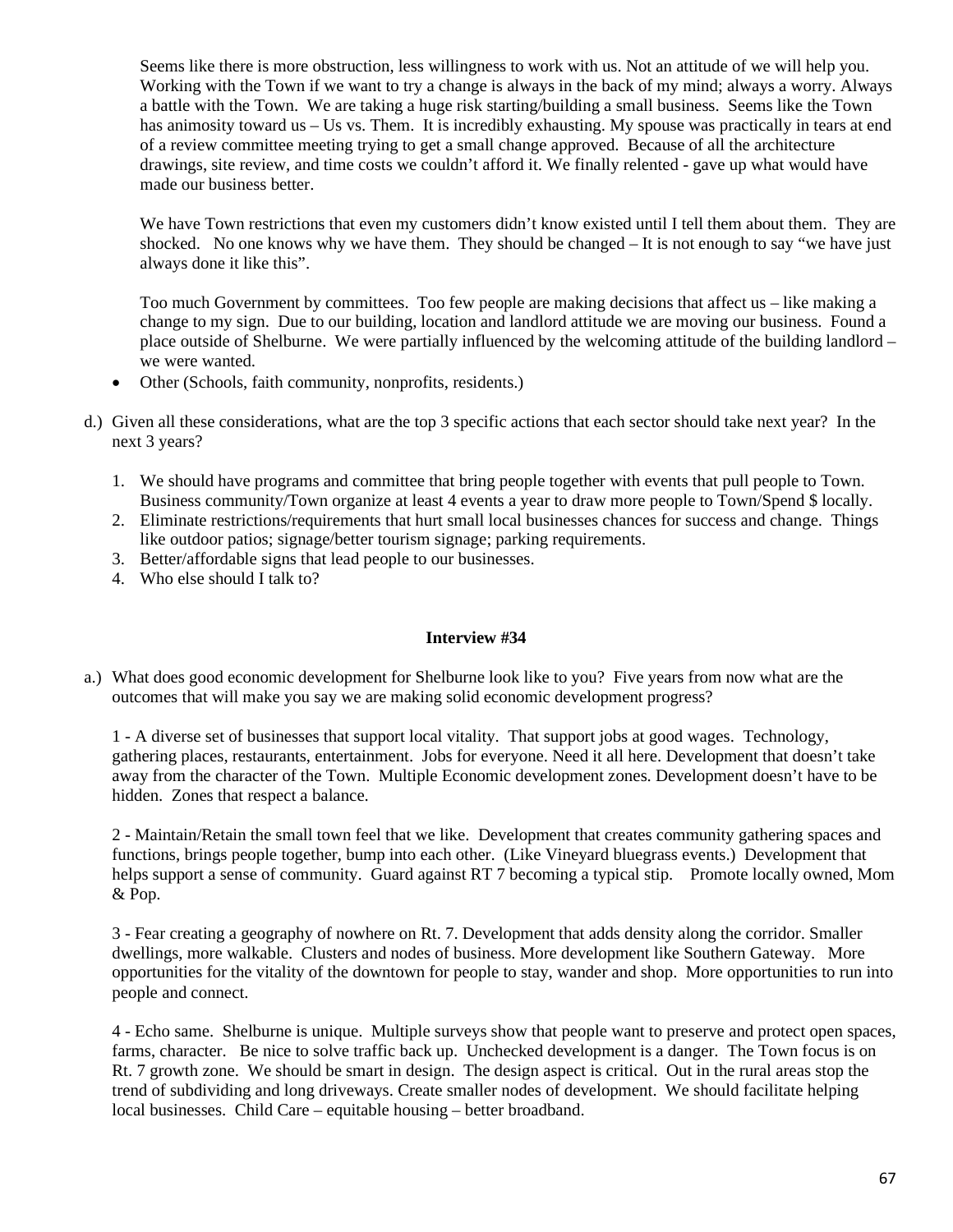Seems like there is more obstruction, less willingness to work with us. Not an attitude of we will help you. Working with the Town if we want to try a change is always in the back of my mind; always a worry. Always a battle with the Town. We are taking a huge risk starting/building a small business. Seems like the Town has animosity toward us – Us vs. Them. It is incredibly exhausting. My spouse was practically in tears at end of a review committee meeting trying to get a small change approved. Because of all the architecture drawings, site review, and time costs we couldn't afford it. We finally relented - gave up what would have made our business better.

We have Town restrictions that even my customers didn't know existed until I tell them about them. They are shocked. No one knows why we have them. They should be changed – It is not enough to say "we have just always done it like this".

Too much Government by committees. Too few people are making decisions that affect us – like making a change to my sign. Due to our building, location and landlord attitude we are moving our business. Found a place outside of Shelburne. We were partially influenced by the welcoming attitude of the building landlord – we were wanted.

- Other (Schools, faith community, nonprofits, residents.)

d.) Given all these considerations, what are the top 3 specific actions that each sector should take next year? In the next 3 years?

1. We should have programs and committee that bring people together with events that pull people to Town. Business community/Town organize at least 4 events a year to draw more people to Town/Spend $ locally.
2. Eliminate restrictions/requirements that hurt small local businesses chances for success and change. Things like outdoor patios; signage/better tourism signage; parking requirements.
3. Better/affordable signs that lead people to our businesses.
4. Who else should I talk to?

**Interview #34**

a.) What does good economic development for Shelburne look like to you? Five years from now what are the outcomes that will make you say we are making solid economic development progress?

1 - A diverse set of businesses that support local vitality. That support jobs at good wages. Technology, gathering places, restaurants, entertainment. Jobs for everyone. Need it all here. Development that doesn't take away from the character of the Town. Multiple Economic development zones. Development doesn't have to be hidden. Zones that respect a balance.

2 - Maintain/Retain the small town feel that we like. Development that creates community gathering spaces and functions, brings people together, bump into each other. (Like Vineyard bluegrass events.) Development that helps support a sense of community. Guard against RT 7 becoming a typical stip. Promote locally owned, Mom & Pop.

3 - Fear creating a geography of nowhere on Rt. 7. Development that adds density along the corridor. Smaller dwellings, more walkable. Clusters and nodes of business. More development like Southern Gateway. More opportunities for the vitality of the downtown for people to stay, wander and shop. More opportunities to run into people and connect.

4 - Echo same. Shelburne is unique. Multiple surveys show that people want to preserve and protect open spaces, farms, character. Be nice to solve traffic back up. Unchecked development is a danger. The Town focus is on Rt. 7 growth zone. We should be smart in design. The design aspect is critical. Out in the rural areas stop the trend of subdividing and long driveways. Create smaller nodes of development. We should facilitate helping local businesses. Child Care – equitable housing – better broadband.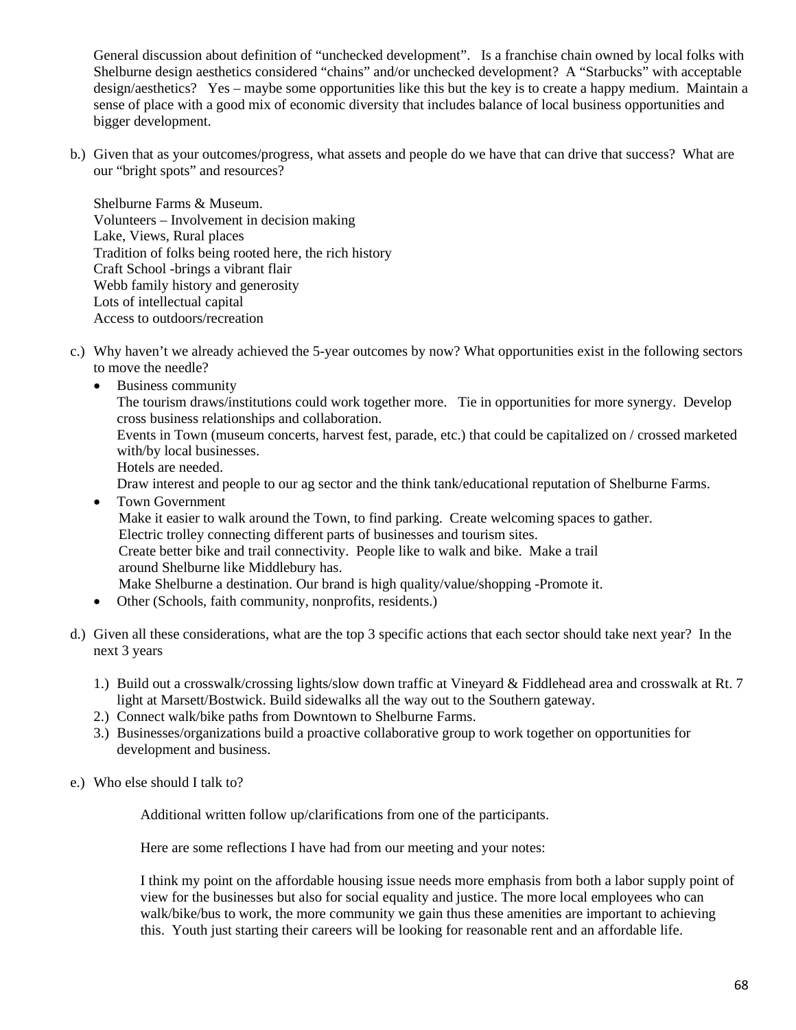General discussion about definition of "unchecked development". Is a franchise chain owned by local folks with Shelburne design aesthetics considered "chains" and/or unchecked development? A "Starbucks" with acceptable design/aesthetics? Yes – maybe some opportunities like this but the key is to create a happy medium. Maintain a sense of place with a good mix of economic diversity that includes balance of local business opportunities and bigger development.

b.) Given that as your outcomes/progress, what assets and people do we have that can drive that success? What are our "bright spots" and resources?

Shelburne Farms & Museum.
Volunteers – Involvement in decision making
Lake, Views, Rural places
Tradition of folks being rooted here, the rich history
Craft School -brings a vibrant flair
Webb family history and generosity
Lots of intellectual capital
Access to outdoors/recreation

c.) Why haven't we already achieved the 5-year outcomes by now? What opportunities exist in the following sectors to move the needle?

- Business community
  The tourism draws/institutions could work together more. Tie in opportunities for more synergy. Develop cross business relationships and collaboration.
  Events in Town (museum concerts, harvest fest, parade, etc.) that could be capitalized on / crossed marketed with/by local businesses.
  Hotels are needed.
  Draw interest and people to our ag sector and the think tank/educational reputation of Shelburne Farms.
- Town Government
  Make it easier to walk around the Town, to find parking. Create welcoming spaces to gather.
  Electric trolley connecting different parts of businesses and tourism sites.
  Create better bike and trail connectivity. People like to walk and bike. Make a trail around Shelburne like Middlebury has.
  Make Shelburne a destination. Our brand is high quality/value/shopping -Promote it.
- Other (Schools, faith community, nonprofits, residents.)

d.) Given all these considerations, what are the top 3 specific actions that each sector should take next year? In the next 3 years

1.) Build out a crosswalk/crossing lights/slow down traffic at Vineyard & Fiddlehead area and crosswalk at Rt. 7 light at Marsett/Bostwick. Build sidewalks all the way out to the Southern gateway.
2.) Connect walk/bike paths from Downtown to Shelburne Farms.
3.) Businesses/organizations build a proactive collaborative group to work together on opportunities for development and business.

e.) Who else should I talk to?

Additional written follow up/clarifications from one of the participants.

Here are some reflections I have had from our meeting and your notes:

I think my point on the affordable housing issue needs more emphasis from both a labor supply point of view for the businesses but also for social equality and justice. The more local employees who can walk/bike/bus to work, the more community we gain thus these amenities are important to achieving this. Youth just starting their careers will be looking for reasonable rent and an affordable life.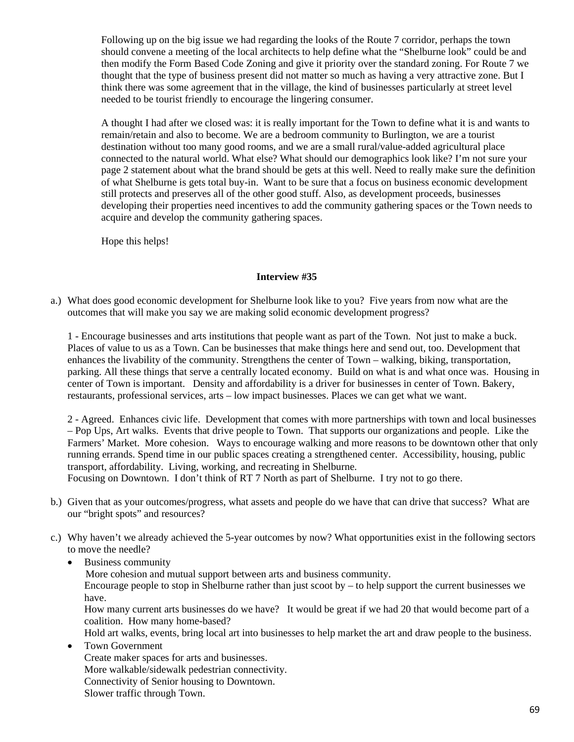Following up on the big issue we had regarding the looks of the Route 7 corridor, perhaps the town should convene a meeting of the local architects to help define what the "Shelburne look" could be and then modify the Form Based Code Zoning and give it priority over the standard zoning. For Route 7 we thought that the type of business present did not matter so much as having a very attractive zone. But I think there was some agreement that in the village, the kind of businesses particularly at street level needed to be tourist friendly to encourage the lingering consumer.

A thought I had after we closed was: it is really important for the Town to define what it is and wants to remain/retain and also to become. We are a bedroom community to Burlington, we are a tourist destination without too many good rooms, and we are a small rural/value-added agricultural place connected to the natural world. What else? What should our demographics look like? I'm not sure your page 2 statement about what the brand should be gets at this well. Need to really make sure the definition of what Shelburne is gets total buy-in. Want to be sure that a focus on business economic development still protects and preserves all of the other good stuff. Also, as development proceeds, businesses developing their properties need incentives to add the community gathering spaces or the Town needs to acquire and develop the community gathering spaces.

Hope this helps!

**Interview #35**

a.) What does good economic development for Shelburne look like to you? Five years from now what are the outcomes that will make you say we are making solid economic development progress?

1 - Encourage businesses and arts institutions that people want as part of the Town. Not just to make a buck. Places of value to us as a Town. Can be businesses that make things here and send out, too. Development that enhances the livability of the community. Strengthens the center of Town – walking, biking, transportation, parking. All these things that serve a centrally located economy. Build on what is and what once was. Housing in center of Town is important. Density and affordability is a driver for businesses in center of Town. Bakery, restaurants, professional services, arts – low impact businesses. Places we can get what we want.

2 - Agreed. Enhances civic life. Development that comes with more partnerships with town and local businesses – Pop Ups, Art walks. Events that drive people to Town. That supports our organizations and people. Like the Farmers' Market. More cohesion. Ways to encourage walking and more reasons to be downtown other that only running errands. Spend time in our public spaces creating a strengthened center. Accessibility, housing, public transport, affordability. Living, working, and recreating in Shelburne.
Focusing on Downtown. I don't think of RT 7 North as part of Shelburne. I try not to go there.

b.) Given that as your outcomes/progress, what assets and people do we have that can drive that success? What are our "bright spots" and resources?

c.) Why haven't we already achieved the 5-year outcomes by now? What opportunities exist in the following sectors to move the needle?

- Business community
  More cohesion and mutual support between arts and business community.
  Encourage people to stop in Shelburne rather than just scoot by – to help support the current businesses we have.
  How many current arts businesses do we have? It would be great if we had 20 that would become part of a coalition. How many home-based?
  Hold art walks, events, bring local art into businesses to help market the art and draw people to the business.
- Town Government
  Create maker spaces for arts and businesses.
  More walkable/sidewalk pedestrian connectivity.
  Connectivity of Senior housing to Downtown.
  Slower traffic through Town.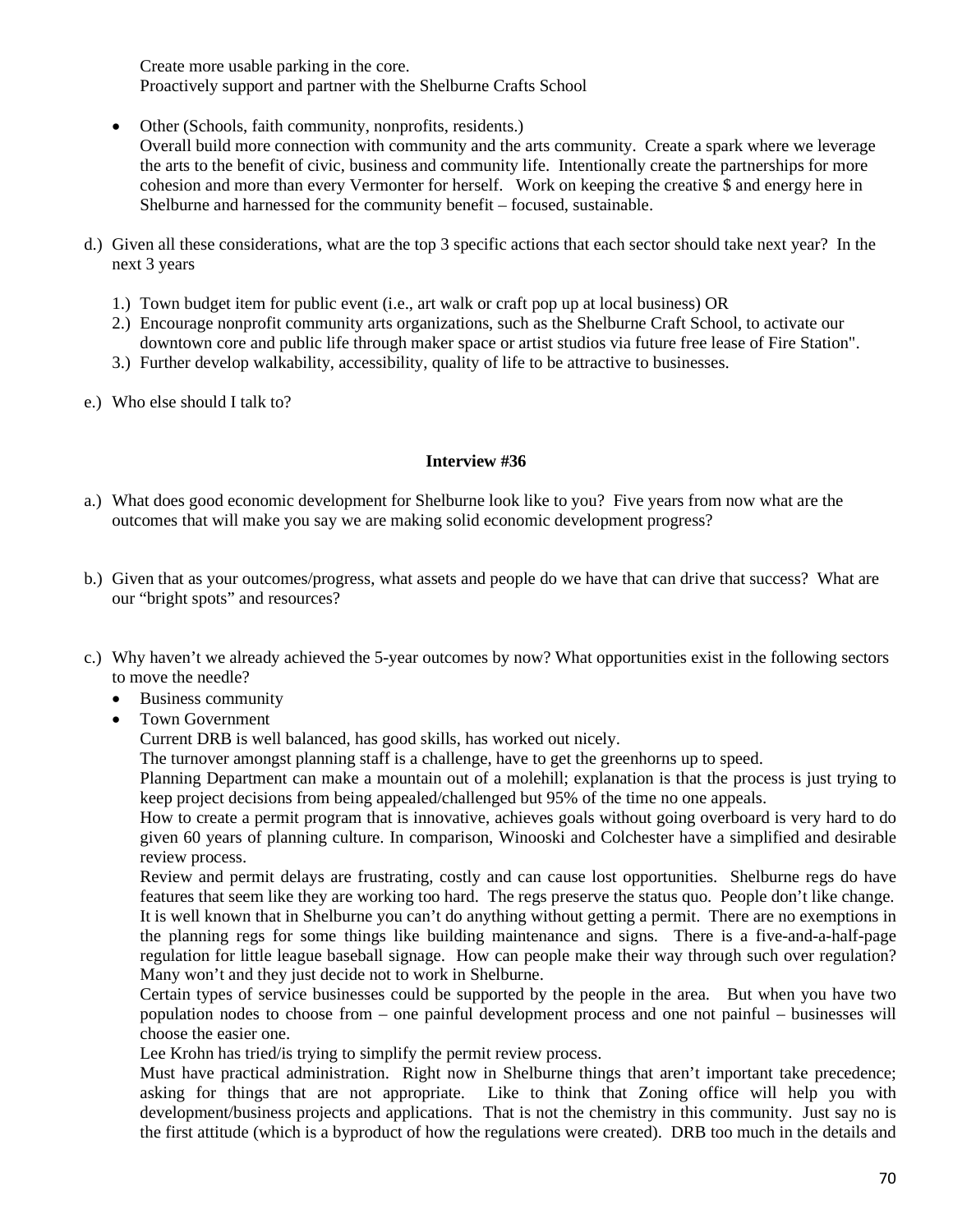Create more usable parking in the core.
Proactively support and partner with the Shelburne Crafts School

- Other (Schools, faith community, nonprofits, residents.)
  Overall build more connection with community and the arts community. Create a spark where we leverage the arts to the benefit of civic, business and community life. Intentionally create the partnerships for more cohesion and more than every Vermonter for herself. Work on keeping the creative $ and energy here in Shelburne and harnessed for the community benefit – focused, sustainable.

d.) Given all these considerations, what are the top 3 specific actions that each sector should take next year? In the next 3 years

1.) Town budget item for public event (i.e., art walk or craft pop up at local business) OR
2.) Encourage nonprofit community arts organizations, such as the Shelburne Craft School, to activate our downtown core and public life through maker space or artist studios via future free lease of Fire Station".
3.) Further develop walkability, accessibility, quality of life to be attractive to businesses.

e.) Who else should I talk to?

**Interview #36**

a.) What does good economic development for Shelburne look like to you? Five years from now what are the outcomes that will make you say we are making solid economic development progress?

b.) Given that as your outcomes/progress, what assets and people do we have that can drive that success? What are our "bright spots" and resources?

c.) Why haven't we already achieved the 5-year outcomes by now? What opportunities exist in the following sectors to move the needle?

- Business community
- Town Government
  Current DRB is well balanced, has good skills, has worked out nicely.
  The turnover amongst planning staff is a challenge, have to get the greenhorns up to speed.
  Planning Department can make a mountain out of a molehill; explanation is that the process is just trying to keep project decisions from being appealed/challenged but 95% of the time no one appeals.
  How to create a permit program that is innovative, achieves goals without going overboard is very hard to do given 60 years of planning culture. In comparison, Winooski and Colchester have a simplified and desirable review process.
  Review and permit delays are frustrating, costly and can cause lost opportunities. Shelburne regs do have features that seem like they are working too hard. The regs preserve the status quo. People don't like change. It is well known that in Shelburne you can't do anything without getting a permit. There are no exemptions in the planning regs for some things like building maintenance and signs. There is a five-and-a-half-page regulation for little league baseball signage. How can people make their way through such over regulation? Many won't and they just decide not to work in Shelburne.
  Certain types of service businesses could be supported by the people in the area. But when you have two population nodes to choose from – one painful development process and one not painful – businesses will choose the easier one.
  Lee Krohn has tried/is trying to simplify the permit review process.
  Must have practical administration. Right now in Shelburne things that aren't important take precedence; asking for things that are not appropriate. Like to think that Zoning office will help you with development/business projects and applications. That is not the chemistry in this community. Just say no is the first attitude (which is a byproduct of how the regulations were created). DRB too much in the details and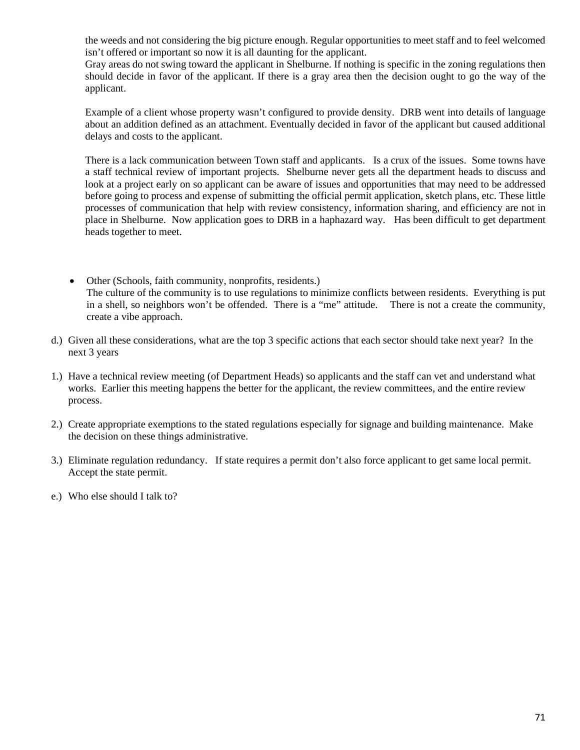the weeds and not considering the big picture enough. Regular opportunities to meet staff and to feel welcomed isn't offered or important so now it is all daunting for the applicant.
Gray areas do not swing toward the applicant in Shelburne. If nothing is specific in the zoning regulations then should decide in favor of the applicant. If there is a gray area then the decision ought to go the way of the applicant.

Example of a client whose property wasn't configured to provide density. DRB went into details of language about an addition defined as an attachment. Eventually decided in favor of the applicant but caused additional delays and costs to the applicant.

There is a lack communication between Town staff and applicants. Is a crux of the issues. Some towns have a staff technical review of important projects. Shelburne never gets all the department heads to discuss and look at a project early on so applicant can be aware of issues and opportunities that may need to be addressed before going to process and expense of submitting the official permit application, sketch plans, etc. These little processes of communication that help with review consistency, information sharing, and efficiency are not in place in Shelburne. Now application goes to DRB in a haphazard way. Has been difficult to get department heads together to meet.

- Other (Schools, faith community, nonprofits, residents.)
  The culture of the community is to use regulations to minimize conflicts between residents. Everything is put in a shell, so neighbors won't be offended. There is a "me" attitude. There is not a create the community, create a vibe approach.

d.) Given all these considerations, what are the top 3 specific actions that each sector should take next year? In the next 3 years

1.) Have a technical review meeting (of Department Heads) so applicants and the staff can vet and understand what works. Earlier this meeting happens the better for the applicant, the review committees, and the entire review process.

2.) Create appropriate exemptions to the stated regulations especially for signage and building maintenance. Make the decision on these things administrative.

3.) Eliminate regulation redundancy. If state requires a permit don't also force applicant to get same local permit. Accept the state permit.

e.) Who else should I talk to?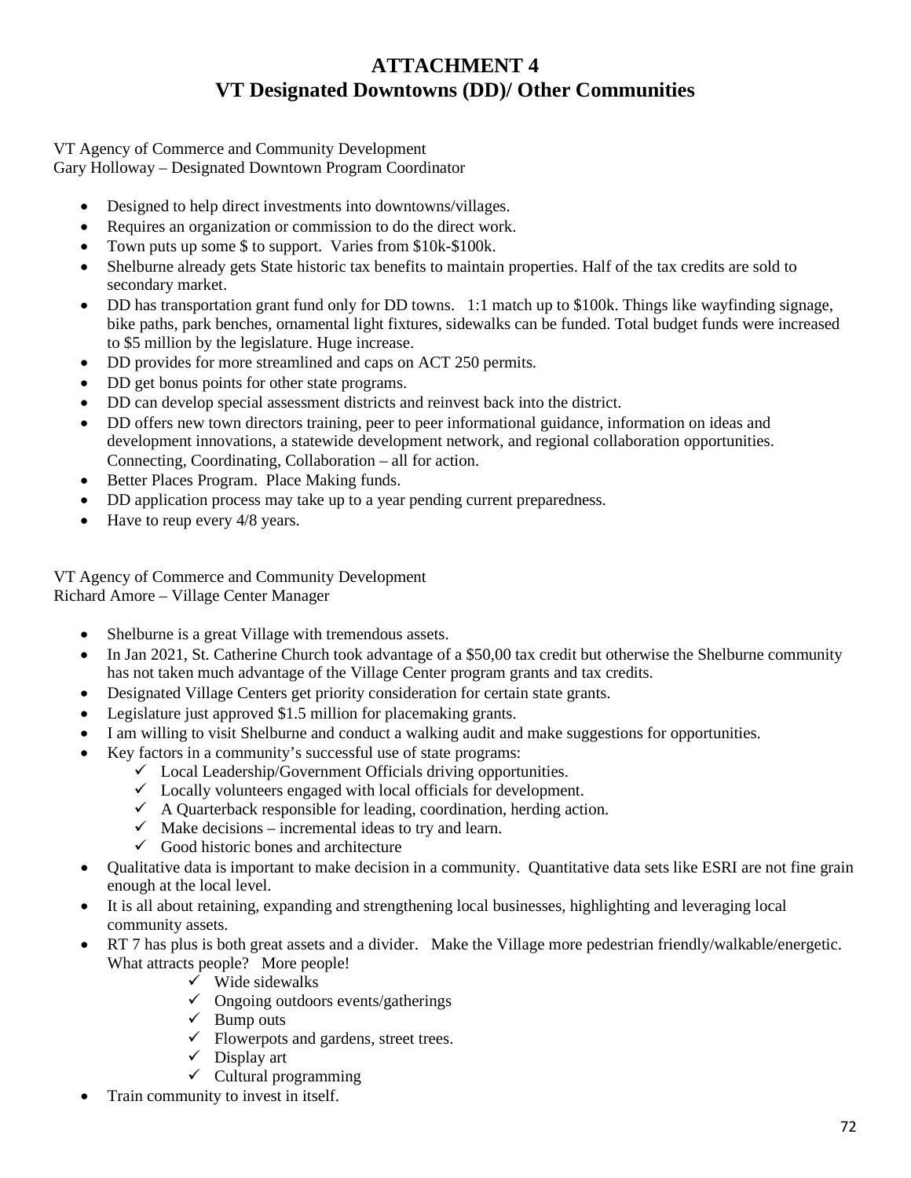# ATTACHMENT 4
# VT Designated Downtowns (DD)/ Other Communities

VT Agency of Commerce and Community Development
Gary Holloway – Designated Downtown Program Coordinator

- Designed to help direct investments into downtowns/villages.
- Requires an organization or commission to do the direct work.
- Town puts up some $ to support. Varies from $10k-$100k.
- Shelburne already gets State historic tax benefits to maintain properties. Half of the tax credits are sold to secondary market.
- DD has transportation grant fund only for DD towns. 1:1 match up to $100k. Things like wayfinding signage, bike paths, park benches, ornamental light fixtures, sidewalks can be funded. Total budget funds were increased to $5 million by the legislature. Huge increase.
- DD provides for more streamlined and caps on ACT 250 permits.
- DD get bonus points for other state programs.
- DD can develop special assessment districts and reinvest back into the district.
- DD offers new town directors training, peer to peer informational guidance, information on ideas and development innovations, a statewide development network, and regional collaboration opportunities. Connecting, Coordinating, Collaboration – all for action.
- Better Places Program. Place Making funds.
- DD application process may take up to a year pending current preparedness.
- Have to reup every 4/8 years.

VT Agency of Commerce and Community Development
Richard Amore – Village Center Manager

- Shelburne is a great Village with tremendous assets.
- In Jan 2021, St. Catherine Church took advantage of a $50,00 tax credit but otherwise the Shelburne community has not taken much advantage of the Village Center program grants and tax credits.
- Designated Village Centers get priority consideration for certain state grants.
- Legislature just approved $1.5 million for placemaking grants.
- I am willing to visit Shelburne and conduct a walking audit and make suggestions for opportunities.
- Key factors in a community's successful use of state programs:
  - ✓ Local Leadership/Government Officials driving opportunities.
  - ✓ Locally volunteers engaged with local officials for development.
  - ✓ A Quarterback responsible for leading, coordination, herding action.
  - ✓ Make decisions – incremental ideas to try and learn.
  - ✓ Good historic bones and architecture
- Qualitative data is important to make decision in a community. Quantitative data sets like ESRI are not fine grain enough at the local level.
- It is all about retaining, expanding and strengthening local businesses, highlighting and leveraging local community assets.
- RT 7 has plus is both great assets and a divider. Make the Village more pedestrian friendly/walkable/energetic. What attracts people? More people!
  - ✓ Wide sidewalks
  - ✓ Ongoing outdoors events/gatherings
  - ✓ Bump outs
  - ✓ Flowerpots and gardens, street trees.
  - ✓ Display art
  - ✓ Cultural programming
- Train community to invest in itself.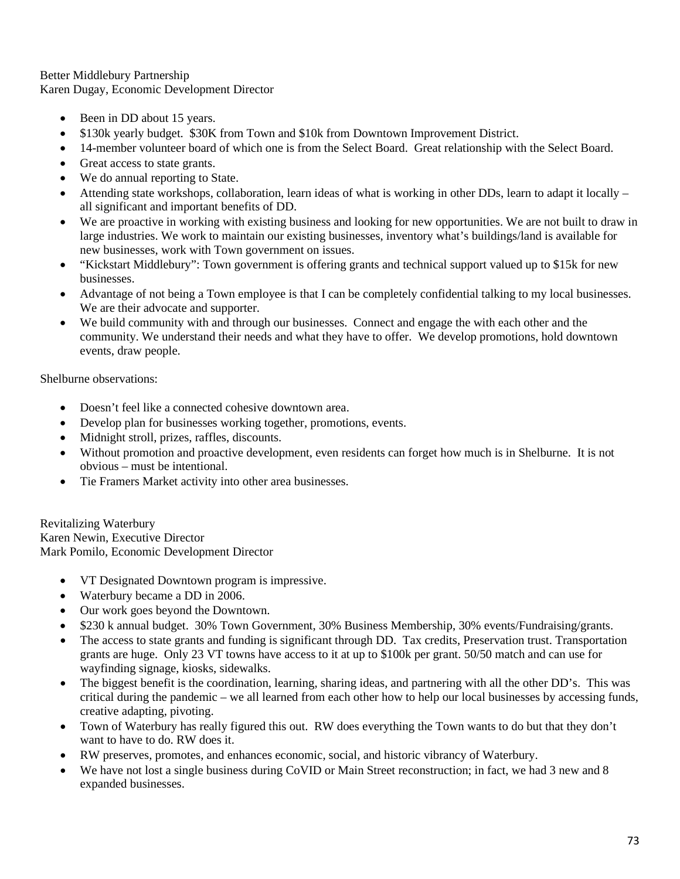Better Middlebury Partnership
Karen Dugay, Economic Development Director

- Been in DD about 15 years.
- $130k yearly budget. $30K from Town and $10k from Downtown Improvement District.
- 14-member volunteer board of which one is from the Select Board. Great relationship with the Select Board.
- Great access to state grants.
- We do annual reporting to State.
- Attending state workshops, collaboration, learn ideas of what is working in other DDs, learn to adapt it locally – all significant and important benefits of DD.
- We are proactive in working with existing business and looking for new opportunities. We are not built to draw in large industries. We work to maintain our existing businesses, inventory what's buildings/land is available for new businesses, work with Town government on issues.
- "Kickstart Middlebury": Town government is offering grants and technical support valued up to $15k for new businesses.
- Advantage of not being a Town employee is that I can be completely confidential talking to my local businesses. We are their advocate and supporter.
- We build community with and through our businesses. Connect and engage the with each other and the community. We understand their needs and what they have to offer. We develop promotions, hold downtown events, draw people.

Shelburne observations:

- Doesn't feel like a connected cohesive downtown area.
- Develop plan for businesses working together, promotions, events.
- Midnight stroll, prizes, raffles, discounts.
- Without promotion and proactive development, even residents can forget how much is in Shelburne. It is not obvious – must be intentional.
- Tie Framers Market activity into other area businesses.

Revitalizing Waterbury
Karen Newin, Executive Director
Mark Pomilo, Economic Development Director

- VT Designated Downtown program is impressive.
- Waterbury became a DD in 2006.
- Our work goes beyond the Downtown.
- $230 k annual budget. 30% Town Government, 30% Business Membership, 30% events/Fundraising/grants.
- The access to state grants and funding is significant through DD. Tax credits, Preservation trust. Transportation grants are huge. Only 23 VT towns have access to it at up to $100k per grant. 50/50 match and can use for wayfinding signage, kiosks, sidewalks.
- The biggest benefit is the coordination, learning, sharing ideas, and partnering with all the other DD's. This was critical during the pandemic – we all learned from each other how to help our local businesses by accessing funds, creative adapting, pivoting.
- Town of Waterbury has really figured this out. RW does everything the Town wants to do but that they don't want to have to do. RW does it.
- RW preserves, promotes, and enhances economic, social, and historic vibrancy of Waterbury.
- We have not lost a single business during CoVID or Main Street reconstruction; in fact, we had 3 new and 8 expanded businesses.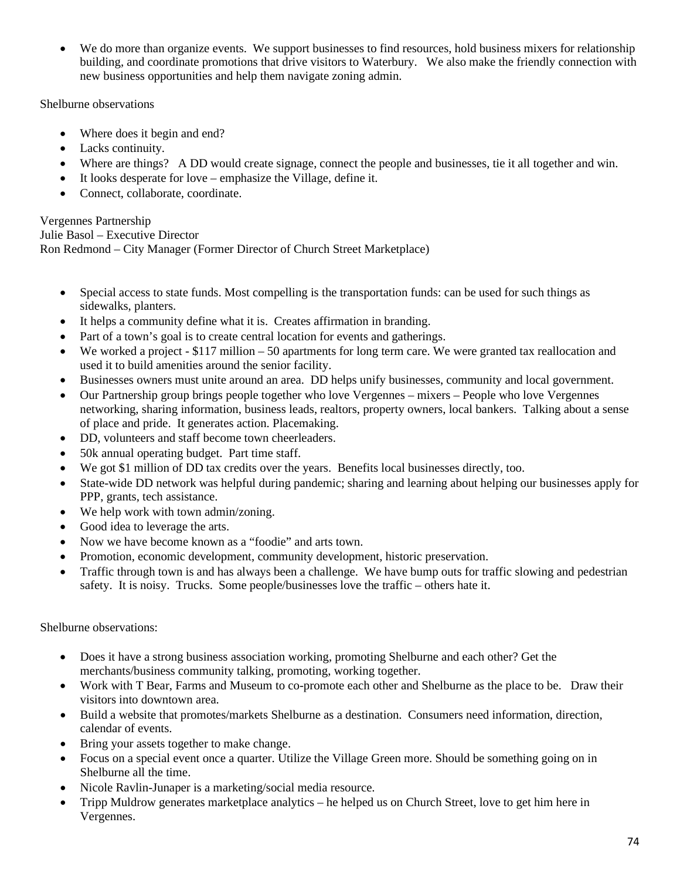- We do more than organize events. We support businesses to find resources, hold business mixers for relationship building, and coordinate promotions that drive visitors to Waterbury. We also make the friendly connection with new business opportunities and help them navigate zoning admin.

Shelburne observations

- Where does it begin and end?
- Lacks continuity.
- Where are things? A DD would create signage, connect the people and businesses, tie it all together and win.
- It looks desperate for love – emphasize the Village, define it.
- Connect, collaborate, coordinate.

Vergennes Partnership
Julie Basol – Executive Director
Ron Redmond – City Manager (Former Director of Church Street Marketplace)

- Special access to state funds. Most compelling is the transportation funds: can be used for such things as sidewalks, planters.
- It helps a community define what it is. Creates affirmation in branding.
- Part of a town's goal is to create central location for events and gatherings.
- We worked a project - $117 million – 50 apartments for long term care. We were granted tax reallocation and used it to build amenities around the senior facility.
- Businesses owners must unite around an area. DD helps unify businesses, community and local government.
- Our Partnership group brings people together who love Vergennes – mixers – People who love Vergennes networking, sharing information, business leads, realtors, property owners, local bankers. Talking about a sense of place and pride. It generates action. Placemaking.
- DD, volunteers and staff become town cheerleaders.
- 50k annual operating budget. Part time staff.
- We got $1 million of DD tax credits over the years. Benefits local businesses directly, too.
- State-wide DD network was helpful during pandemic; sharing and learning about helping our businesses apply for PPP, grants, tech assistance.
- We help work with town admin/zoning.
- Good idea to leverage the arts.
- Now we have become known as a "foodie" and arts town.
- Promotion, economic development, community development, historic preservation.
- Traffic through town is and has always been a challenge. We have bump outs for traffic slowing and pedestrian safety. It is noisy. Trucks. Some people/businesses love the traffic – others hate it.

Shelburne observations:

- Does it have a strong business association working, promoting Shelburne and each other? Get the merchants/business community talking, promoting, working together.
- Work with T Bear, Farms and Museum to co-promote each other and Shelburne as the place to be. Draw their visitors into downtown area.
- Build a website that promotes/markets Shelburne as a destination. Consumers need information, direction, calendar of events.
- Bring your assets together to make change.
- Focus on a special event once a quarter. Utilize the Village Green more. Should be something going on in Shelburne all the time.
- Nicole Ravlin-Junaper is a marketing/social media resource.
- Tripp Muldrow generates marketplace analytics – he helped us on Church Street, love to get him here in Vergennes.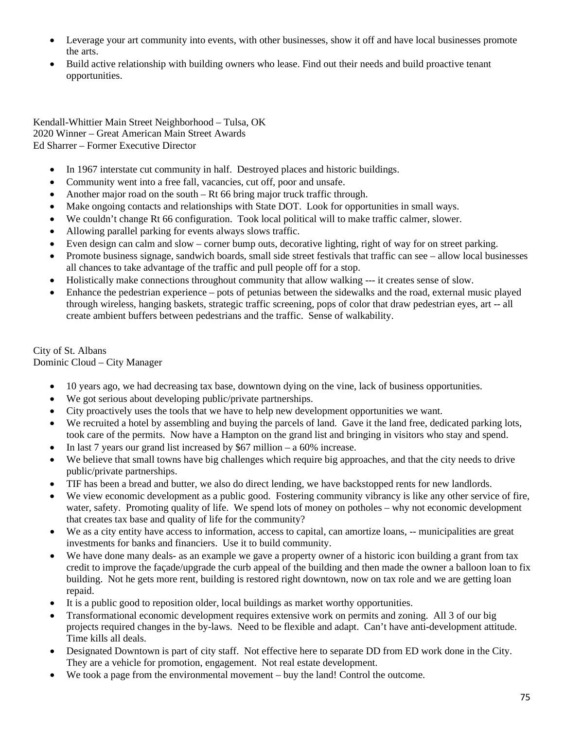- Leverage your art community into events, with other businesses, show it off and have local businesses promote the arts.
- Build active relationship with building owners who lease. Find out their needs and build proactive tenant opportunities.

Kendall-Whittier Main Street Neighborhood – Tulsa, OK
2020 Winner – Great American Main Street Awards
Ed Sharrer – Former Executive Director

- In 1967 interstate cut community in half. Destroyed places and historic buildings.
- Community went into a free fall, vacancies, cut off, poor and unsafe.
- Another major road on the south – Rt 66 bring major truck traffic through.
- Make ongoing contacts and relationships with State DOT. Look for opportunities in small ways.
- We couldn't change Rt 66 configuration. Took local political will to make traffic calmer, slower.
- Allowing parallel parking for events always slows traffic.
- Even design can calm and slow – corner bump outs, decorative lighting, right of way for on street parking.
- Promote business signage, sandwich boards, small side street festivals that traffic can see – allow local businesses all chances to take advantage of the traffic and pull people off for a stop.
- Holistically make connections throughout community that allow walking --- it creates sense of slow.
- Enhance the pedestrian experience – pots of petunias between the sidewalks and the road, external music played through wireless, hanging baskets, strategic traffic screening, pops of color that draw pedestrian eyes, art -- all create ambient buffers between pedestrians and the traffic. Sense of walkability.

City of St. Albans
Dominic Cloud – City Manager

- 10 years ago, we had decreasing tax base, downtown dying on the vine, lack of business opportunities.
- We got serious about developing public/private partnerships.
- City proactively uses the tools that we have to help new development opportunities we want.
- We recruited a hotel by assembling and buying the parcels of land. Gave it the land free, dedicated parking lots, took care of the permits. Now have a Hampton on the grand list and bringing in visitors who stay and spend.
- In last 7 years our grand list increased by $67 million – a 60% increase.
- We believe that small towns have big challenges which require big approaches, and that the city needs to drive public/private partnerships.
- TIF has been a bread and butter, we also do direct lending, we have backstopped rents for new landlords.
- We view economic development as a public good. Fostering community vibrancy is like any other service of fire, water, safety. Promoting quality of life. We spend lots of money on potholes – why not economic development that creates tax base and quality of life for the community?
- We as a city entity have access to information, access to capital, can amortize loans, -- municipalities are great investments for banks and financiers. Use it to build community.
- We have done many deals- as an example we gave a property owner of a historic icon building a grant from tax credit to improve the façade/upgrade the curb appeal of the building and then made the owner a balloon loan to fix building. Not he gets more rent, building is restored right downtown, now on tax role and we are getting loan repaid.
- It is a public good to reposition older, local buildings as market worthy opportunities.
- Transformational economic development requires extensive work on permits and zoning. All 3 of our big projects required changes in the by-laws. Need to be flexible and adapt. Can't have anti-development attitude. Time kills all deals.
- Designated Downtown is part of city staff. Not effective here to separate DD from ED work done in the City. They are a vehicle for promotion, engagement. Not real estate development.
- We took a page from the environmental movement – buy the land! Control the outcome.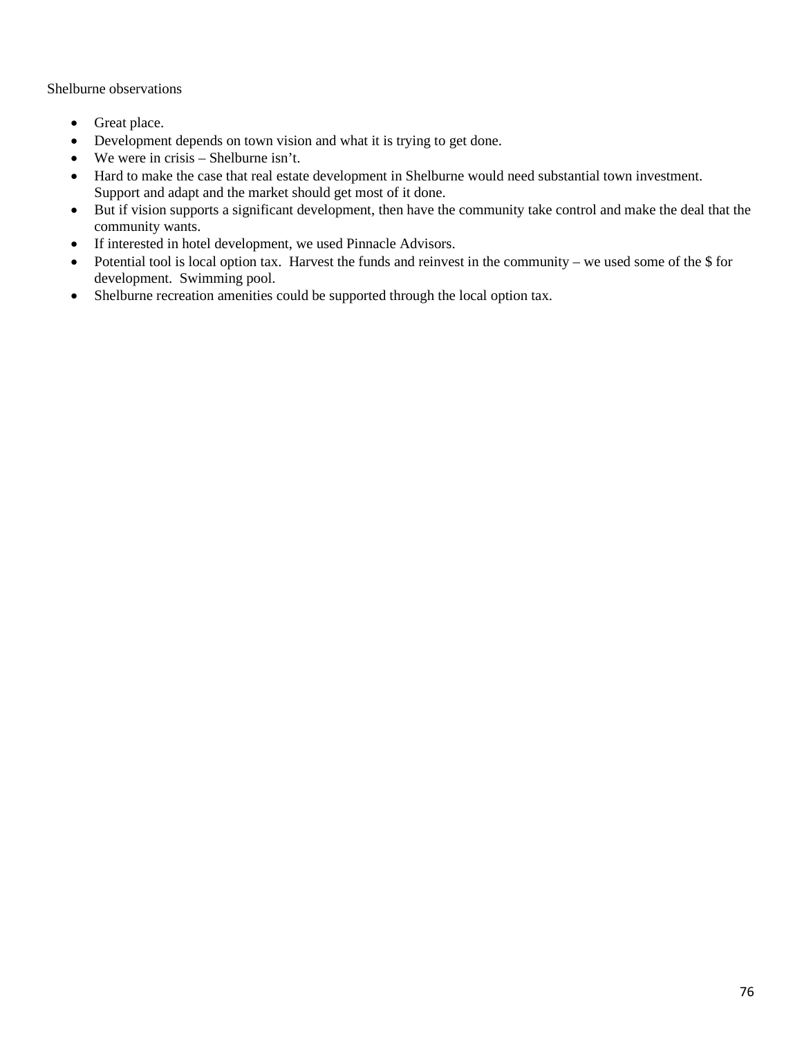Shelburne observations

- Great place.
- Development depends on town vision and what it is trying to get done.
- We were in crisis – Shelburne isn't.
- Hard to make the case that real estate development in Shelburne would need substantial town investment. Support and adapt and the market should get most of it done.
- But if vision supports a significant development, then have the community take control and make the deal that the community wants.
- If interested in hotel development, we used Pinnacle Advisors.
- Potential tool is local option tax. Harvest the funds and reinvest in the community – we used some of the $ for development. Swimming pool.
- Shelburne recreation amenities could be supported through the local option tax.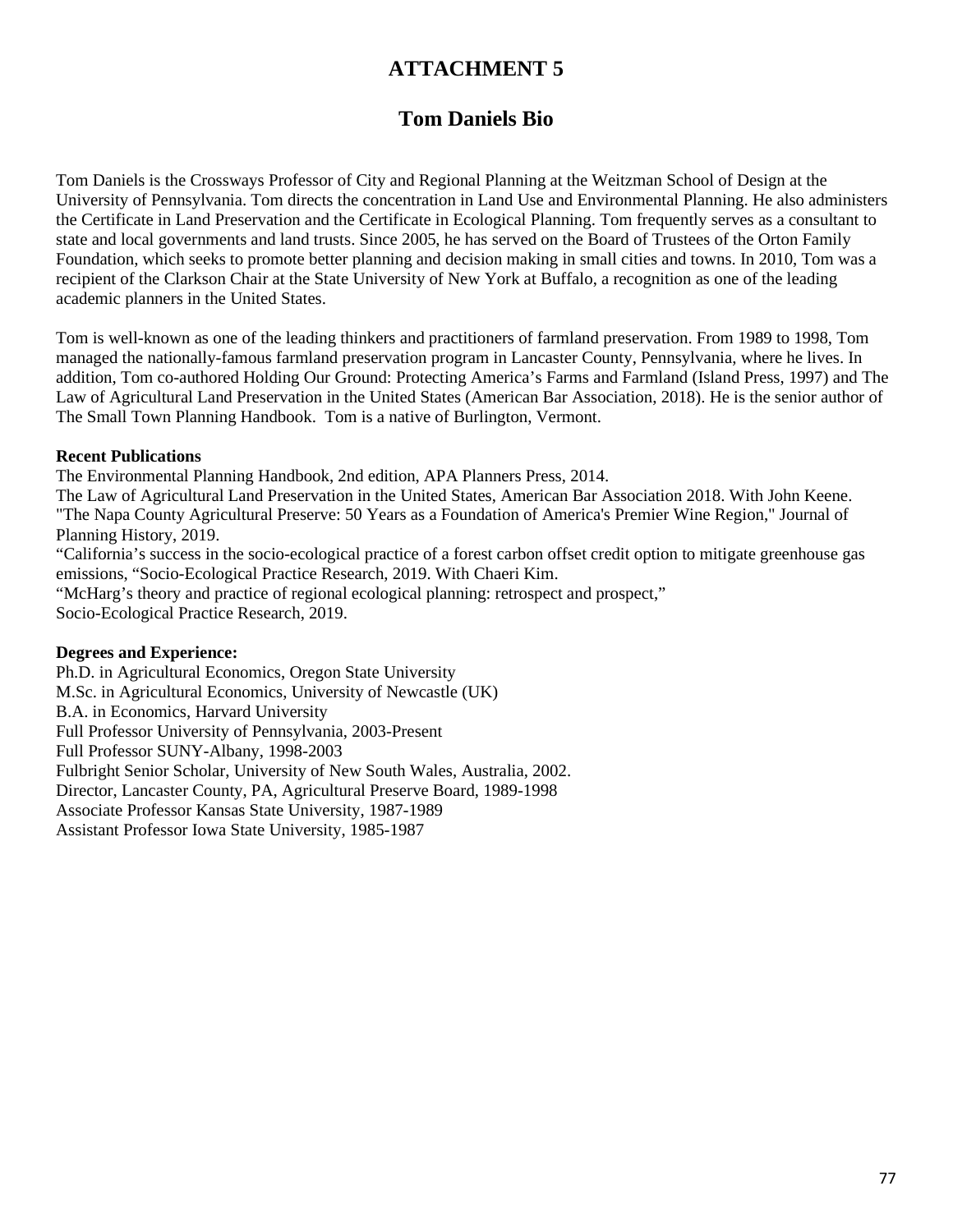# ATTACHMENT 5

## Tom Daniels Bio

Tom Daniels is the Crossways Professor of City and Regional Planning at the Weitzman School of Design at the University of Pennsylvania. Tom directs the concentration in Land Use and Environmental Planning. He also administers the Certificate in Land Preservation and the Certificate in Ecological Planning. Tom frequently serves as a consultant to state and local governments and land trusts. Since 2005, he has served on the Board of Trustees of the Orton Family Foundation, which seeks to promote better planning and decision making in small cities and towns. In 2010, Tom was a recipient of the Clarkson Chair at the State University of New York at Buffalo, a recognition as one of the leading academic planners in the United States.

Tom is well-known as one of the leading thinkers and practitioners of farmland preservation. From 1989 to 1998, Tom managed the nationally-famous farmland preservation program in Lancaster County, Pennsylvania, where he lives. In addition, Tom co-authored Holding Our Ground: Protecting America's Farms and Farmland (Island Press, 1997) and The Law of Agricultural Land Preservation in the United States (American Bar Association, 2018). He is the senior author of The Small Town Planning Handbook. Tom is a native of Burlington, Vermont.

**Recent Publications**

The Environmental Planning Handbook, 2nd edition, APA Planners Press, 2014.
The Law of Agricultural Land Preservation in the United States, American Bar Association 2018. With John Keene.
"The Napa County Agricultural Preserve: 50 Years as a Foundation of America's Premier Wine Region," Journal of Planning History, 2019.
"California's success in the socio-ecological practice of a forest carbon offset credit option to mitigate greenhouse gas emissions, "Socio-Ecological Practice Research, 2019. With Chaeri Kim.
"McHarg's theory and practice of regional ecological planning: retrospect and prospect,"
Socio-Ecological Practice Research, 2019.

**Degrees and Experience:**

Ph.D. in Agricultural Economics, Oregon State University
M.Sc. in Agricultural Economics, University of Newcastle (UK)
B.A. in Economics, Harvard University
Full Professor University of Pennsylvania, 2003-Present
Full Professor SUNY-Albany, 1998-2003
Fulbright Senior Scholar, University of New South Wales, Australia, 2002.
Director, Lancaster County, PA, Agricultural Preserve Board, 1989-1998
Associate Professor Kansas State University, 1987-1989
Assistant Professor Iowa State University, 1985-1987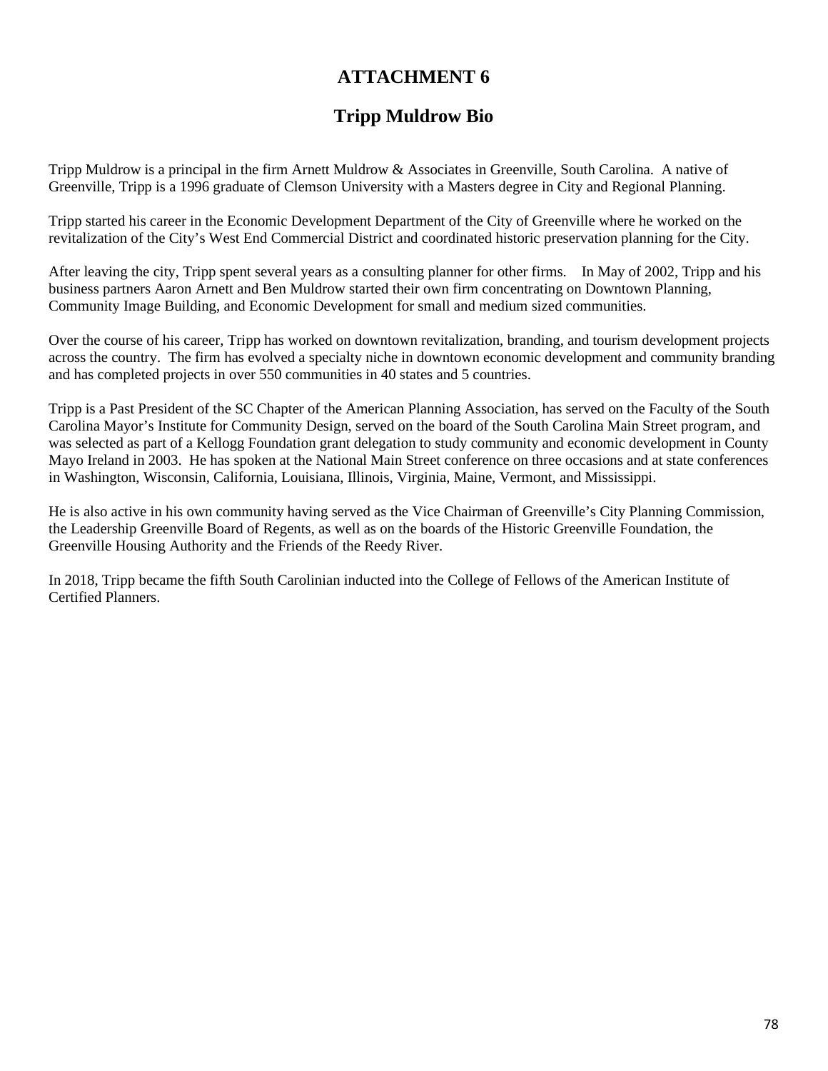# ATTACHMENT 6

## Tripp Muldrow Bio

Tripp Muldrow is a principal in the firm Arnett Muldrow & Associates in Greenville, South Carolina. A native of Greenville, Tripp is a 1996 graduate of Clemson University with a Masters degree in City and Regional Planning.

Tripp started his career in the Economic Development Department of the City of Greenville where he worked on the revitalization of the City's West End Commercial District and coordinated historic preservation planning for the City.

After leaving the city, Tripp spent several years as a consulting planner for other firms. In May of 2002, Tripp and his business partners Aaron Arnett and Ben Muldrow started their own firm concentrating on Downtown Planning, Community Image Building, and Economic Development for small and medium sized communities.

Over the course of his career, Tripp has worked on downtown revitalization, branding, and tourism development projects across the country. The firm has evolved a specialty niche in downtown economic development and community branding and has completed projects in over 550 communities in 40 states and 5 countries.

Tripp is a Past President of the SC Chapter of the American Planning Association, has served on the Faculty of the South Carolina Mayor's Institute for Community Design, served on the board of the South Carolina Main Street program, and was selected as part of a Kellogg Foundation grant delegation to study community and economic development in County Mayo Ireland in 2003. He has spoken at the National Main Street conference on three occasions and at state conferences in Washington, Wisconsin, California, Louisiana, Illinois, Virginia, Maine, Vermont, and Mississippi.

He is also active in his own community having served as the Vice Chairman of Greenville's City Planning Commission, the Leadership Greenville Board of Regents, as well as on the boards of the Historic Greenville Foundation, the Greenville Housing Authority and the Friends of the Reedy River.

In 2018, Tripp became the fifth South Carolinian inducted into the College of Fellows of the American Institute of Certified Planners.